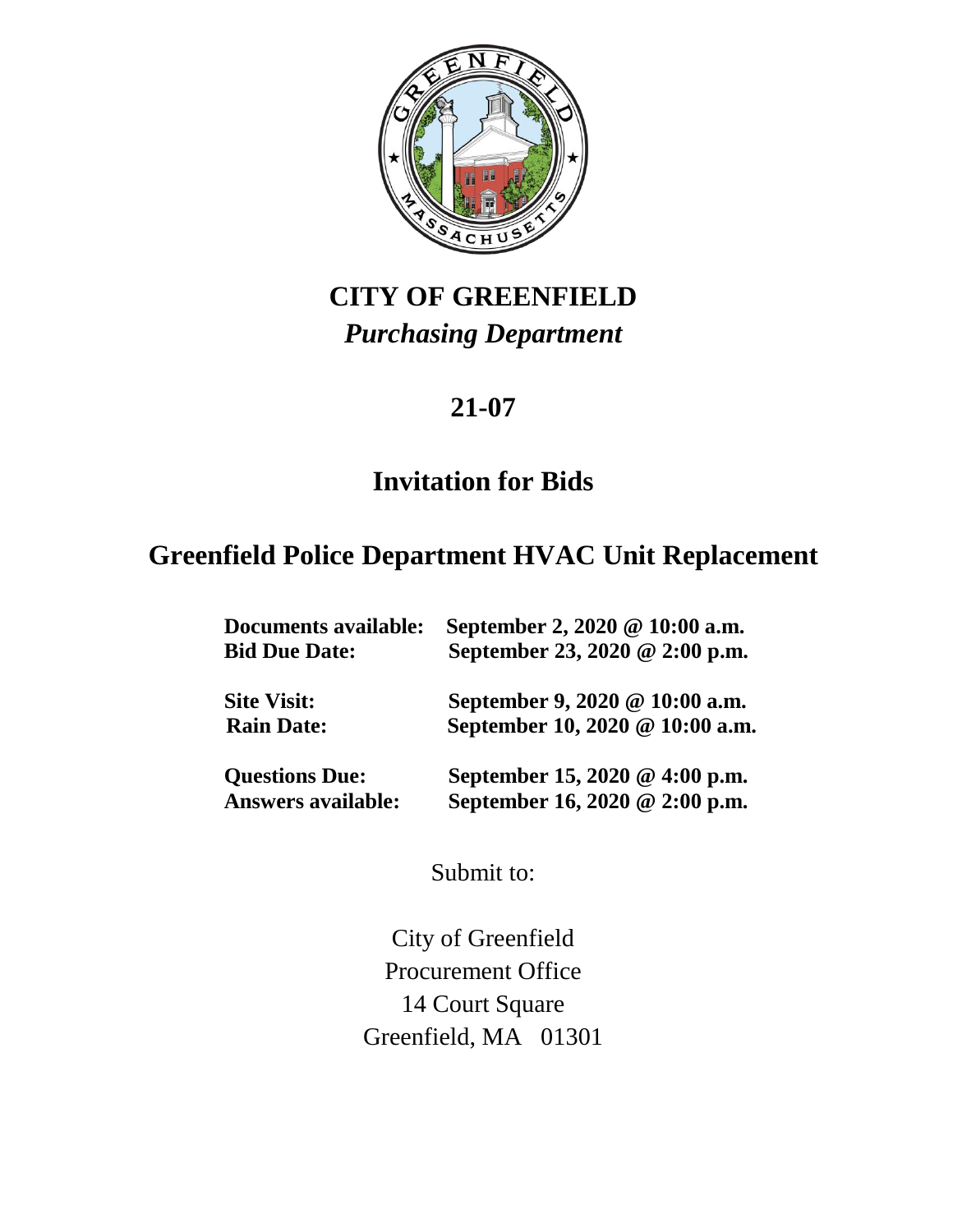# CITY OF GREENFIELD

*Purchasing Department*

## 21-07

## Invitation for Bids

## Greenfield Police Department HVAC Unit Replacement

| | |
|---|---|
| **Documents available:** | **September 2, 2020 @ 10:00 a.m.** |
| **Bid Due Date:** | **September 23, 2020 @ 2:00 p.m.** |
| **Site Visit:** | **September 9, 2020 @ 10:00 a.m.** |
| **Rain Date:** | **September 10, 2020 @ 10:00 a.m.** |
| **Questions Due:** | **September 15, 2020 @ 4:00 p.m.** |
| **Answers available:** | **September 16, 2020 @ 2:00 p.m.** |

Submit to:

City of Greenfield
Procurement Office
14 Court Square
Greenfield, MA 01301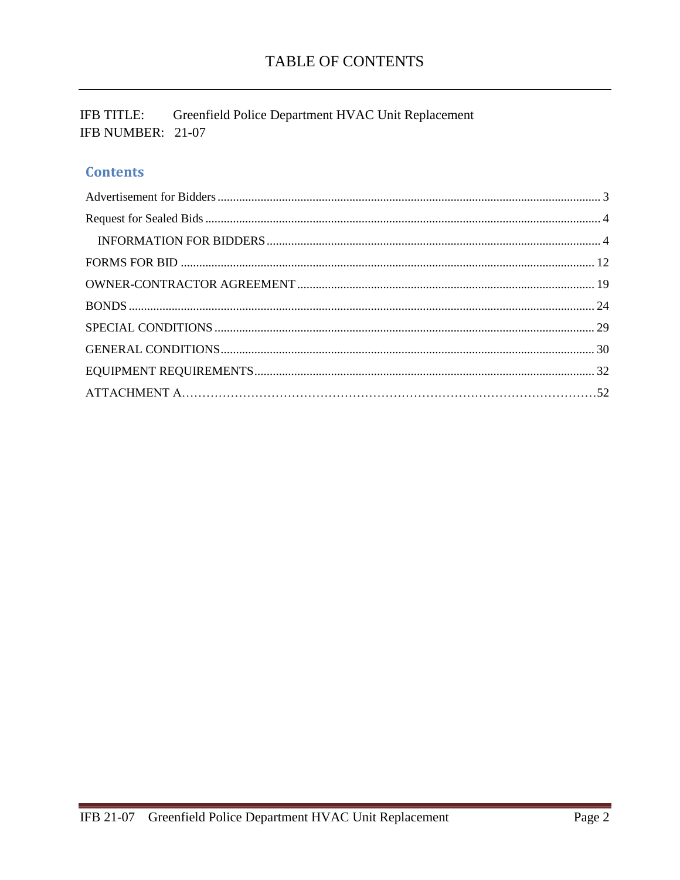# TABLE OF CONTENTS

IFB TITLE: Greenfield Police Department HVAC Unit Replacement
IFB NUMBER: 21-07

## Contents

Advertisement for Bidders ..... 3
Request for Sealed Bids ..... 4
  INFORMATION FOR BIDDERS ..... 4
FORMS FOR BID ..... 12
OWNER-CONTRACTOR AGREEMENT ..... 19
BONDS ..... 24
SPECIAL CONDITIONS ..... 29
GENERAL CONDITIONS ..... 30
EQUIPMENT REQUIREMENTS ..... 32
ATTACHMENT A ..... 52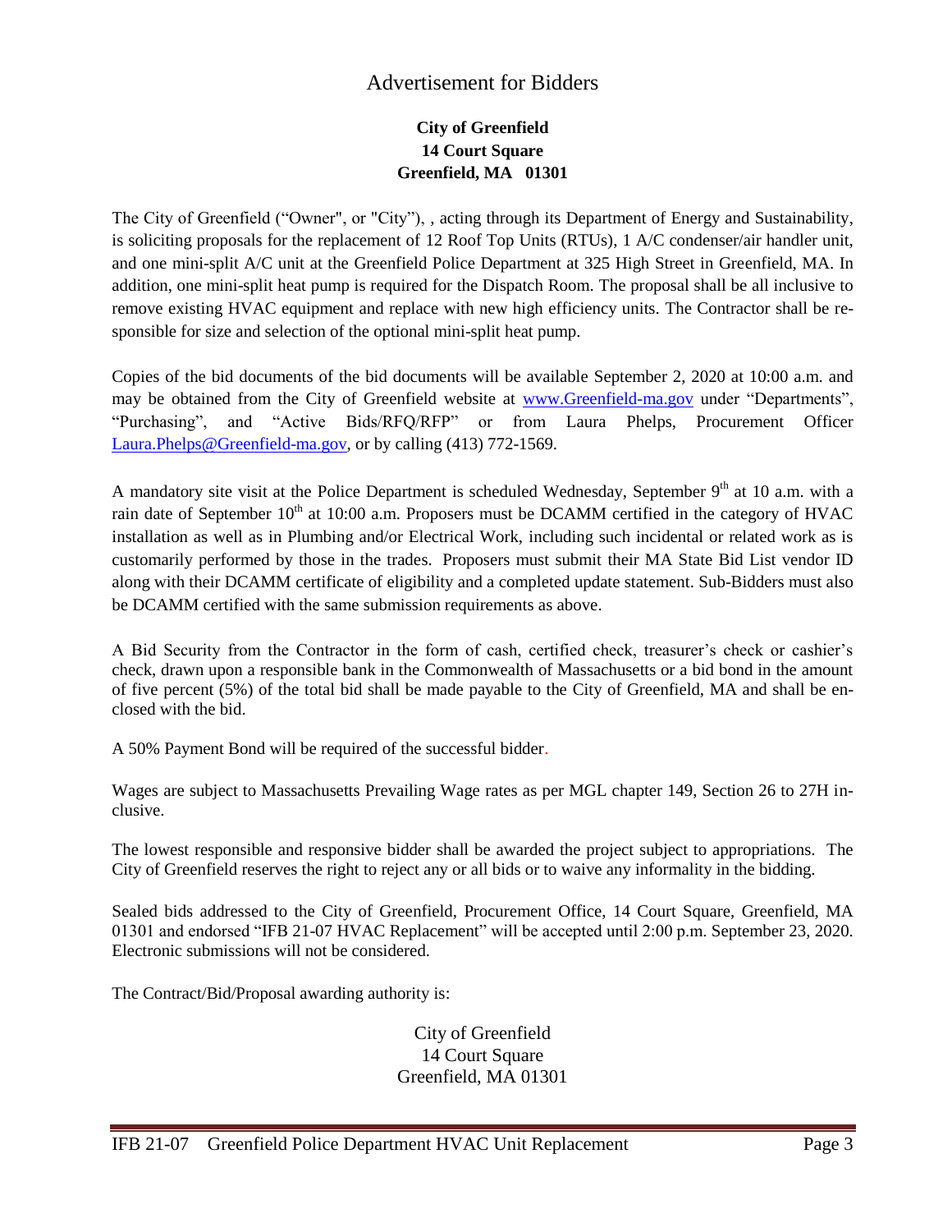# Advertisement for Bidders

**City of Greenfield**
**14 Court Square**
**Greenfield, MA 01301**

The City of Greenfield ("Owner", or "City"), , acting through its Department of Energy and Sustainability, is soliciting proposals for the replacement of 12 Roof Top Units (RTUs), 1 A/C condenser/air handler unit, and one mini-split A/C unit at the Greenfield Police Department at 325 High Street in Greenfield, MA. In addition, one mini-split heat pump is required for the Dispatch Room. The proposal shall be all inclusive to remove existing HVAC equipment and replace with new high efficiency units. The Contractor shall be responsible for size and selection of the optional mini-split heat pump.

Copies of the bid documents of the bid documents will be available September 2, 2020 at 10:00 a.m. and may be obtained from the City of Greenfield website at [www.Greenfield-ma.gov](http://www.Greenfield-ma.gov) under "Departments", "Purchasing", and "Active Bids/RFQ/RFP" or from Laura Phelps, Procurement Officer [Laura.Phelps@Greenfield-ma.gov](mailto:Laura.Phelps@Greenfield-ma.gov), or by calling (413) 772-1569.

A mandatory site visit at the Police Department is scheduled Wednesday, September 9th at 10 a.m. with a rain date of September 10th at 10:00 a.m. Proposers must be DCAMM certified in the category of HVAC installation as well as in Plumbing and/or Electrical Work, including such incidental or related work as is customarily performed by those in the trades. Proposers must submit their MA State Bid List vendor ID along with their DCAMM certificate of eligibility and a completed update statement. Sub-Bidders must also be DCAMM certified with the same submission requirements as above.

A Bid Security from the Contractor in the form of cash, certified check, treasurer's check or cashier's check, drawn upon a responsible bank in the Commonwealth of Massachusetts or a bid bond in the amount of five percent (5%) of the total bid shall be made payable to the City of Greenfield, MA and shall be enclosed with the bid.

A 50% Payment Bond will be required of the successful bidder.

Wages are subject to Massachusetts Prevailing Wage rates as per MGL chapter 149, Section 26 to 27H inclusive.

The lowest responsible and responsive bidder shall be awarded the project subject to appropriations. The City of Greenfield reserves the right to reject any or all bids or to waive any informality in the bidding.

Sealed bids addressed to the City of Greenfield, Procurement Office, 14 Court Square, Greenfield, MA 01301 and endorsed "IFB 21-07 HVAC Replacement" will be accepted until 2:00 p.m. September 23, 2020. Electronic submissions will not be considered.

The Contract/Bid/Proposal awarding authority is:

City of Greenfield
14 Court Square
Greenfield, MA 01301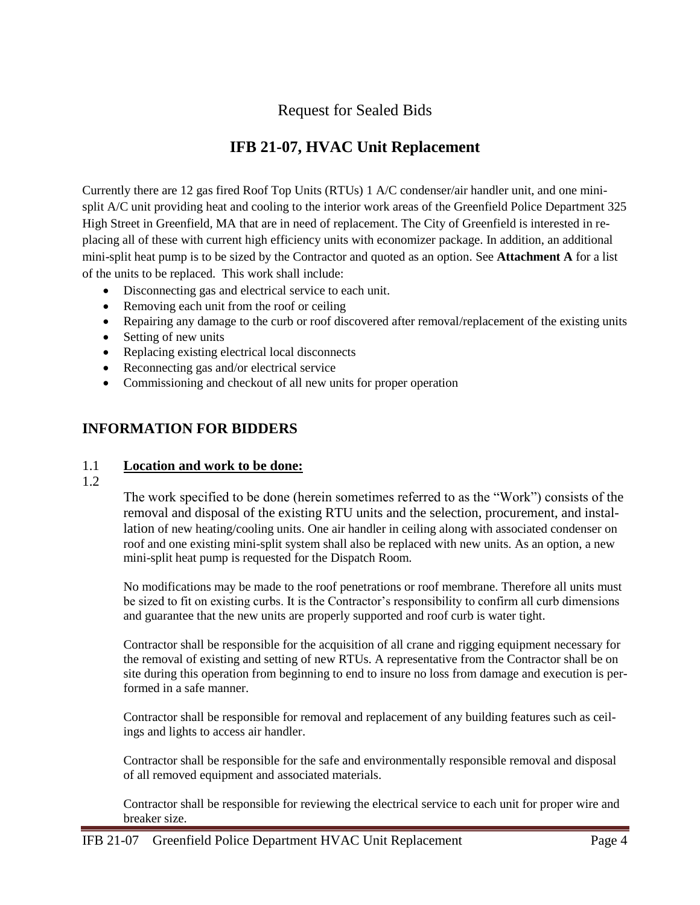Request for Sealed Bids

# IFB 21-07, HVAC Unit Replacement

Currently there are 12 gas fired Roof Top Units (RTUs) 1 A/C condenser/air handler unit, and one mini-split A/C unit providing heat and cooling to the interior work areas of the Greenfield Police Department 325 High Street in Greenfield, MA that are in need of replacement. The City of Greenfield is interested in replacing all of these with current high efficiency units with economizer package. In addition, an additional mini-split heat pump is to be sized by the Contractor and quoted as an option. See **Attachment A** for a list of the units to be replaced. This work shall include:

- Disconnecting gas and electrical service to each unit.
- Removing each unit from the roof or ceiling
- Repairing any damage to the curb or roof discovered after removal/replacement of the existing units
- Setting of new units
- Replacing existing electrical local disconnects
- Reconnecting gas and/or electrical service
- Commissioning and checkout of all new units for proper operation

## INFORMATION FOR BIDDERS

1.1 **Location and work to be done:**

1.2

The work specified to be done (herein sometimes referred to as the "Work") consists of the removal and disposal of the existing RTU units and the selection, procurement, and installation of new heating/cooling units. One air handler in ceiling along with associated condenser on roof and one existing mini-split system shall also be replaced with new units. As an option, a new mini-split heat pump is requested for the Dispatch Room.

No modifications may be made to the roof penetrations or roof membrane. Therefore all units must be sized to fit on existing curbs. It is the Contractor's responsibility to confirm all curb dimensions and guarantee that the new units are properly supported and roof curb is water tight.

Contractor shall be responsible for the acquisition of all crane and rigging equipment necessary for the removal of existing and setting of new RTUs. A representative from the Contractor shall be on site during this operation from beginning to end to insure no loss from damage and execution is performed in a safe manner.

Contractor shall be responsible for removal and replacement of any building features such as ceilings and lights to access air handler.

Contractor shall be responsible for the safe and environmentally responsible removal and disposal of all removed equipment and associated materials.

Contractor shall be responsible for reviewing the electrical service to each unit for proper wire and breaker size.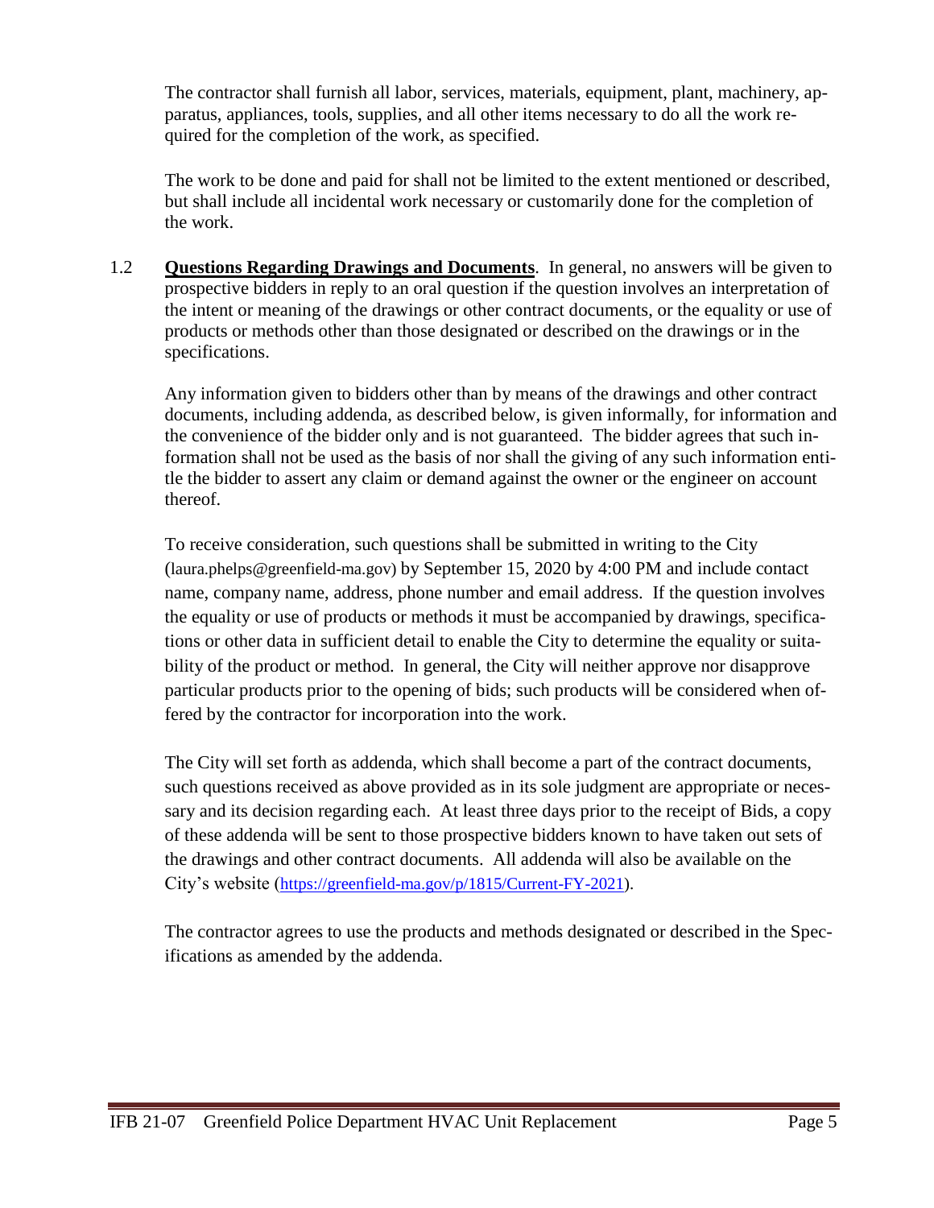The contractor shall furnish all labor, services, materials, equipment, plant, machinery, apparatus, appliances, tools, supplies, and all other items necessary to do all the work required for the completion of the work, as specified.

The work to be done and paid for shall not be limited to the extent mentioned or described, but shall include all incidental work necessary or customarily done for the completion of the work.

1.2 **Questions Regarding Drawings and Documents**. In general, no answers will be given to prospective bidders in reply to an oral question if the question involves an interpretation of the intent or meaning of the drawings or other contract documents, or the equality or use of products or methods other than those designated or described on the drawings or in the specifications.

Any information given to bidders other than by means of the drawings and other contract documents, including addenda, as described below, is given informally, for information and the convenience of the bidder only and is not guaranteed. The bidder agrees that such information shall not be used as the basis of nor shall the giving of any such information entitle the bidder to assert any claim or demand against the owner or the engineer on account thereof.

To receive consideration, such questions shall be submitted in writing to the City (laura.phelps@greenfield-ma.gov) by September 15, 2020 by 4:00 PM and include contact name, company name, address, phone number and email address. If the question involves the equality or use of products or methods it must be accompanied by drawings, specifications or other data in sufficient detail to enable the City to determine the equality or suitability of the product or method. In general, the City will neither approve nor disapprove particular products prior to the opening of bids; such products will be considered when offered by the contractor for incorporation into the work.

The City will set forth as addenda, which shall become a part of the contract documents, such questions received as above provided as in its sole judgment are appropriate or necessary and its decision regarding each. At least three days prior to the receipt of Bids, a copy of these addenda will be sent to those prospective bidders known to have taken out sets of the drawings and other contract documents. All addenda will also be available on the City's website (https://greenfield-ma.gov/p/1815/Current-FY-2021).

The contractor agrees to use the products and methods designated or described in the Specifications as amended by the addenda.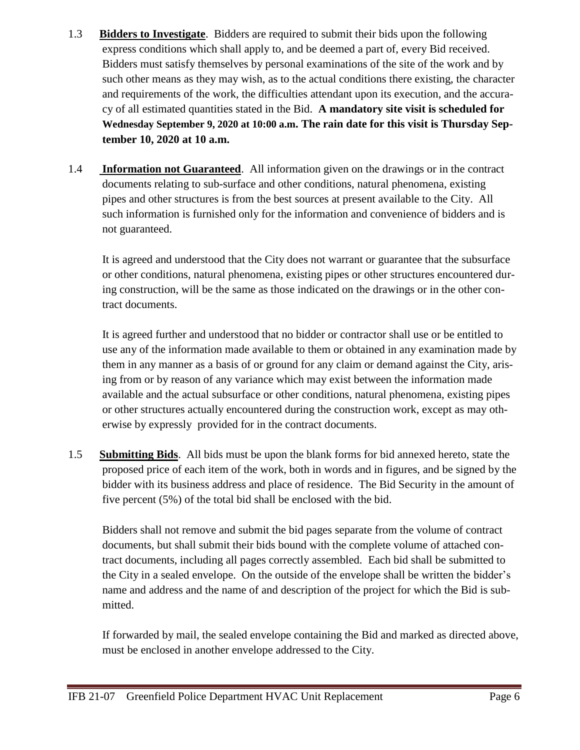1.3 **Bidders to Investigate**. Bidders are required to submit their bids upon the following express conditions which shall apply to, and be deemed a part of, every Bid received. Bidders must satisfy themselves by personal examinations of the site of the work and by such other means as they may wish, as to the actual conditions there existing, the character and requirements of the work, the difficulties attendant upon its execution, and the accuracy of all estimated quantities stated in the Bid. **A mandatory site visit is scheduled for Wednesday September 9, 2020 at 10:00 a.m. The rain date for this visit is Thursday September 10, 2020 at 10 a.m.**

1.4 **Information not Guaranteed**. All information given on the drawings or in the contract documents relating to sub-surface and other conditions, natural phenomena, existing pipes and other structures is from the best sources at present available to the City. All such information is furnished only for the information and convenience of bidders and is not guaranteed.

It is agreed and understood that the City does not warrant or guarantee that the subsurface or other conditions, natural phenomena, existing pipes or other structures encountered during construction, will be the same as those indicated on the drawings or in the other contract documents.

It is agreed further and understood that no bidder or contractor shall use or be entitled to use any of the information made available to them or obtained in any examination made by them in any manner as a basis of or ground for any claim or demand against the City, arising from or by reason of any variance which may exist between the information made available and the actual subsurface or other conditions, natural phenomena, existing pipes or other structures actually encountered during the construction work, except as may otherwise by expressly provided for in the contract documents.

1.5 **Submitting Bids**. All bids must be upon the blank forms for bid annexed hereto, state the proposed price of each item of the work, both in words and in figures, and be signed by the bidder with its business address and place of residence. The Bid Security in the amount of five percent (5%) of the total bid shall be enclosed with the bid.

Bidders shall not remove and submit the bid pages separate from the volume of contract documents, but shall submit their bids bound with the complete volume of attached contract documents, including all pages correctly assembled. Each bid shall be submitted to the City in a sealed envelope. On the outside of the envelope shall be written the bidder's name and address and the name of and description of the project for which the Bid is submitted.

If forwarded by mail, the sealed envelope containing the Bid and marked as directed above, must be enclosed in another envelope addressed to the City.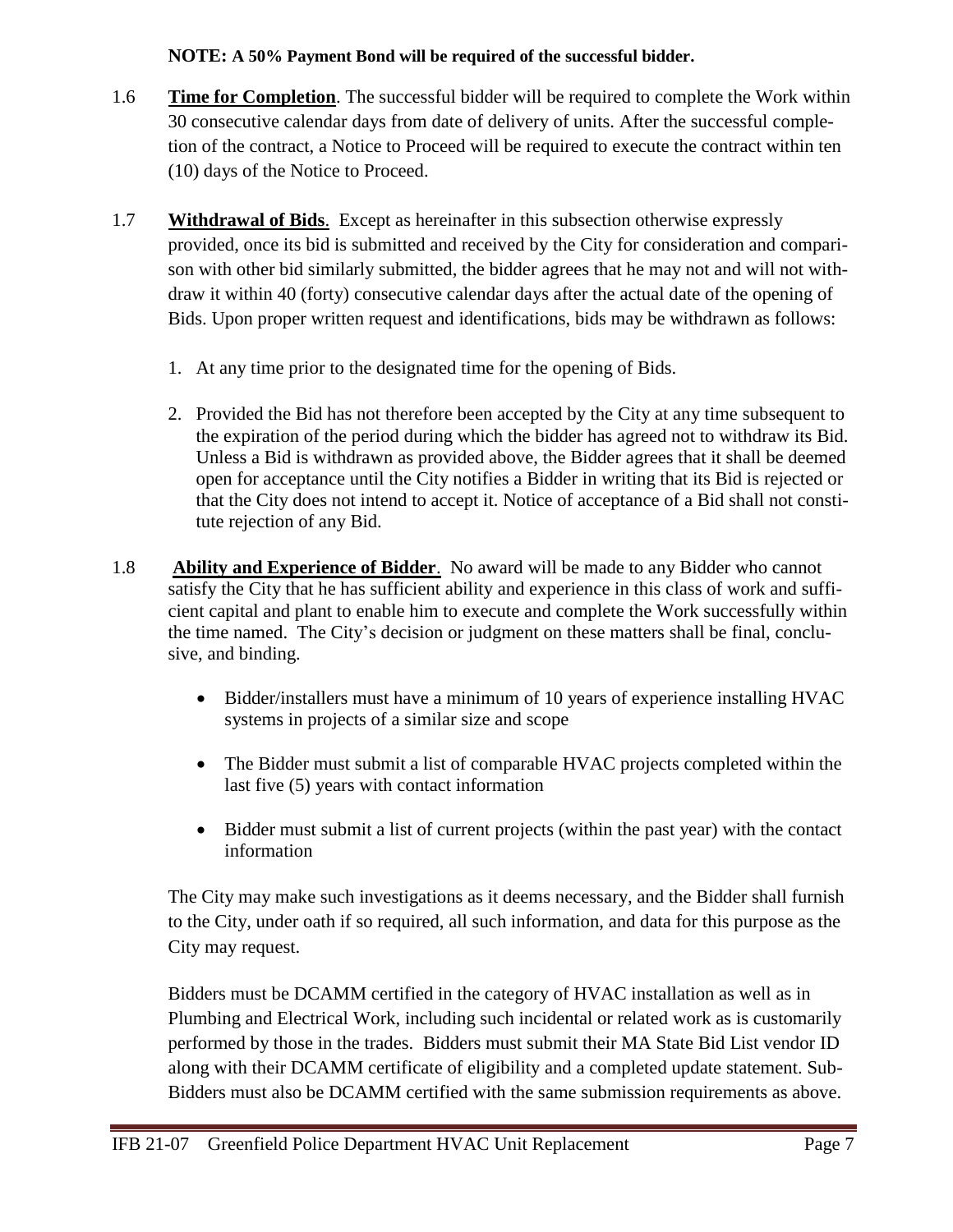**NOTE: A 50% Payment Bond will be required of the successful bidder.**

1.6 **Time for Completion**. The successful bidder will be required to complete the Work within 30 consecutive calendar days from date of delivery of units. After the successful completion of the contract, a Notice to Proceed will be required to execute the contract within ten (10) days of the Notice to Proceed.

1.7 **Withdrawal of Bids**. Except as hereinafter in this subsection otherwise expressly provided, once its bid is submitted and received by the City for consideration and comparison with other bid similarly submitted, the bidder agrees that he may not and will not withdraw it within 40 (forty) consecutive calendar days after the actual date of the opening of Bids. Upon proper written request and identifications, bids may be withdrawn as follows:

1. At any time prior to the designated time for the opening of Bids.

2. Provided the Bid has not therefore been accepted by the City at any time subsequent to the expiration of the period during which the bidder has agreed not to withdraw its Bid. Unless a Bid is withdrawn as provided above, the Bidder agrees that it shall be deemed open for acceptance until the City notifies a Bidder in writing that its Bid is rejected or that the City does not intend to accept it. Notice of acceptance of a Bid shall not constitute rejection of any Bid.

1.8 **Ability and Experience of Bidder**. No award will be made to any Bidder who cannot satisfy the City that he has sufficient ability and experience in this class of work and sufficient capital and plant to enable him to execute and complete the Work successfully within the time named. The City's decision or judgment on these matters shall be final, conclusive, and binding.

- Bidder/installers must have a minimum of 10 years of experience installing HVAC systems in projects of a similar size and scope

- The Bidder must submit a list of comparable HVAC projects completed within the last five (5) years with contact information

- Bidder must submit a list of current projects (within the past year) with the contact information

The City may make such investigations as it deems necessary, and the Bidder shall furnish to the City, under oath if so required, all such information, and data for this purpose as the City may request.

Bidders must be DCAMM certified in the category of HVAC installation as well as in Plumbing and Electrical Work, including such incidental or related work as is customarily performed by those in the trades. Bidders must submit their MA State Bid List vendor ID along with their DCAMM certificate of eligibility and a completed update statement. Sub-Bidders must also be DCAMM certified with the same submission requirements as above.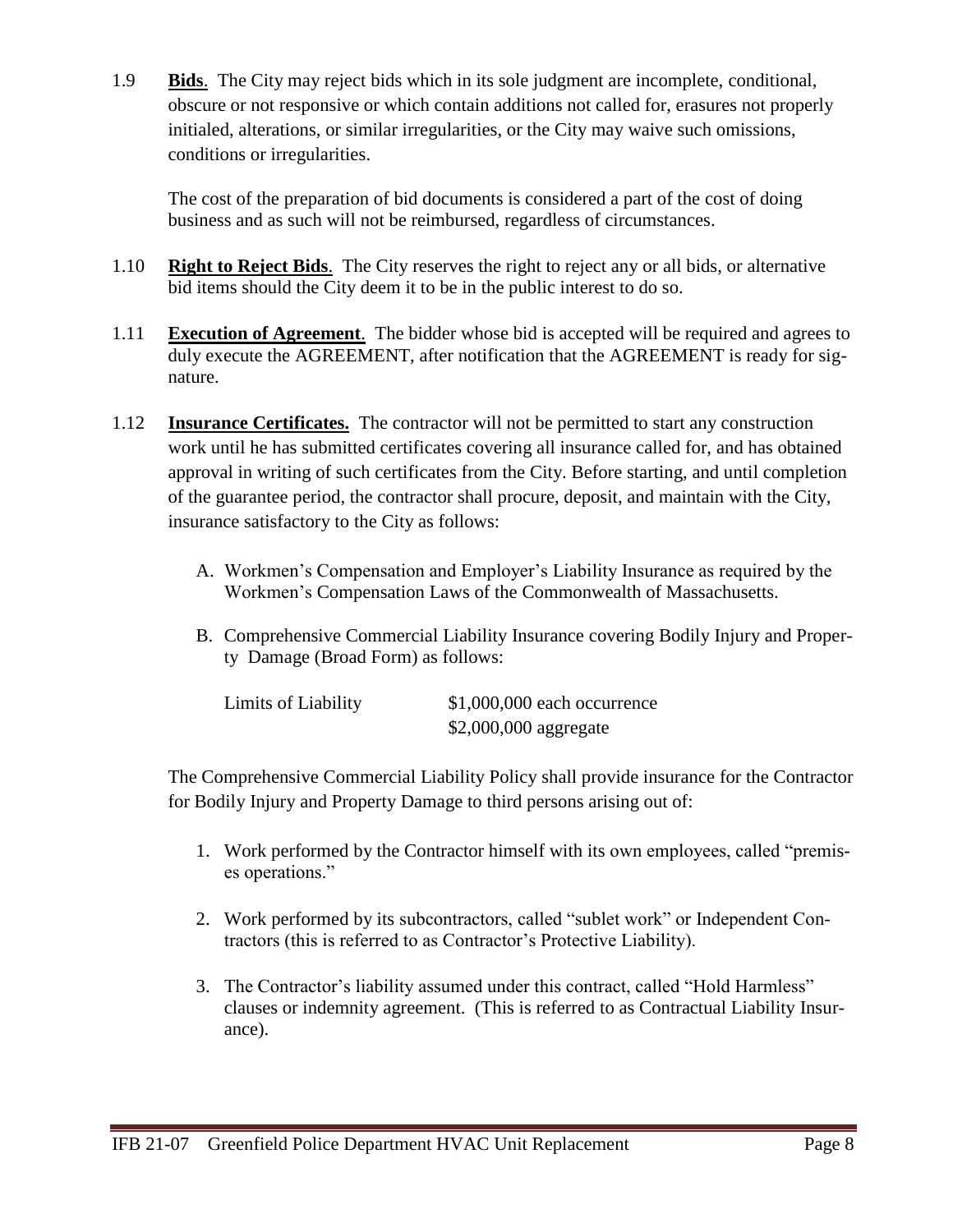1.9 **Bids**. The City may reject bids which in its sole judgment are incomplete, conditional, obscure or not responsive or which contain additions not called for, erasures not properly initialed, alterations, or similar irregularities, or the City may waive such omissions, conditions or irregularities.

The cost of the preparation of bid documents is considered a part of the cost of doing business and as such will not be reimbursed, regardless of circumstances.

1.10 **Right to Reject Bids**. The City reserves the right to reject any or all bids, or alternative bid items should the City deem it to be in the public interest to do so.

1.11 **Execution of Agreement**. The bidder whose bid is accepted will be required and agrees to duly execute the AGREEMENT, after notification that the AGREEMENT is ready for signature.

1.12 **Insurance Certificates.** The contractor will not be permitted to start any construction work until he has submitted certificates covering all insurance called for, and has obtained approval in writing of such certificates from the City. Before starting, and until completion of the guarantee period, the contractor shall procure, deposit, and maintain with the City, insurance satisfactory to the City as follows:

A. Workmen's Compensation and Employer's Liability Insurance as required by the Workmen's Compensation Laws of the Commonwealth of Massachusetts.

B. Comprehensive Commercial Liability Insurance covering Bodily Injury and Property Damage (Broad Form) as follows:

| Limits of Liability | $1,000,000 each occurrence |
|---|---|
| | $2,000,000 aggregate |

The Comprehensive Commercial Liability Policy shall provide insurance for the Contractor for Bodily Injury and Property Damage to third persons arising out of:

1. Work performed by the Contractor himself with its own employees, called "premises operations."

2. Work performed by its subcontractors, called "sublet work" or Independent Contractors (this is referred to as Contractor's Protective Liability).

3. The Contractor's liability assumed under this contract, called "Hold Harmless" clauses or indemnity agreement. (This is referred to as Contractual Liability Insurance).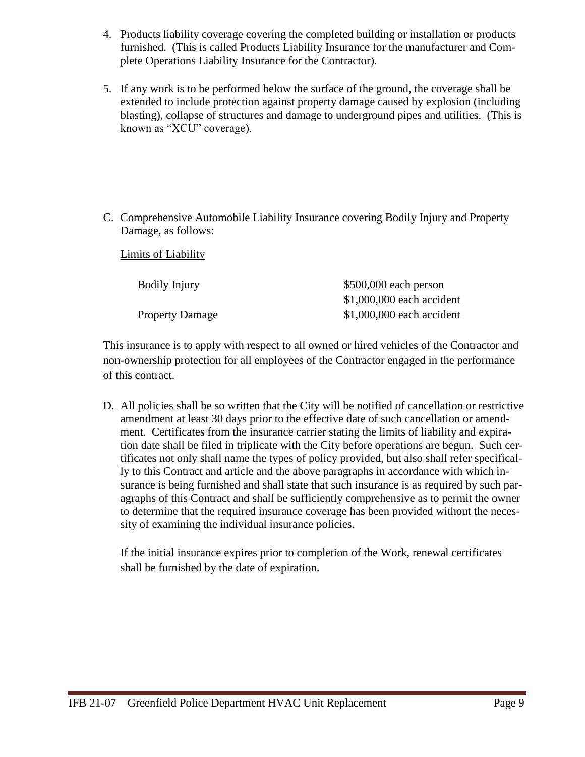4. Products liability coverage covering the completed building or installation or products furnished. (This is called Products Liability Insurance for the manufacturer and Complete Operations Liability Insurance for the Contractor).

5. If any work is to be performed below the surface of the ground, the coverage shall be extended to include protection against property damage caused by explosion (including blasting), collapse of structures and damage to underground pipes and utilities. (This is known as "XCU" coverage).

C. Comprehensive Automobile Liability Insurance covering Bodily Injury and Property Damage, as follows:

<u>Limits of Liability</u>

| | |
|---|---|
| Bodily Injury | $500,000 each person |
| | $1,000,000 each accident |
| Property Damage | $1,000,000 each accident |

This insurance is to apply with respect to all owned or hired vehicles of the Contractor and non-ownership protection for all employees of the Contractor engaged in the performance of this contract.

D. All policies shall be so written that the City will be notified of cancellation or restrictive amendment at least 30 days prior to the effective date of such cancellation or amendment. Certificates from the insurance carrier stating the limits of liability and expiration date shall be filed in triplicate with the City before operations are begun. Such certificates not only shall name the types of policy provided, but also shall refer specifically to this Contract and article and the above paragraphs in accordance with which insurance is being furnished and shall state that such insurance is as required by such paragraphs of this Contract and shall be sufficiently comprehensive as to permit the owner to determine that the required insurance coverage has been provided without the necessity of examining the individual insurance policies.

   If the initial insurance expires prior to completion of the Work, renewal certificates shall be furnished by the date of expiration.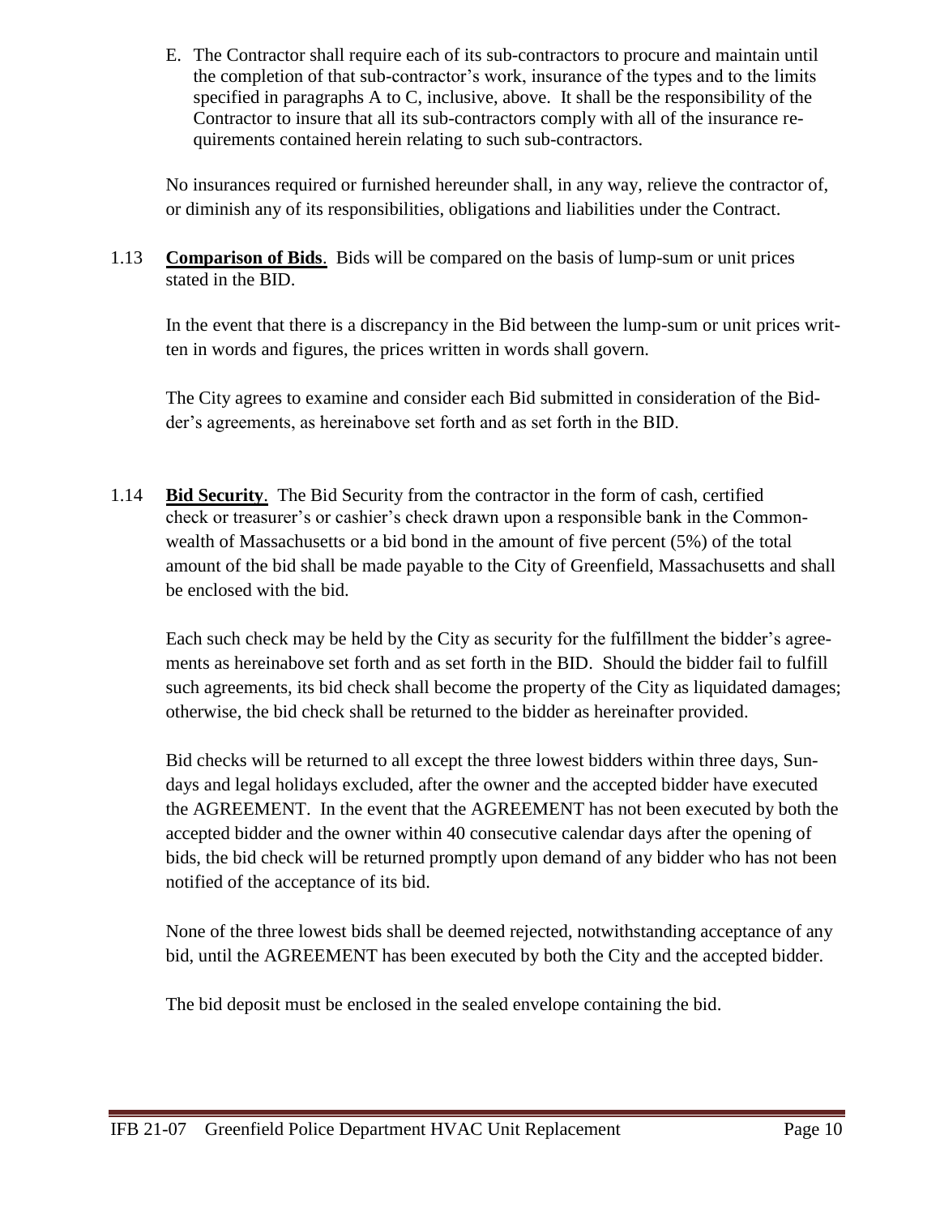E. The Contractor shall require each of its sub-contractors to procure and maintain until the completion of that sub-contractor's work, insurance of the types and to the limits specified in paragraphs A to C, inclusive, above. It shall be the responsibility of the Contractor to insure that all its sub-contractors comply with all of the insurance requirements contained herein relating to such sub-contractors.

No insurances required or furnished hereunder shall, in any way, relieve the contractor of, or diminish any of its responsibilities, obligations and liabilities under the Contract.

1.13 **Comparison of Bids**. Bids will be compared on the basis of lump-sum or unit prices stated in the BID.

In the event that there is a discrepancy in the Bid between the lump-sum or unit prices written in words and figures, the prices written in words shall govern.

The City agrees to examine and consider each Bid submitted in consideration of the Bidder's agreements, as hereinabove set forth and as set forth in the BID.

1.14 **Bid Security**. The Bid Security from the contractor in the form of cash, certified check or treasurer's or cashier's check drawn upon a responsible bank in the Commonwealth of Massachusetts or a bid bond in the amount of five percent (5%) of the total amount of the bid shall be made payable to the City of Greenfield, Massachusetts and shall be enclosed with the bid.

Each such check may be held by the City as security for the fulfillment the bidder's agreements as hereinabove set forth and as set forth in the BID. Should the bidder fail to fulfill such agreements, its bid check shall become the property of the City as liquidated damages; otherwise, the bid check shall be returned to the bidder as hereinafter provided.

Bid checks will be returned to all except the three lowest bidders within three days, Sundays and legal holidays excluded, after the owner and the accepted bidder have executed the AGREEMENT. In the event that the AGREEMENT has not been executed by both the accepted bidder and the owner within 40 consecutive calendar days after the opening of bids, the bid check will be returned promptly upon demand of any bidder who has not been notified of the acceptance of its bid.

None of the three lowest bids shall be deemed rejected, notwithstanding acceptance of any bid, until the AGREEMENT has been executed by both the City and the accepted bidder.

The bid deposit must be enclosed in the sealed envelope containing the bid.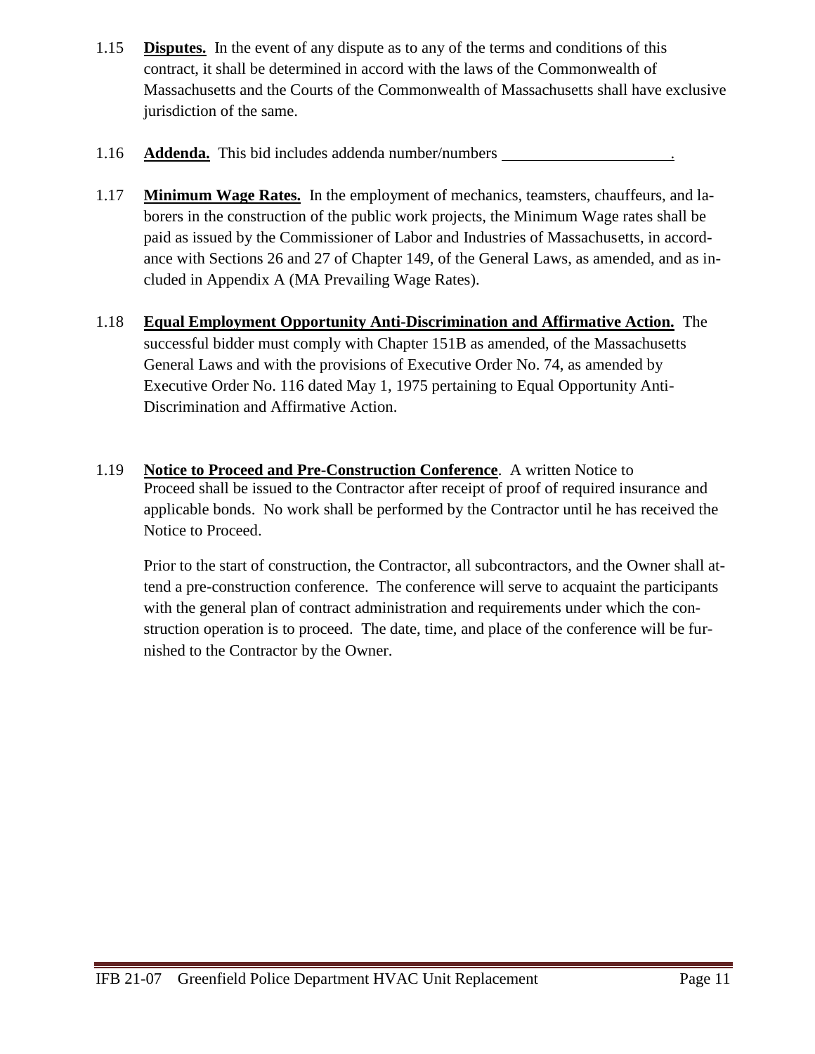1.15 **Disputes.** In the event of any dispute as to any of the terms and conditions of this contract, it shall be determined in accord with the laws of the Commonwealth of Massachusetts and the Courts of the Commonwealth of Massachusetts shall have exclusive jurisdiction of the same.

1.16 **Addenda.** This bid includes addenda number/numbers \_\_\_\_\_\_\_\_\_\_\_\_\_\_\_\_\_\_\_\_\_\_.

1.17 **Minimum Wage Rates.** In the employment of mechanics, teamsters, chauffeurs, and laborers in the construction of the public work projects, the Minimum Wage rates shall be paid as issued by the Commissioner of Labor and Industries of Massachusetts, in accordance with Sections 26 and 27 of Chapter 149, of the General Laws, as amended, and as included in Appendix A (MA Prevailing Wage Rates).

1.18 **Equal Employment Opportunity Anti-Discrimination and Affirmative Action.** The successful bidder must comply with Chapter 151B as amended, of the Massachusetts General Laws and with the provisions of Executive Order No. 74, as amended by Executive Order No. 116 dated May 1, 1975 pertaining to Equal Opportunity Anti-Discrimination and Affirmative Action.

1.19 **Notice to Proceed and Pre-Construction Conference**. A written Notice to Proceed shall be issued to the Contractor after receipt of proof of required insurance and applicable bonds. No work shall be performed by the Contractor until he has received the Notice to Proceed.

Prior to the start of construction, the Contractor, all subcontractors, and the Owner shall attend a pre-construction conference. The conference will serve to acquaint the participants with the general plan of contract administration and requirements under which the construction operation is to proceed. The date, time, and place of the conference will be furnished to the Contractor by the Owner.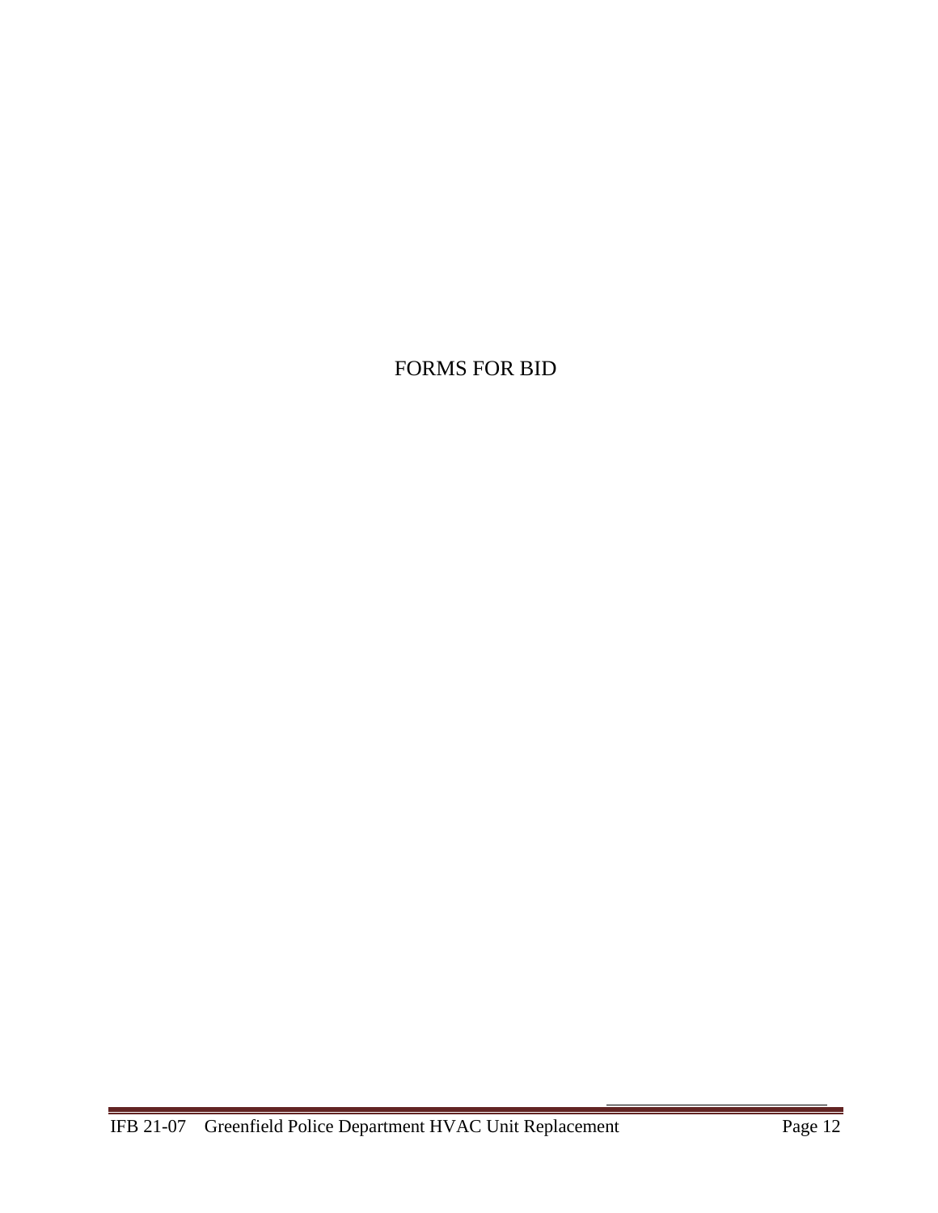# FORMS FOR BID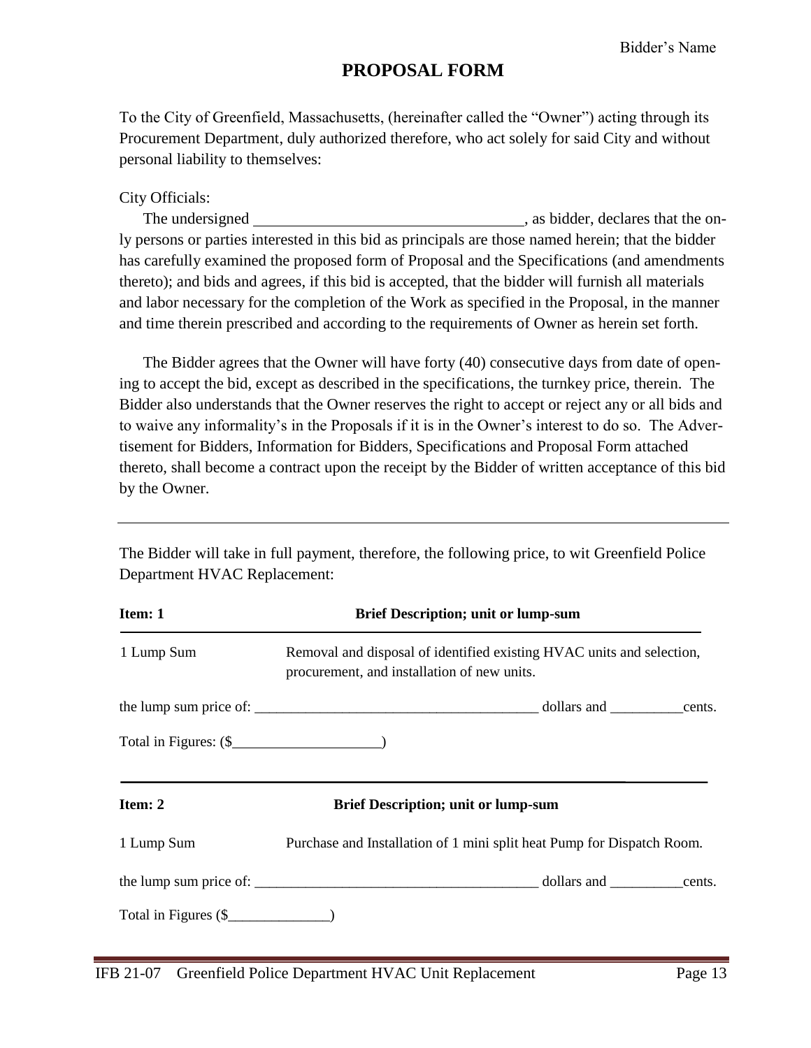Bidder's Name

# PROPOSAL FORM

To the City of Greenfield, Massachusetts, (hereinafter called the "Owner") acting through its Procurement Department, duly authorized therefore, who act solely for said City and without personal liability to themselves:

City Officials:

The undersigned ___________________________________, as bidder, declares that the only persons or parties interested in this bid as principals are those named herein; that the bidder has carefully examined the proposed form of Proposal and the Specifications (and amendments thereto); and bids and agrees, if this bid is accepted, that the bidder will furnish all materials and labor necessary for the completion of the Work as specified in the Proposal, in the manner and time therein prescribed and according to the requirements of Owner as herein set forth.

The Bidder agrees that the Owner will have forty (40) consecutive days from date of opening to accept the bid, except as described in the specifications, the turnkey price, therein. The Bidder also understands that the Owner reserves the right to accept or reject any or all bids and to waive any informality's in the Proposals if it is in the Owner's interest to do so. The Advertisement for Bidders, Information for Bidders, Specifications and Proposal Form attached thereto, shall become a contract upon the receipt by the Bidder of written acceptance of this bid by the Owner.

---

The Bidder will take in full payment, therefore, the following price, to wit Greenfield Police Department HVAC Replacement:

| Item: 1 | Brief Description; unit or lump-sum |
|---|---|
| 1 Lump Sum | Removal and disposal of identified existing HVAC units and selection, procurement, and installation of new units. |

the lump sum price of: ______________________________________ dollars and __________cents.

Total in Figures: ($____________________)

---

| Item: 2 | Brief Description; unit or lump-sum |
|---|---|
| 1 Lump Sum | Purchase and Installation of 1 mini split heat Pump for Dispatch Room. |

the lump sum price of: ______________________________________ dollars and __________cents.

Total in Figures ($______________)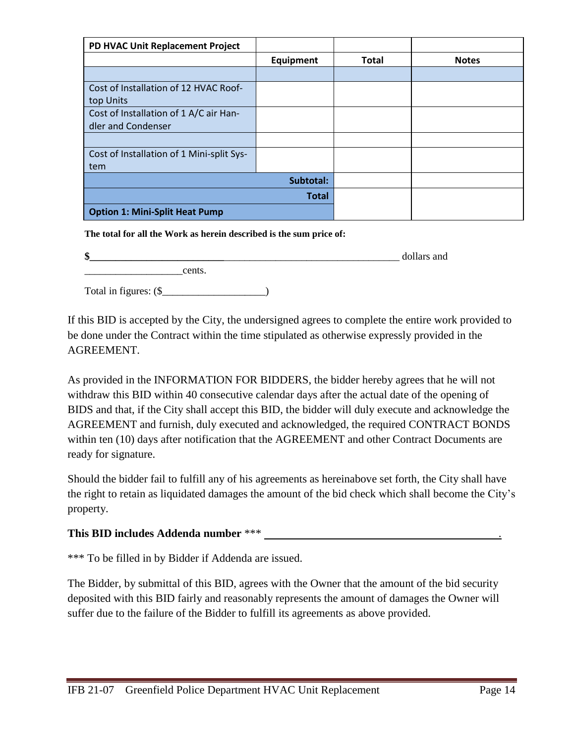| PD HVAC Unit Replacement Project | | | |
|---|---|---|---|
| | **Equipment** | **Total** | **Notes** |
| | | | |
| Cost of Installation of 12 HVAC Roof-top Units | | | |
| Cost of Installation of 1 A/C air Han-dler and Condenser | | | |
| | | | |
| Cost of Installation of 1 Mini-split Sys-tem | | | |
| | **Subtotal:** | | |
| | **Total** | | |
| **Option 1: Mini-Split Heat Pump** | | | |

**The total for all the Work as herein described is the sum price of:**

**$**_____________________________________________________________ dollars and ___________________cents.

Total in figures: ($____________________)

If this BID is accepted by the City, the undersigned agrees to complete the entire work provided to be done under the Contract within the time stipulated as otherwise expressly provided in the AGREEMENT.

As provided in the INFORMATION FOR BIDDERS, the bidder hereby agrees that he will not withdraw this BID within 40 consecutive calendar days after the actual date of the opening of BIDS and that, if the City shall accept this BID, the bidder will duly execute and acknowledge the AGREEMENT and furnish, duly executed and acknowledged, the required CONTRACT BONDS within ten (10) days after notification that the AGREEMENT and other Contract Documents are ready for signature.

Should the bidder fail to fulfill any of his agreements as hereinabove set forth, the City shall have the right to retain as liquidated damages the amount of the bid check which shall become the City's property.

**This BID includes Addenda number** *** ___________________________________________.

*** To be filled in by Bidder if Addenda are issued.

The Bidder, by submittal of this BID, agrees with the Owner that the amount of the bid security deposited with this BID fairly and reasonably represents the amount of damages the Owner will suffer due to the failure of the Bidder to fulfill its agreements as above provided.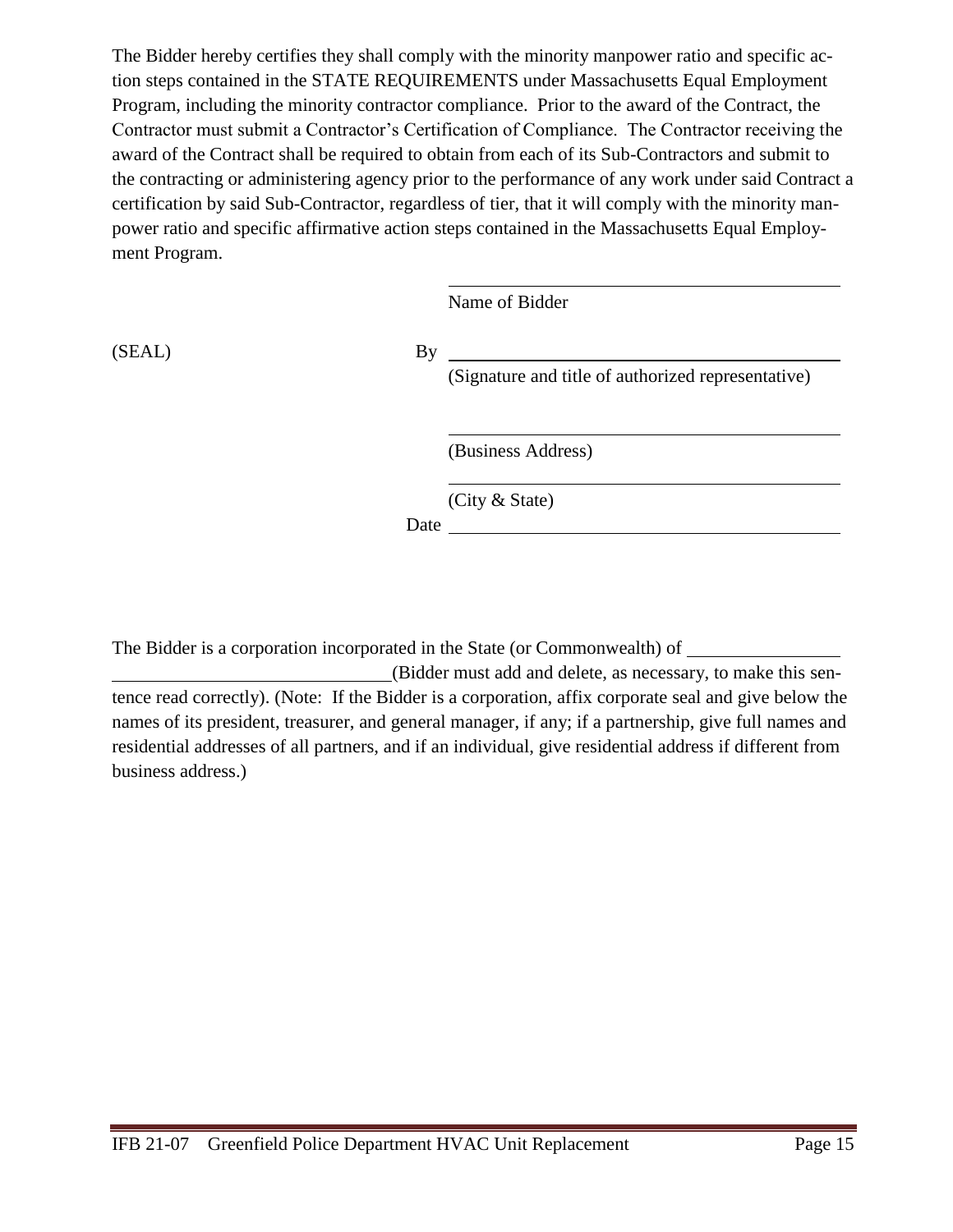The Bidder hereby certifies they shall comply with the minority manpower ratio and specific action steps contained in the STATE REQUIREMENTS under Massachusetts Equal Employment Program, including the minority contractor compliance. Prior to the award of the Contract, the Contractor must submit a Contractor's Certification of Compliance. The Contractor receiving the award of the Contract shall be required to obtain from each of its Sub-Contractors and submit to the contracting or administering agency prior to the performance of any work under said Contract a certification by said Sub-Contractor, regardless of tier, that it will comply with the minority manpower ratio and specific affirmative action steps contained in the Massachusetts Equal Employment Program.

\_\_\_\_\_\_\_\_\_\_\_\_\_\_\_\_\_\_\_\_\_\_\_\_\_\_\_\_\_\_\_\_\_\_\_\_\_\_\_\_\_\_

Name of Bidder

(SEAL) By \_\_\_\_\_\_\_\_\_\_\_\_\_\_\_\_\_\_\_\_\_\_\_\_\_\_\_\_\_\_\_\_\_\_\_\_\_\_\_\_\_\_

(Signature and title of authorized representative)

\_\_\_\_\_\_\_\_\_\_\_\_\_\_\_\_\_\_\_\_\_\_\_\_\_\_\_\_\_\_\_\_\_\_\_\_\_\_\_\_\_\_

(Business Address)

\_\_\_\_\_\_\_\_\_\_\_\_\_\_\_\_\_\_\_\_\_\_\_\_\_\_\_\_\_\_\_\_\_\_\_\_\_\_\_\_\_\_

(City & State)

Date \_\_\_\_\_\_\_\_\_\_\_\_\_\_\_\_\_\_\_\_\_\_\_\_\_\_\_\_\_\_\_\_\_\_\_\_\_\_\_\_\_\_

The Bidder is a corporation incorporated in the State (or Commonwealth) of \_\_\_\_\_\_\_\_\_\_\_\_\_\_\_\_ \_\_\_\_\_\_\_\_\_\_\_\_\_\_\_\_\_\_\_\_\_\_\_\_\_\_\_\_\_\_(Bidder must add and delete, as necessary, to make this sentence read correctly). (Note: If the Bidder is a corporation, affix corporate seal and give below the names of its president, treasurer, and general manager, if any; if a partnership, give full names and residential addresses of all partners, and if an individual, give residential address if different from business address.)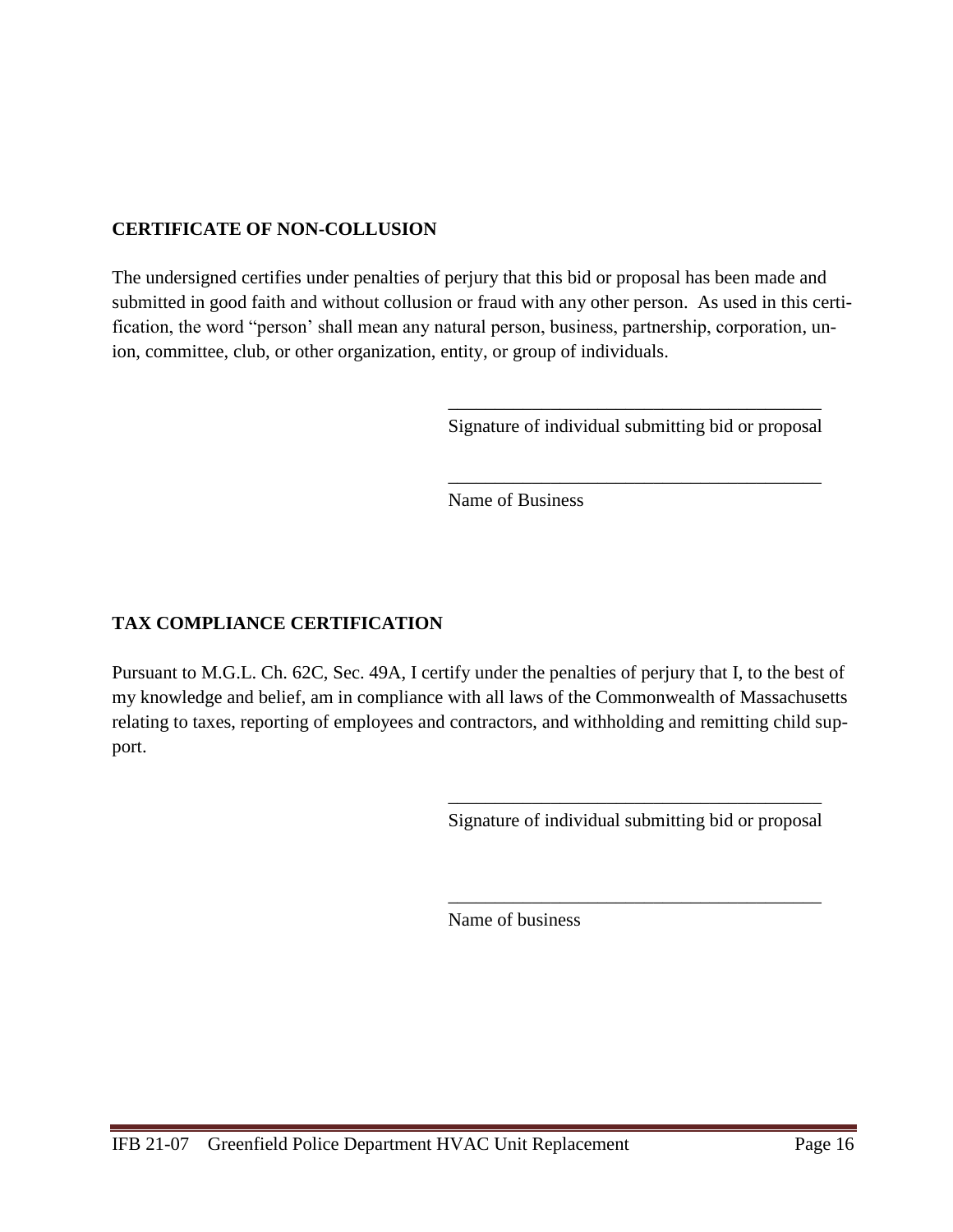**CERTIFICATE OF NON-COLLUSION**

The undersigned certifies under penalties of perjury that this bid or proposal has been made and submitted in good faith and without collusion or fraud with any other person. As used in this certification, the word "person' shall mean any natural person, business, partnership, corporation, union, committee, club, or other organization, entity, or group of individuals.

\_\_\_\_\_\_\_\_\_\_\_\_\_\_\_\_\_\_\_\_\_\_\_\_\_\_\_\_\_\_\_\_\_\_\_\_\_\_\_\_
Signature of individual submitting bid or proposal

\_\_\_\_\_\_\_\_\_\_\_\_\_\_\_\_\_\_\_\_\_\_\_\_\_\_\_\_\_\_\_\_\_\_\_\_\_\_\_\_
Name of Business

**TAX COMPLIANCE CERTIFICATION**

Pursuant to M.G.L. Ch. 62C, Sec. 49A, I certify under the penalties of perjury that I, to the best of my knowledge and belief, am in compliance with all laws of the Commonwealth of Massachusetts relating to taxes, reporting of employees and contractors, and withholding and remitting child support.

\_\_\_\_\_\_\_\_\_\_\_\_\_\_\_\_\_\_\_\_\_\_\_\_\_\_\_\_\_\_\_\_\_\_\_\_\_\_\_\_
Signature of individual submitting bid or proposal

\_\_\_\_\_\_\_\_\_\_\_\_\_\_\_\_\_\_\_\_\_\_\_\_\_\_\_\_\_\_\_\_\_\_\_\_\_\_\_\_
Name of business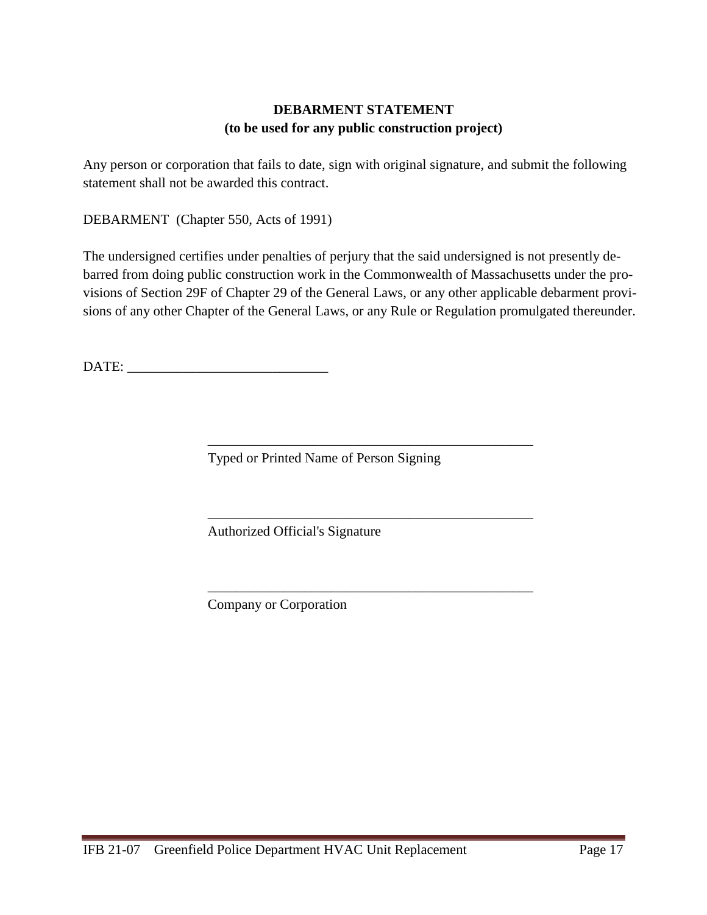## DEBARMENT STATEMENT
**(to be used for any public construction project)**

Any person or corporation that fails to date, sign with original signature, and submit the following statement shall not be awarded this contract.

DEBARMENT (Chapter 550, Acts of 1991)

The undersigned certifies under penalties of perjury that the said undersigned is not presently debarred from doing public construction work in the Commonwealth of Massachusetts under the provisions of Section 29F of Chapter 29 of the General Laws, or any other applicable debarment provisions of any other Chapter of the General Laws, or any Rule or Regulation promulgated thereunder.

DATE: ____________________________

_________________________________________________
Typed or Printed Name of Person Signing

_________________________________________________
Authorized Official's Signature

_________________________________________________
Company or Corporation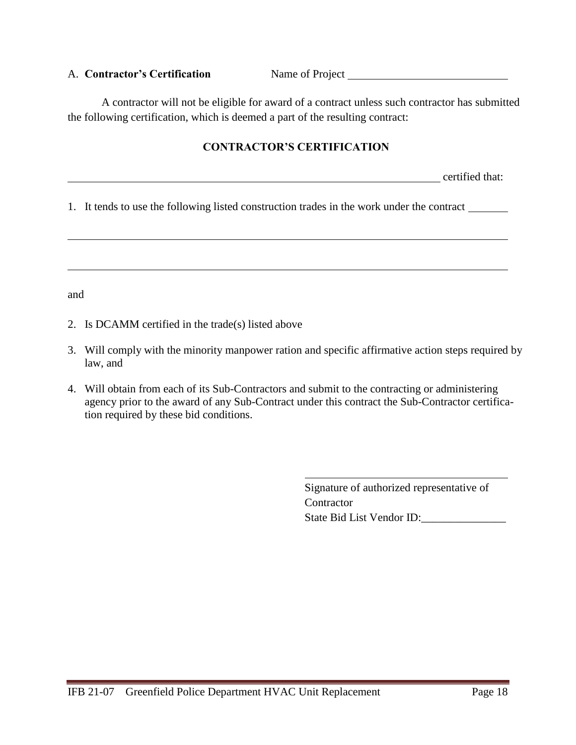A. **Contractor's Certification** Name of Project ____________________________

A contractor will not be eligible for award of a contract unless such contractor has submitted the following certification, which is deemed a part of the resulting contract:

**CONTRACTOR'S CERTIFICATION**

____________________________________________________________________ certified that:

1. It tends to use the following listed construction trades in the work under the contract _______

_____________________________________________________________________________

_____________________________________________________________________________

and

2. Is DCAMM certified in the trade(s) listed above
3. Will comply with the minority manpower ration and specific affirmative action steps required by law, and
4. Will obtain from each of its Sub-Contractors and submit to the contracting or administering agency prior to the award of any Sub-Contract under this contract the Sub-Contractor certification required by these bid conditions.

______________________________________
Signature of authorized representative of Contractor
State Bid List Vendor ID:_______________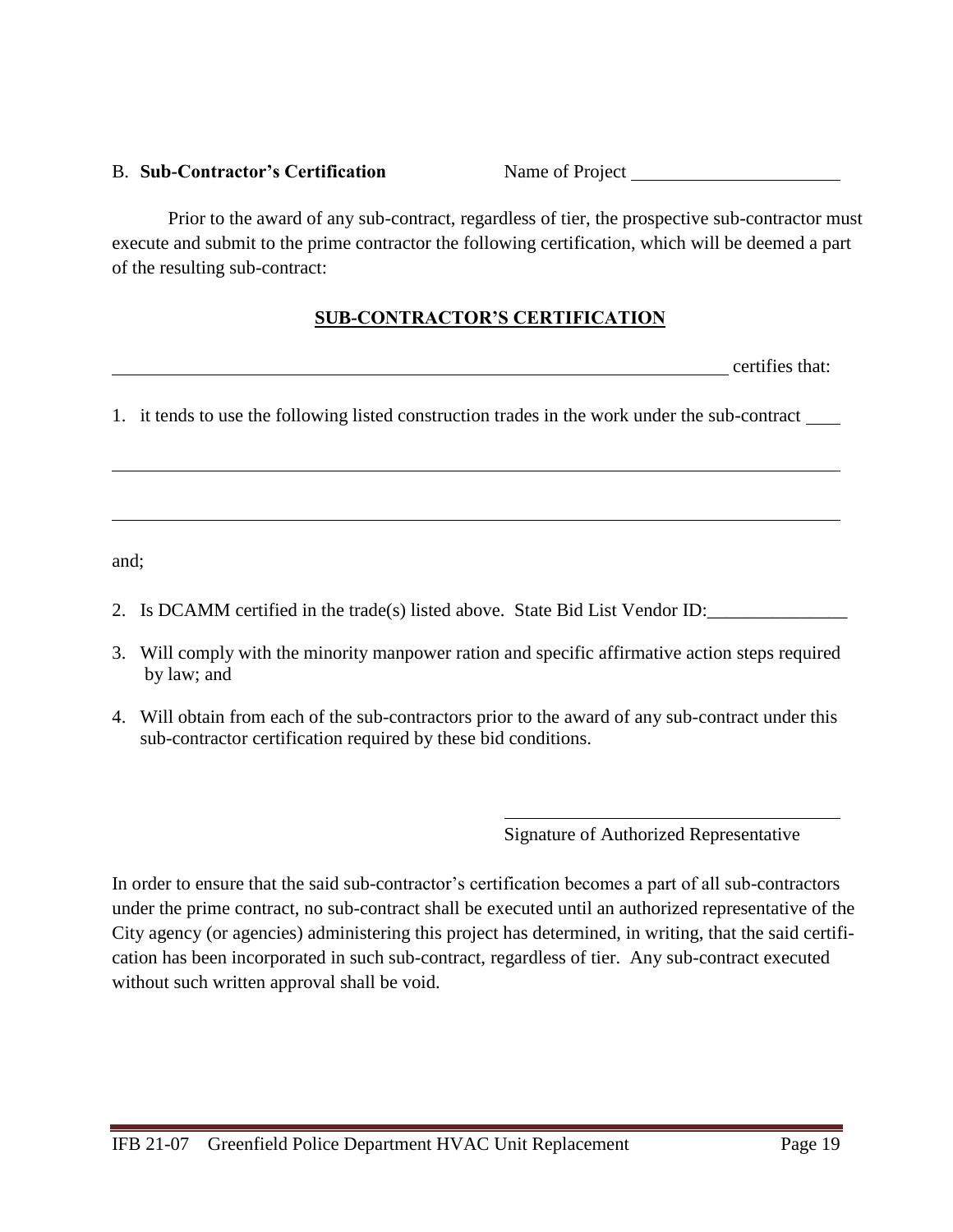B. **Sub-Contractor's Certification** Name of Project ______________________

Prior to the award of any sub-contract, regardless of tier, the prospective sub-contractor must execute and submit to the prime contractor the following certification, which will be deemed a part of the resulting sub-contract:

## SUB-CONTRACTOR'S CERTIFICATION

______________________________________________________________________ certifies that:

1. it tends to use the following listed construction trades in the work under the sub-contract ____

______________________________________________________________________

______________________________________________________________________

and;

2. Is DCAMM certified in the trade(s) listed above. State Bid List Vendor ID:_______________
3. Will comply with the minority manpower ration and specific affirmative action steps required by law; and
4. Will obtain from each of the sub-contractors prior to the award of any sub-contract under this sub-contractor certification required by these bid conditions.

______________________________________
Signature of Authorized Representative

In order to ensure that the said sub-contractor's certification becomes a part of all sub-contractors under the prime contract, no sub-contract shall be executed until an authorized representative of the City agency (or agencies) administering this project has determined, in writing, that the said certification has been incorporated in such sub-contract, regardless of tier. Any sub-contract executed without such written approval shall be void.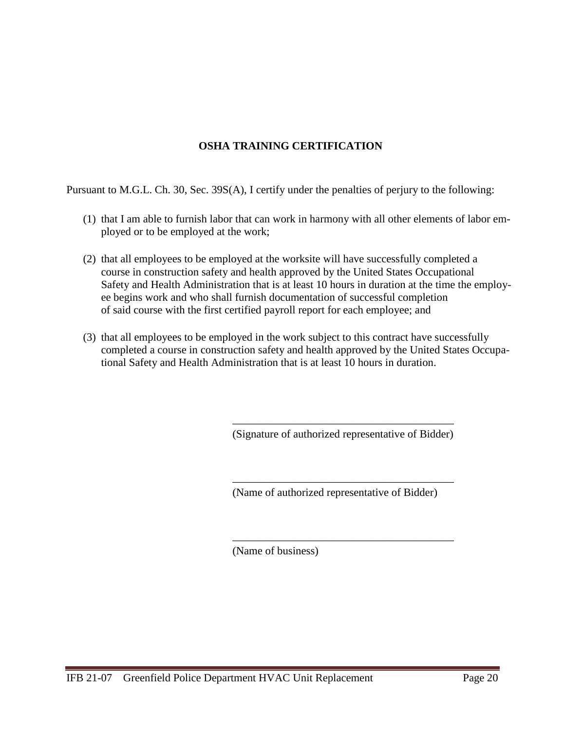## OSHA TRAINING CERTIFICATION

Pursuant to M.G.L. Ch. 30, Sec. 39S(A), I certify under the penalties of perjury to the following:

(1) that I am able to furnish labor that can work in harmony with all other elements of labor employed or to be employed at the work;

(2) that all employees to be employed at the worksite will have successfully completed a course in construction safety and health approved by the United States Occupational Safety and Health Administration that is at least 10 hours in duration at the time the employee begins work and who shall furnish documentation of successful completion of said course with the first certified payroll report for each employee; and

(3) that all employees to be employed in the work subject to this contract have successfully completed a course in construction safety and health approved by the United States Occupational Safety and Health Administration that is at least 10 hours in duration.

\_\_\_\_\_\_\_\_\_\_\_\_\_\_\_\_\_\_\_\_\_\_\_\_\_\_\_\_\_\_\_\_\_\_\_\_\_\_\_\_
(Signature of authorized representative of Bidder)

\_\_\_\_\_\_\_\_\_\_\_\_\_\_\_\_\_\_\_\_\_\_\_\_\_\_\_\_\_\_\_\_\_\_\_\_\_\_\_\_
(Name of authorized representative of Bidder)

\_\_\_\_\_\_\_\_\_\_\_\_\_\_\_\_\_\_\_\_\_\_\_\_\_\_\_\_\_\_\_\_\_\_\_\_\_\_\_\_
(Name of business)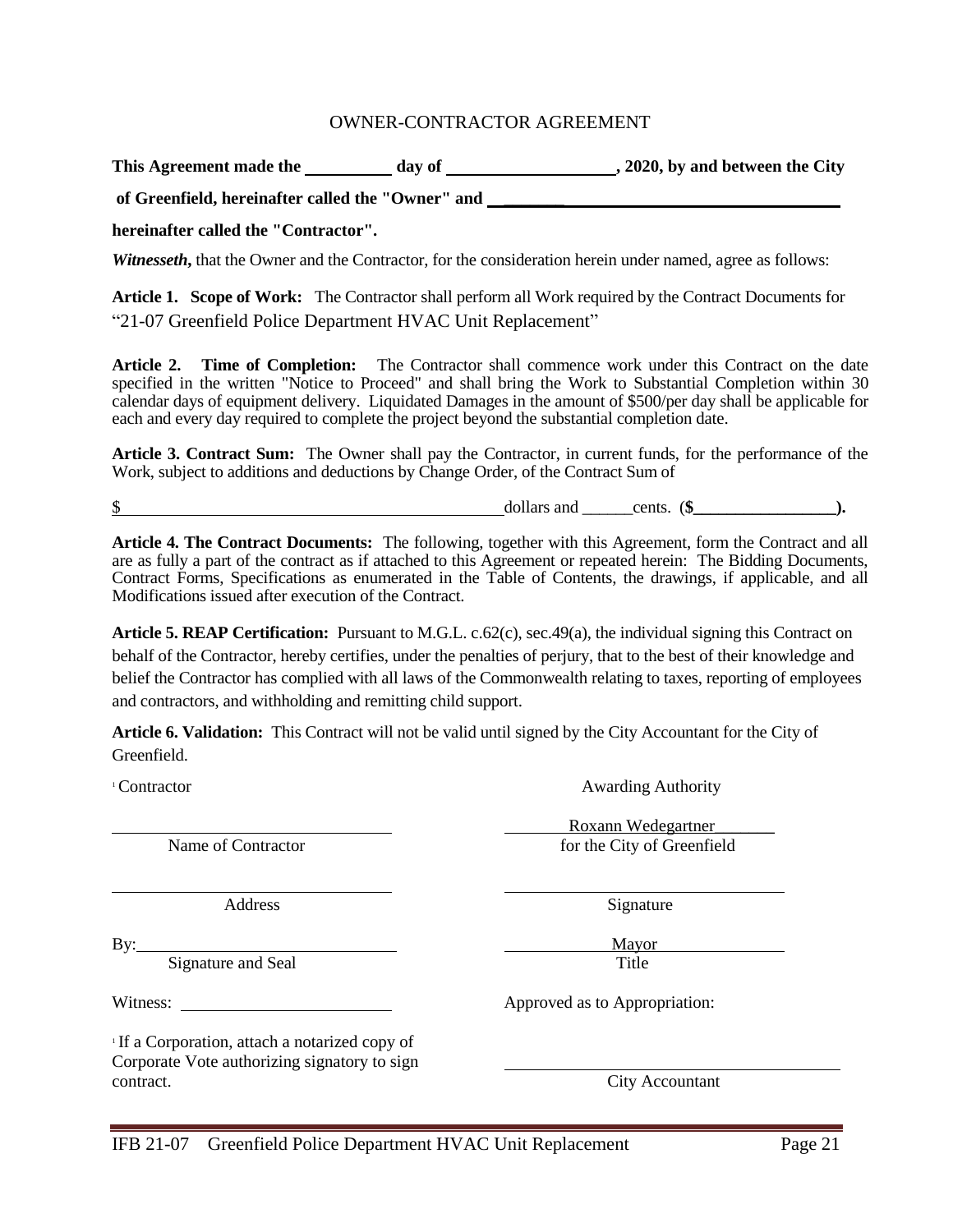# OWNER-CONTRACTOR AGREEMENT

**This Agreement made the \_\_\_\_\_\_\_\_\_\_ day of \_\_\_\_\_\_\_\_\_\_\_\_\_\_\_\_\_\_\_\_, 2020, by and between the City of Greenfield, hereinafter called the "Owner" and \_\_\_\_\_\_\_\_\_\_\_\_\_\_\_\_\_\_\_\_\_\_\_\_\_\_\_\_\_\_\_\_\_\_\_\_\_\_\_\_\_\_\_\_ hereinafter called the "Contractor".**

***Witnesseth*****,** that the Owner and the Contractor, for the consideration herein under named, agree as follows:

**Article 1. Scope of Work:** The Contractor shall perform all Work required by the Contract Documents for "21-07 Greenfield Police Department HVAC Unit Replacement"

**Article 2. Time of Completion:** The Contractor shall commence work under this Contract on the date specified in the written "Notice to Proceed" and shall bring the Work to Substantial Completion within 30 calendar days of equipment delivery. Liquidated Damages in the amount of $500/per day shall be applicable for each and every day required to complete the project beyond the substantial completion date.

**Article 3. Contract Sum:** The Owner shall pay the Contractor, in current funds, for the performance of the Work, subject to additions and deductions by Change Order, of the Contract Sum of

$\_\_\_\_\_\_\_\_\_\_\_\_\_\_\_\_\_\_\_\_\_\_\_\_\_\_\_\_\_\_\_\_\_\_\_\_\_\_\_\_\_\_\_\_dollars and \_\_\_\_\_\_cents. (**$\_\_\_\_\_\_\_\_\_\_\_\_\_\_\_\_\_).**

**Article 4. The Contract Documents:** The following, together with this Agreement, form the Contract and all are as fully a part of the contract as if attached to this Agreement or repeated herein: The Bidding Documents, Contract Forms, Specifications as enumerated in the Table of Contents, the drawings, if applicable, and all Modifications issued after execution of the Contract.

**Article 5. REAP Certification:** Pursuant to M.G.L. c.62(c), sec.49(a), the individual signing this Contract on behalf of the Contractor, hereby certifies, under the penalties of perjury, that to the best of their knowledge and belief the Contractor has complied with all laws of the Commonwealth relating to taxes, reporting of employees and contractors, and withholding and remitting child support.

**Article 6. Validation:** This Contract will not be valid until signed by the City Accountant for the City of Greenfield.

| [1] Contractor | Awarding Authority |
|---|---|
| \_\_\_\_\_\_\_\_\_\_\_\_\_\_\_\_\_\_\_\_\_\_\_\_\_\_\_\_ | Roxann Wedegartner |
| Name of Contractor | for the City of Greenfield |
| \_\_\_\_\_\_\_\_\_\_\_\_\_\_\_\_\_\_\_\_\_\_\_\_\_\_\_\_ | \_\_\_\_\_\_\_\_\_\_\_\_\_\_\_\_\_\_\_\_\_\_\_\_\_\_\_\_ |
| Address | Signature |
| By: \_\_\_\_\_\_\_\_\_\_\_\_\_\_\_\_\_\_\_\_\_\_\_\_\_\_ | Mayor |
| Signature and Seal | Title |
| Witness: \_\_\_\_\_\_\_\_\_\_\_\_\_\_\_\_\_\_\_\_\_\_ | Approved as to Appropriation: |
| | \_\_\_\_\_\_\_\_\_\_\_\_\_\_\_\_\_\_\_\_\_\_\_\_\_\_\_\_ |
| | City Accountant |

[1] If a Corporation, attach a notarized copy of Corporate Vote authorizing signatory to sign contract.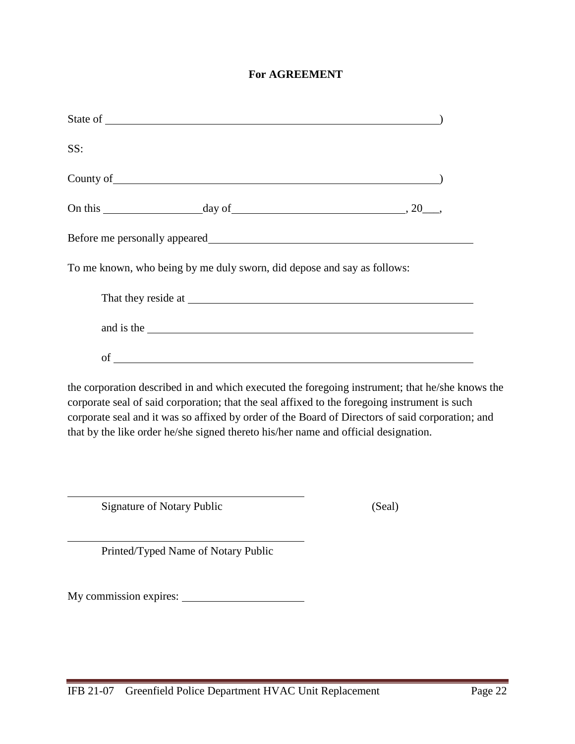**For AGREEMENT**

State of \_\_\_\_\_\_\_\_\_\_\_\_\_\_\_\_\_\_\_\_\_\_\_\_\_\_\_\_\_\_\_\_\_\_\_\_\_\_\_\_\_\_\_\_\_\_\_\_\_\_\_\_\_\_\_\_)

SS:

County of\_\_\_\_\_\_\_\_\_\_\_\_\_\_\_\_\_\_\_\_\_\_\_\_\_\_\_\_\_\_\_\_\_\_\_\_\_\_\_\_\_\_\_\_\_\_\_\_\_\_\_\_\_\_\_\_)

On this \_\_\_\_\_\_\_\_\_\_\_\_\_\_\_\_\_day of\_\_\_\_\_\_\_\_\_\_\_\_\_\_\_\_\_\_\_\_\_\_\_\_\_\_\_\_\_\_, 20\_\_\_,

Before me personally appeared\_\_\_\_\_\_\_\_\_\_\_\_\_\_\_\_\_\_\_\_\_\_\_\_\_\_\_\_\_\_\_\_\_\_\_\_\_\_\_\_\_\_\_\_\_\_\_

To me known, who being by me duly sworn, did depose and say as follows:

That they reside at \_\_\_\_\_\_\_\_\_\_\_\_\_\_\_\_\_\_\_\_\_\_\_\_\_\_\_\_\_\_\_\_\_\_\_\_\_\_\_\_\_\_\_\_\_\_\_\_\_\_\_

and is the \_\_\_\_\_\_\_\_\_\_\_\_\_\_\_\_\_\_\_\_\_\_\_\_\_\_\_\_\_\_\_\_\_\_\_\_\_\_\_\_\_\_\_\_\_\_\_\_\_\_\_\_\_\_\_\_\_\_\_

of \_\_\_\_\_\_\_\_\_\_\_\_\_\_\_\_\_\_\_\_\_\_\_\_\_\_\_\_\_\_\_\_\_\_\_\_\_\_\_\_\_\_\_\_\_\_\_\_\_\_\_\_\_\_\_\_\_\_\_\_\_\_\_\_

the corporation described in and which executed the foregoing instrument; that he/she knows the corporate seal of said corporation; that the seal affixed to the foregoing instrument is such corporate seal and it was so affixed by order of the Board of Directors of said corporation; and that by the like order he/she signed thereto his/her name and official designation.

\_\_\_\_\_\_\_\_\_\_\_\_\_\_\_\_\_\_\_\_\_\_\_\_\_\_\_\_\_\_\_\_\_\_\_\_\_\_\_\_\_\_\_\_

Signature of Notary Public (Seal)

\_\_\_\_\_\_\_\_\_\_\_\_\_\_\_\_\_\_\_\_\_\_\_\_\_\_\_\_\_\_\_\_\_\_\_\_\_\_\_\_\_\_\_\_

Printed/Typed Name of Notary Public

My commission expires: \_\_\_\_\_\_\_\_\_\_\_\_\_\_\_\_\_\_\_\_\_\_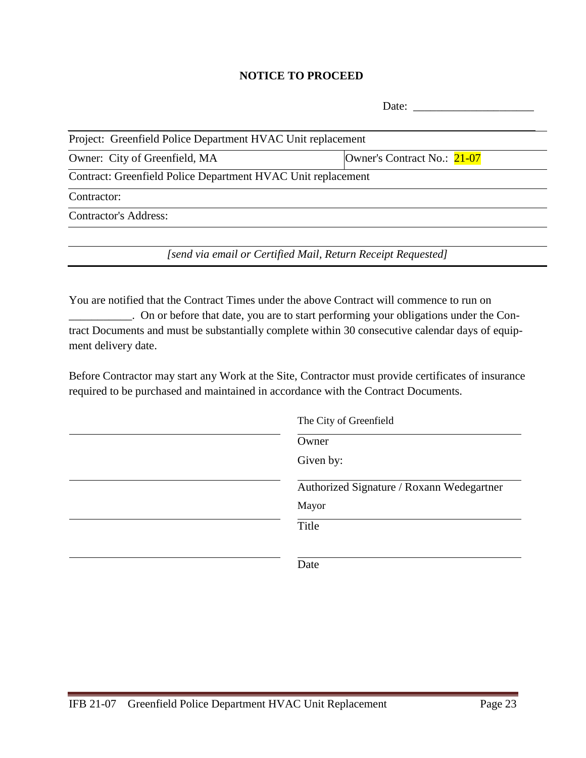# NOTICE TO PROCEED

Date: ____________________

| Project: Greenfield Police Department HVAC Unit replacement | |
|---|---|
| Owner: City of Greenfield, MA | Owner's Contract No.: 21-07 |
| Contract: Greenfield Police Department HVAC Unit replacement | |
| Contractor: | |
| Contractor's Address: | |
| | |

*[send via email or Certified Mail, Return Receipt Requested]*

You are notified that the Contract Times under the above Contract will commence to run on ___________. On or before that date, you are to start performing your obligations under the Contract Documents and must be substantially complete within 30 consecutive calendar days of equipment delivery date.

Before Contractor may start any Work at the Site, Contractor must provide certificates of insurance required to be purchased and maintained in accordance with the Contract Documents.

The City of Greenfield

Owner

Given by:

Authorized Signature / Roxann Wedegartner

Mayor

Title

Date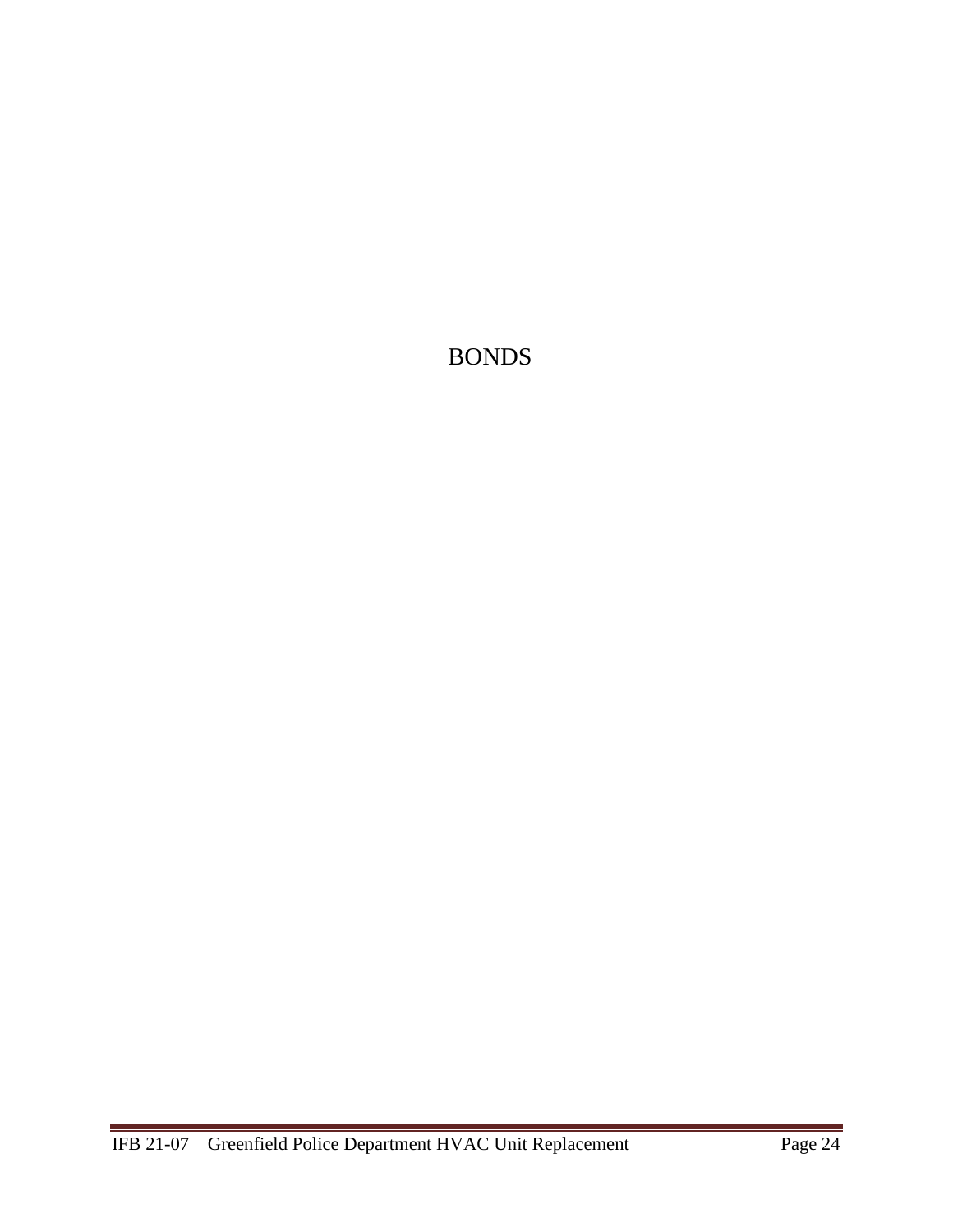# BONDS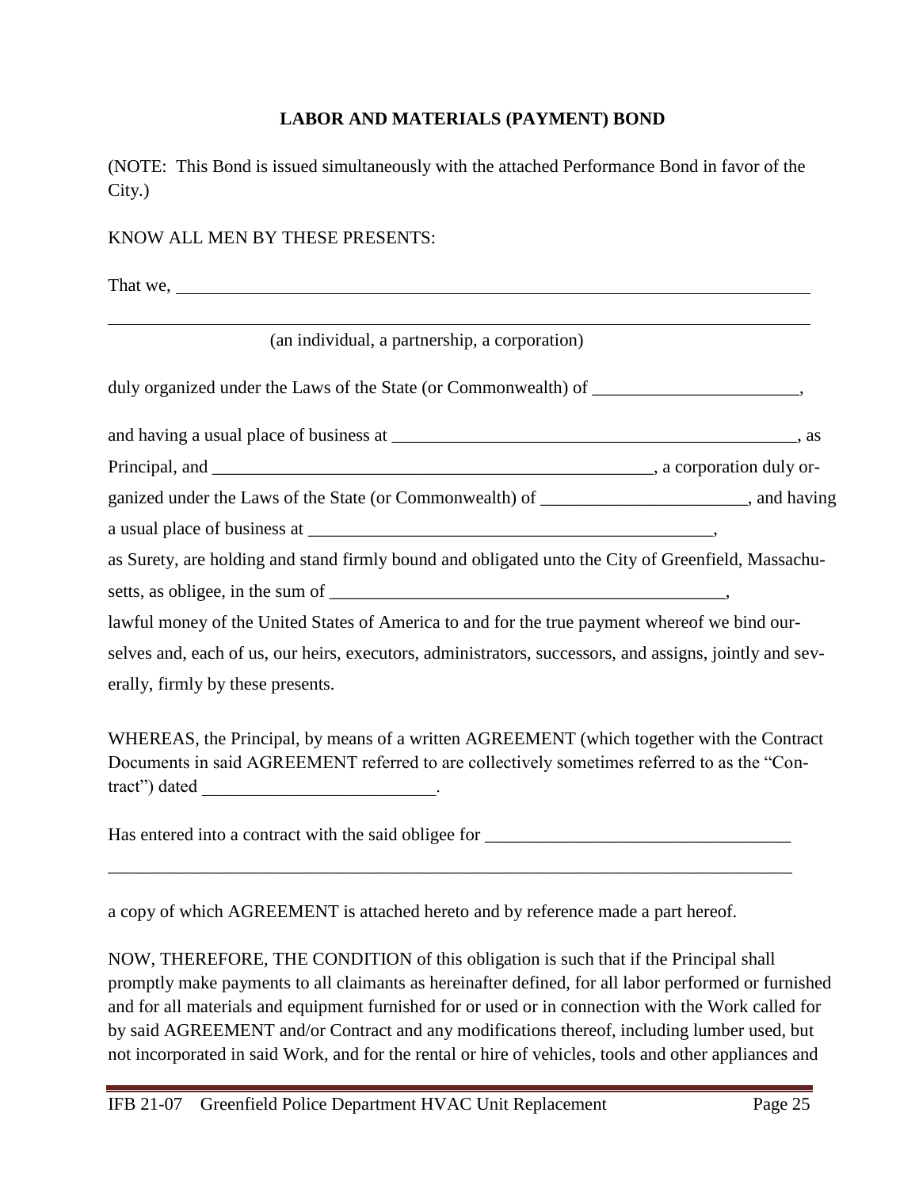**LABOR AND MATERIALS (PAYMENT) BOND**

(NOTE: This Bond is issued simultaneously with the attached Performance Bond in favor of the City.)

KNOW ALL MEN BY THESE PRESENTS:

That we, ___________________________________________________________________________

___________________________________________________________________________
(an individual, a partnership, a corporation)

duly organized under the Laws of the State (or Commonwealth) of _______________________,

and having a usual place of business at ______________________________________________, as Principal, and ___________________________________________________, a corporation duly organized under the Laws of the State (or Commonwealth) of _______________________, and having a usual place of business at ______________________________________________,
as Surety, are holding and stand firmly bound and obligated unto the City of Greenfield, Massachusetts, as obligee, in the sum of _____________________________________________,
lawful money of the United States of America to and for the true payment whereof we bind ourselves and, each of us, our heirs, executors, administrators, successors, and assigns, jointly and severally, firmly by these presents.

WHEREAS, the Principal, by means of a written AGREEMENT (which together with the Contract Documents in said AGREEMENT referred to are collectively sometimes referred to as the "Contract") dated __________________________.

Has entered into a contract with the said obligee for __________________________________

___________________________________________________________________________

a copy of which AGREEMENT is attached hereto and by reference made a part hereof.

NOW, THEREFORE, THE CONDITION of this obligation is such that if the Principal shall promptly make payments to all claimants as hereinafter defined, for all labor performed or furnished and for all materials and equipment furnished for or used or in connection with the Work called for by said AGREEMENT and/or Contract and any modifications thereof, including lumber used, but not incorporated in said Work, and for the rental or hire of vehicles, tools and other appliances and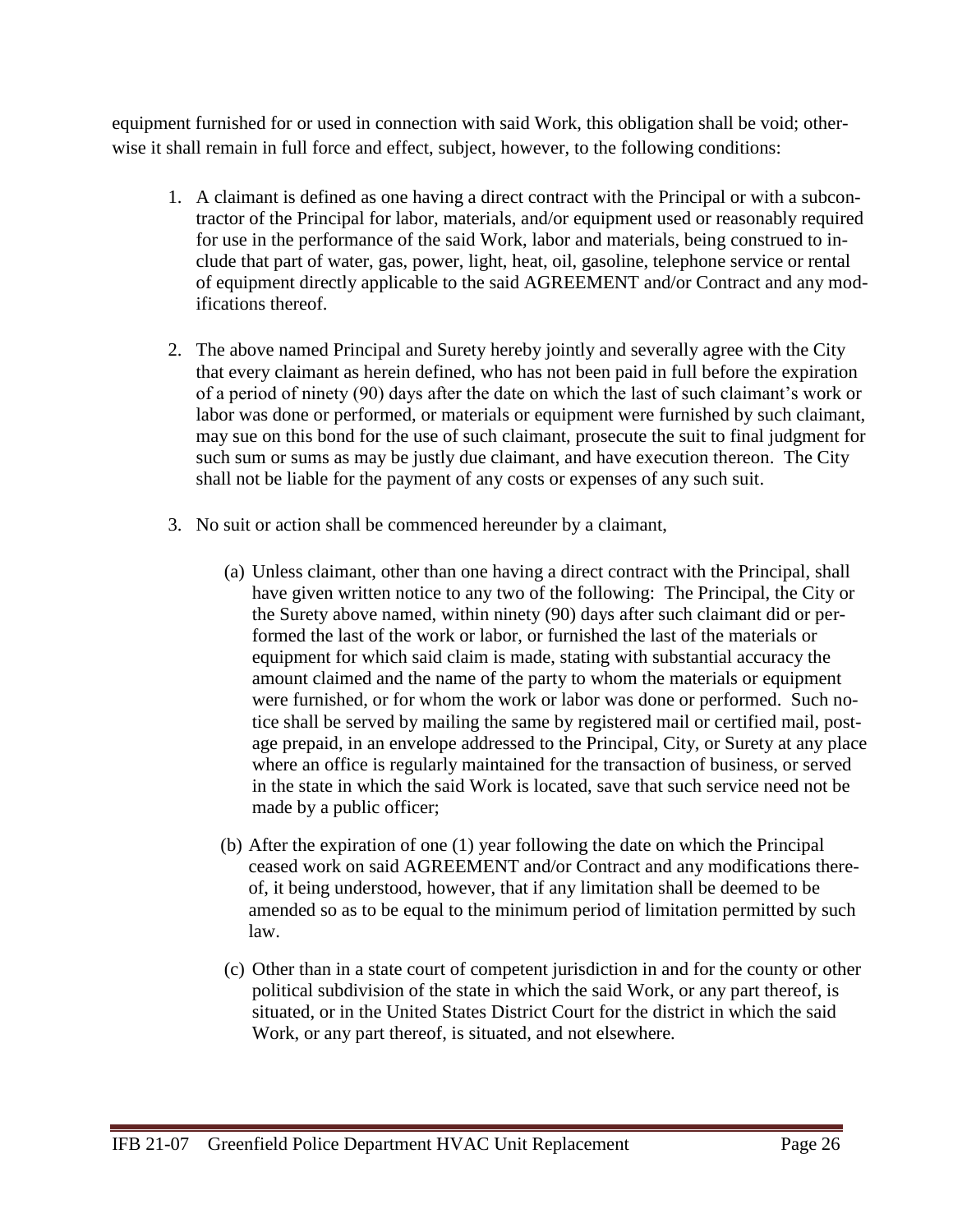equipment furnished for or used in connection with said Work, this obligation shall be void; otherwise it shall remain in full force and effect, subject, however, to the following conditions:

1. A claimant is defined as one having a direct contract with the Principal or with a subcontractor of the Principal for labor, materials, and/or equipment used or reasonably required for use in the performance of the said Work, labor and materials, being construed to include that part of water, gas, power, light, heat, oil, gasoline, telephone service or rental of equipment directly applicable to the said AGREEMENT and/or Contract and any modifications thereof.

2. The above named Principal and Surety hereby jointly and severally agree with the City that every claimant as herein defined, who has not been paid in full before the expiration of a period of ninety (90) days after the date on which the last of such claimant's work or labor was done or performed, or materials or equipment were furnished by such claimant, may sue on this bond for the use of such claimant, prosecute the suit to final judgment for such sum or sums as may be justly due claimant, and have execution thereon. The City shall not be liable for the payment of any costs or expenses of any such suit.

3. No suit or action shall be commenced hereunder by a claimant,

   (a) Unless claimant, other than one having a direct contract with the Principal, shall have given written notice to any two of the following: The Principal, the City or the Surety above named, within ninety (90) days after such claimant did or performed the last of the work or labor, or furnished the last of the materials or equipment for which said claim is made, stating with substantial accuracy the amount claimed and the name of the party to whom the materials or equipment were furnished, or for whom the work or labor was done or performed. Such notice shall be served by mailing the same by registered mail or certified mail, postage prepaid, in an envelope addressed to the Principal, City, or Surety at any place where an office is regularly maintained for the transaction of business, or served in the state in which the said Work is located, save that such service need not be made by a public officer;

   (b) After the expiration of one (1) year following the date on which the Principal ceased work on said AGREEMENT and/or Contract and any modifications thereof, it being understood, however, that if any limitation shall be deemed to be amended so as to be equal to the minimum period of limitation permitted by such law.

   (c) Other than in a state court of competent jurisdiction in and for the county or other political subdivision of the state in which the said Work, or any part thereof, is situated, or in the United States District Court for the district in which the said Work, or any part thereof, is situated, and not elsewhere.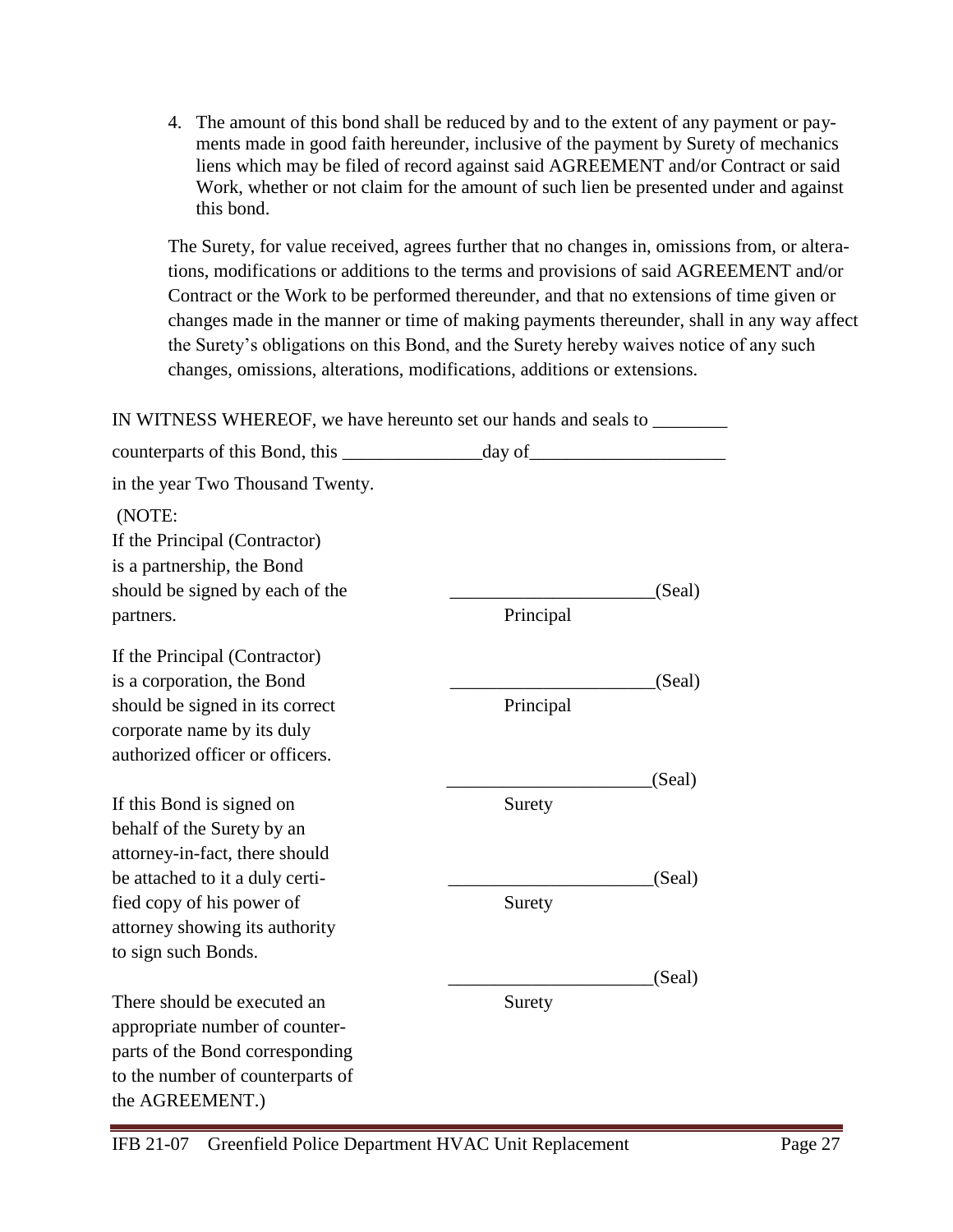4. The amount of this bond shall be reduced by and to the extent of any payment or payments made in good faith hereunder, inclusive of the payment by Surety of mechanics liens which may be filed of record against said AGREEMENT and/or Contract or said Work, whether or not claim for the amount of such lien be presented under and against this bond.

The Surety, for value received, agrees further that no changes in, omissions from, or alterations, modifications or additions to the terms and provisions of said AGREEMENT and/or Contract or the Work to be performed thereunder, and that no extensions of time given or changes made in the manner or time of making payments thereunder, shall in any way affect the Surety's obligations on this Bond, and the Surety hereby waives notice of any such changes, omissions, alterations, modifications, additions or extensions.

IN WITNESS WHEREOF, we have hereunto set our hands and seals to ________ counterparts of this Bond, this _______________day of_____________________ in the year Two Thousand Twenty.

(NOTE:
If the Principal (Contractor) is a partnership, the Bond should be signed by each of the partners.

If the Principal (Contractor) is a corporation, the Bond should be signed in its correct corporate name by its duly authorized officer or officers.

If this Bond is signed on behalf of the Surety by an attorney-in-fact, there should be attached to it a duly certified copy of his power of attorney showing its authority to sign such Bonds.

There should be executed an appropriate number of counterparts of the Bond corresponding to the number of counterparts of the AGREEMENT.)

______________________(Seal)
Principal

______________________(Seal)
Principal

______________________(Seal)
Surety

______________________(Seal)
Surety

______________________(Seal)
Surety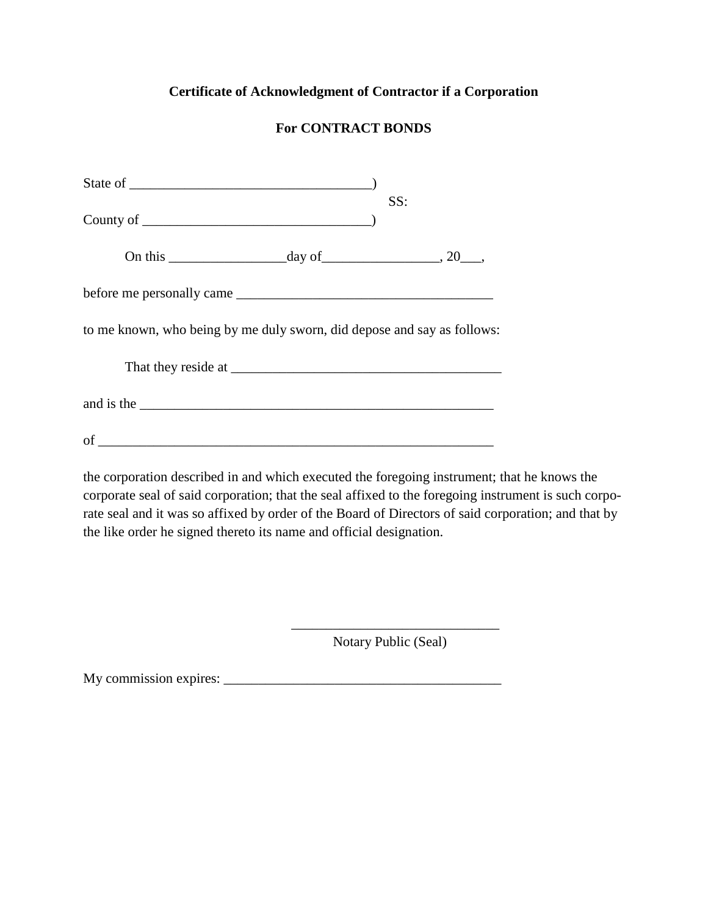**Certificate of Acknowledgment of Contractor if a Corporation**

**For CONTRACT BONDS**

State of ___________________________________)
SS:
County of _________________________________)

On this _________________day of_________________, 20___,

before me personally came _____________________________________

to me known, who being by me duly sworn, did depose and say as follows:

That they reside at _______________________________________

and is the _____________________________________________________

of __________________________________________________________

the corporation described in and which executed the foregoing instrument; that he knows the corporate seal of said corporation; that the seal affixed to the foregoing instrument is such corporate seal and it was so affixed by order of the Board of Directors of said corporation; and that by the like order he signed thereto its name and official designation.

______________________________
Notary Public (Seal)

My commission expires: ________________________________________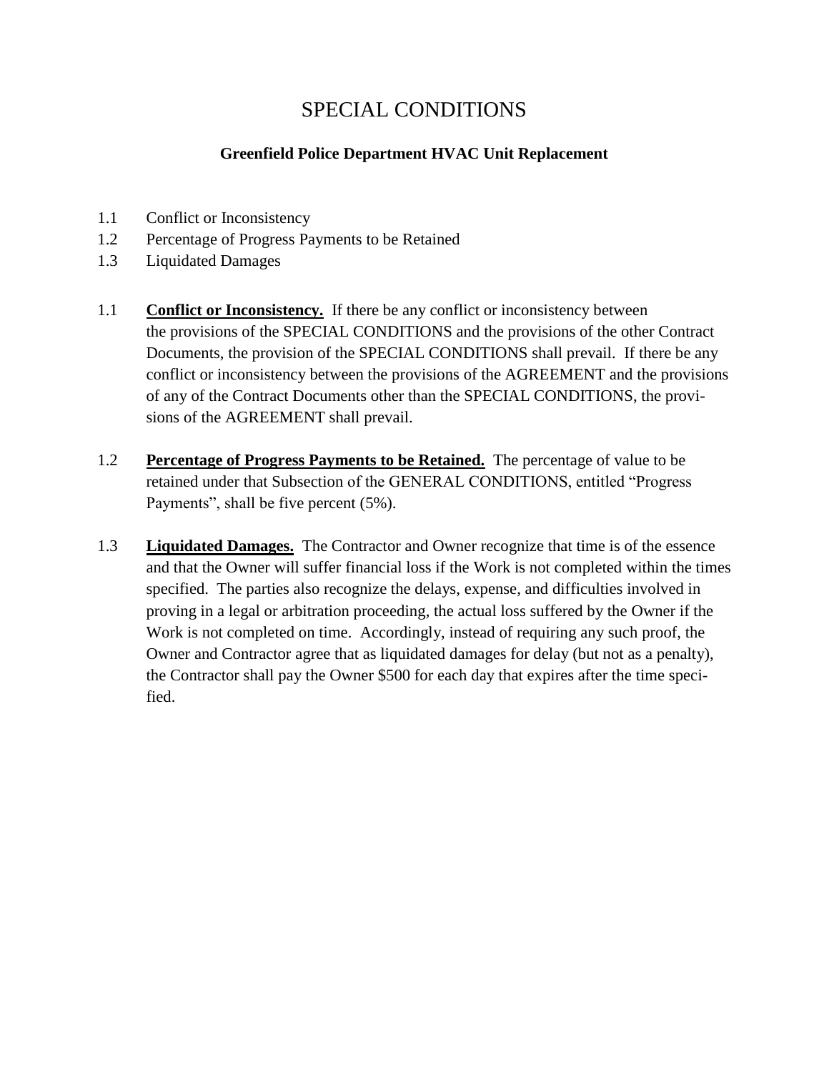# SPECIAL CONDITIONS

## Greenfield Police Department HVAC Unit Replacement

1.1 Conflict or Inconsistency
1.2 Percentage of Progress Payments to be Retained
1.3 Liquidated Damages

1.1 **Conflict or Inconsistency.** If there be any conflict or inconsistency between the provisions of the SPECIAL CONDITIONS and the provisions of the other Contract Documents, the provision of the SPECIAL CONDITIONS shall prevail. If there be any conflict or inconsistency between the provisions of the AGREEMENT and the provisions of any of the Contract Documents other than the SPECIAL CONDITIONS, the provisions of the AGREEMENT shall prevail.

1.2 **Percentage of Progress Payments to be Retained.** The percentage of value to be retained under that Subsection of the GENERAL CONDITIONS, entitled "Progress Payments", shall be five percent (5%).

1.3 **Liquidated Damages.** The Contractor and Owner recognize that time is of the essence and that the Owner will suffer financial loss if the Work is not completed within the times specified. The parties also recognize the delays, expense, and difficulties involved in proving in a legal or arbitration proceeding, the actual loss suffered by the Owner if the Work is not completed on time. Accordingly, instead of requiring any such proof, the Owner and Contractor agree that as liquidated damages for delay (but not as a penalty), the Contractor shall pay the Owner $500 for each day that expires after the time specified.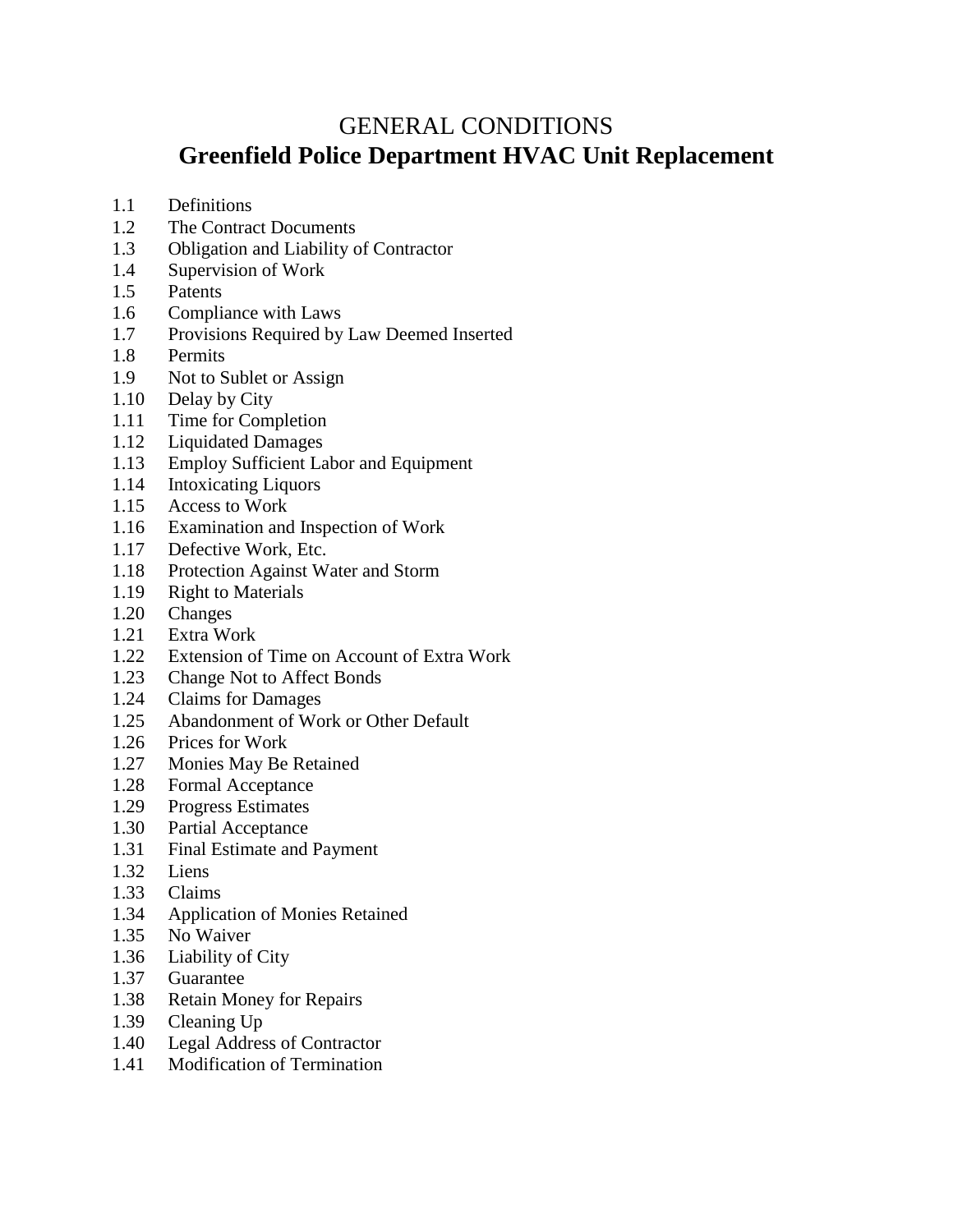# GENERAL CONDITIONS

## Greenfield Police Department HVAC Unit Replacement

1.1 Definitions
1.2 The Contract Documents
1.3 Obligation and Liability of Contractor
1.4 Supervision of Work
1.5 Patents
1.6 Compliance with Laws
1.7 Provisions Required by Law Deemed Inserted
1.8 Permits
1.9 Not to Sublet or Assign
1.10 Delay by City
1.11 Time for Completion
1.12 Liquidated Damages
1.13 Employ Sufficient Labor and Equipment
1.14 Intoxicating Liquors
1.15 Access to Work
1.16 Examination and Inspection of Work
1.17 Defective Work, Etc.
1.18 Protection Against Water and Storm
1.19 Right to Materials
1.20 Changes
1.21 Extra Work
1.22 Extension of Time on Account of Extra Work
1.23 Change Not to Affect Bonds
1.24 Claims for Damages
1.25 Abandonment of Work or Other Default
1.26 Prices for Work
1.27 Monies May Be Retained
1.28 Formal Acceptance
1.29 Progress Estimates
1.30 Partial Acceptance
1.31 Final Estimate and Payment
1.32 Liens
1.33 Claims
1.34 Application of Monies Retained
1.35 No Waiver
1.36 Liability of City
1.37 Guarantee
1.38 Retain Money for Repairs
1.39 Cleaning Up
1.40 Legal Address of Contractor
1.41 Modification of Termination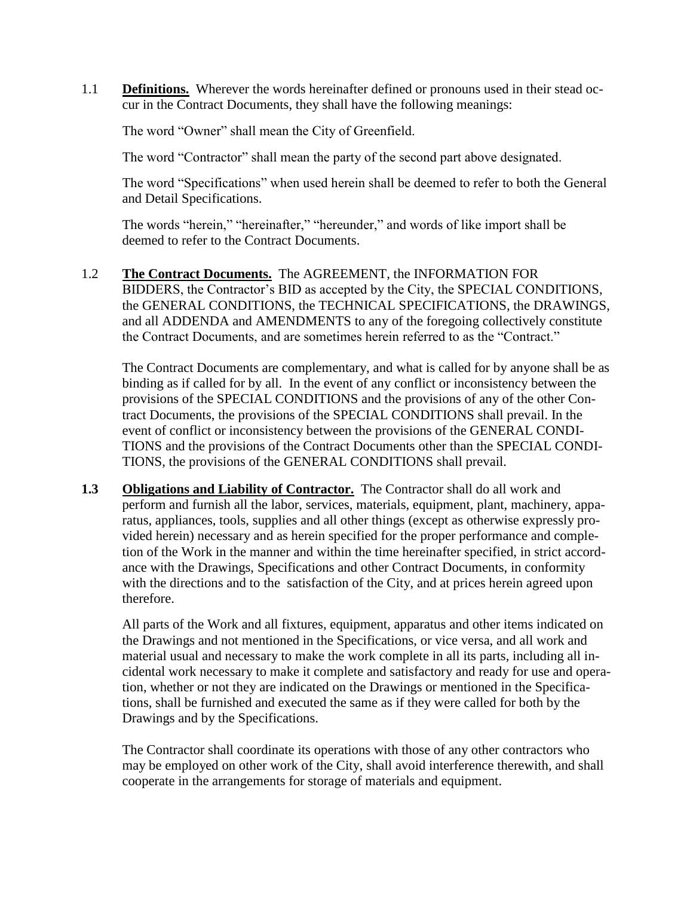1.1 **Definitions.** Wherever the words hereinafter defined or pronouns used in their stead occur in the Contract Documents, they shall have the following meanings:

The word "Owner" shall mean the City of Greenfield.

The word "Contractor" shall mean the party of the second part above designated.

The word "Specifications" when used herein shall be deemed to refer to both the General and Detail Specifications.

The words "herein," "hereinafter," "hereunder," and words of like import shall be deemed to refer to the Contract Documents.

1.2 **The Contract Documents.** The AGREEMENT, the INFORMATION FOR BIDDERS, the Contractor's BID as accepted by the City, the SPECIAL CONDITIONS, the GENERAL CONDITIONS, the TECHNICAL SPECIFICATIONS, the DRAWINGS, and all ADDENDA and AMENDMENTS to any of the foregoing collectively constitute the Contract Documents, and are sometimes herein referred to as the "Contract."

The Contract Documents are complementary, and what is called for by anyone shall be as binding as if called for by all. In the event of any conflict or inconsistency between the provisions of the SPECIAL CONDITIONS and the provisions of any of the other Contract Documents, the provisions of the SPECIAL CONDITIONS shall prevail. In the event of conflict or inconsistency between the provisions of the GENERAL CONDITIONS and the provisions of the Contract Documents other than the SPECIAL CONDITIONS, the provisions of the GENERAL CONDITIONS shall prevail.

**1.3** **Obligations and Liability of Contractor.** The Contractor shall do all work and perform and furnish all the labor, services, materials, equipment, plant, machinery, apparatus, appliances, tools, supplies and all other things (except as otherwise expressly provided herein) necessary and as herein specified for the proper performance and completion of the Work in the manner and within the time hereinafter specified, in strict accordance with the Drawings, Specifications and other Contract Documents, in conformity with the directions and to the satisfaction of the City, and at prices herein agreed upon therefore.

All parts of the Work and all fixtures, equipment, apparatus and other items indicated on the Drawings and not mentioned in the Specifications, or vice versa, and all work and material usual and necessary to make the work complete in all its parts, including all incidental work necessary to make it complete and satisfactory and ready for use and operation, whether or not they are indicated on the Drawings or mentioned in the Specifications, shall be furnished and executed the same as if they were called for both by the Drawings and by the Specifications.

The Contractor shall coordinate its operations with those of any other contractors who may be employed on other work of the City, shall avoid interference therewith, and shall cooperate in the arrangements for storage of materials and equipment.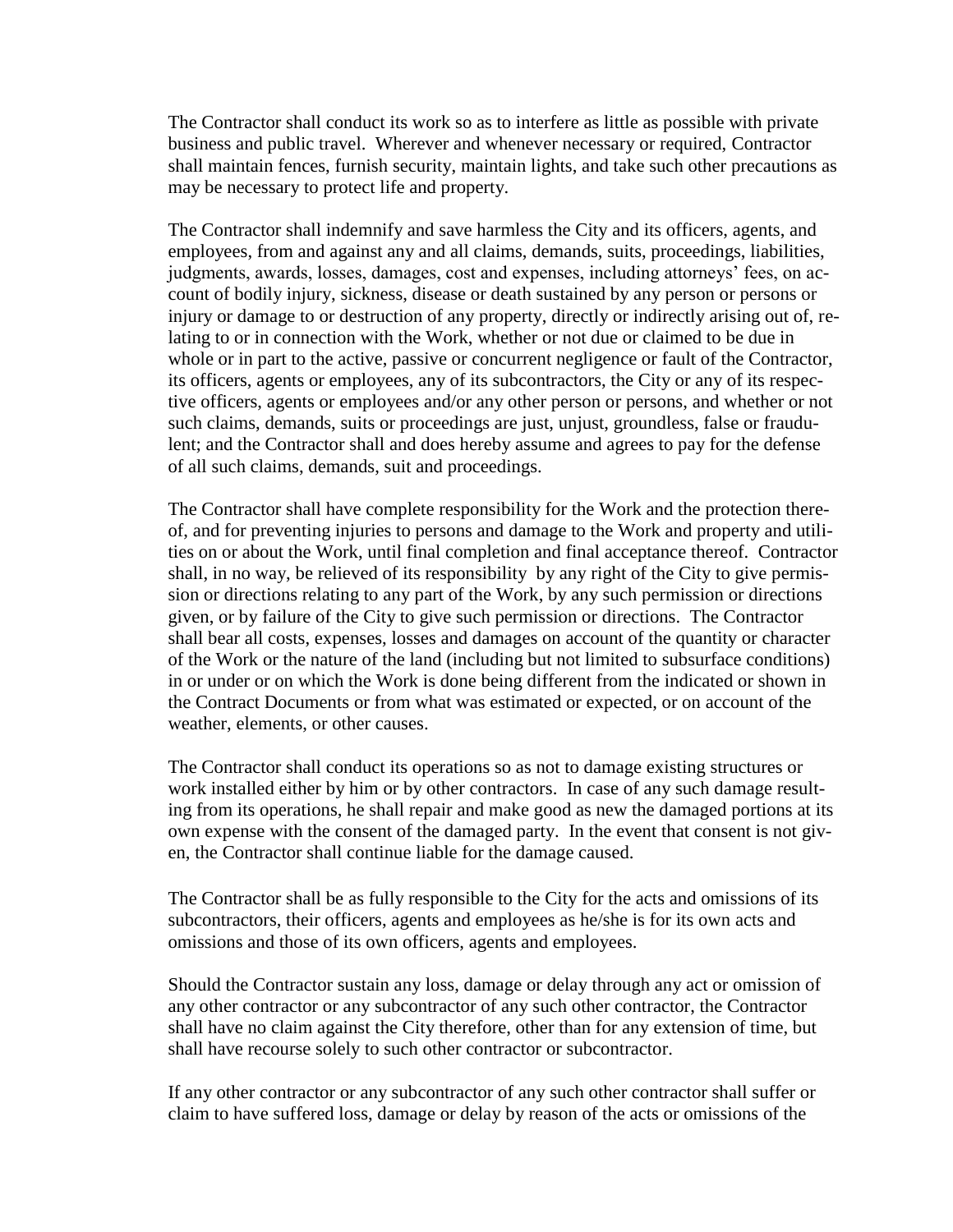The Contractor shall conduct its work so as to interfere as little as possible with private business and public travel. Wherever and whenever necessary or required, Contractor shall maintain fences, furnish security, maintain lights, and take such other precautions as may be necessary to protect life and property.

The Contractor shall indemnify and save harmless the City and its officers, agents, and employees, from and against any and all claims, demands, suits, proceedings, liabilities, judgments, awards, losses, damages, cost and expenses, including attorneys' fees, on account of bodily injury, sickness, disease or death sustained by any person or persons or injury or damage to or destruction of any property, directly or indirectly arising out of, relating to or in connection with the Work, whether or not due or claimed to be due in whole or in part to the active, passive or concurrent negligence or fault of the Contractor, its officers, agents or employees, any of its subcontractors, the City or any of its respective officers, agents or employees and/or any other person or persons, and whether or not such claims, demands, suits or proceedings are just, unjust, groundless, false or fraudulent; and the Contractor shall and does hereby assume and agrees to pay for the defense of all such claims, demands, suit and proceedings.

The Contractor shall have complete responsibility for the Work and the protection thereof, and for preventing injuries to persons and damage to the Work and property and utilities on or about the Work, until final completion and final acceptance thereof. Contractor shall, in no way, be relieved of its responsibility by any right of the City to give permission or directions relating to any part of the Work, by any such permission or directions given, or by failure of the City to give such permission or directions. The Contractor shall bear all costs, expenses, losses and damages on account of the quantity or character of the Work or the nature of the land (including but not limited to subsurface conditions) in or under or on which the Work is done being different from the indicated or shown in the Contract Documents or from what was estimated or expected, or on account of the weather, elements, or other causes.

The Contractor shall conduct its operations so as not to damage existing structures or work installed either by him or by other contractors. In case of any such damage resulting from its operations, he shall repair and make good as new the damaged portions at its own expense with the consent of the damaged party. In the event that consent is not given, the Contractor shall continue liable for the damage caused.

The Contractor shall be as fully responsible to the City for the acts and omissions of its subcontractors, their officers, agents and employees as he/she is for its own acts and omissions and those of its own officers, agents and employees.

Should the Contractor sustain any loss, damage or delay through any act or omission of any other contractor or any subcontractor of any such other contractor, the Contractor shall have no claim against the City therefore, other than for any extension of time, but shall have recourse solely to such other contractor or subcontractor.

If any other contractor or any subcontractor of any such other contractor shall suffer or claim to have suffered loss, damage or delay by reason of the acts or omissions of the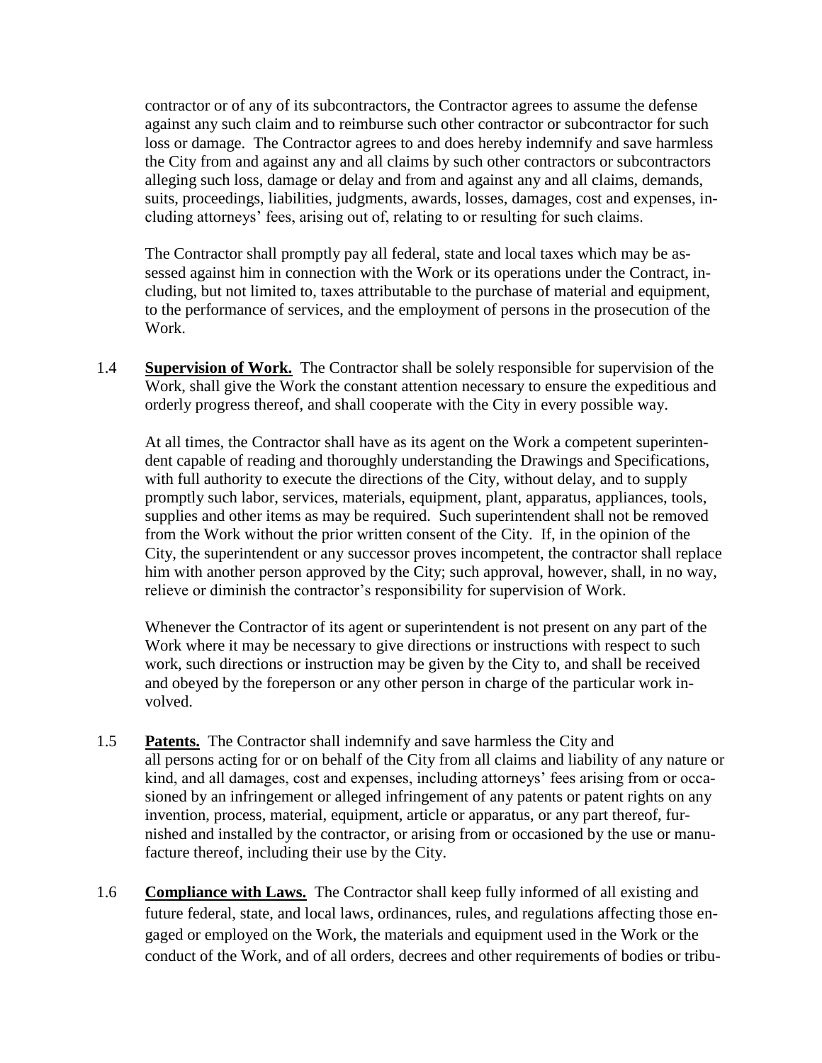contractor or of any of its subcontractors, the Contractor agrees to assume the defense against any such claim and to reimburse such other contractor or subcontractor for such loss or damage. The Contractor agrees to and does hereby indemnify and save harmless the City from and against any and all claims by such other contractors or subcontractors alleging such loss, damage or delay and from and against any and all claims, demands, suits, proceedings, liabilities, judgments, awards, losses, damages, cost and expenses, including attorneys' fees, arising out of, relating to or resulting for such claims.

The Contractor shall promptly pay all federal, state and local taxes which may be assessed against him in connection with the Work or its operations under the Contract, including, but not limited to, taxes attributable to the purchase of material and equipment, to the performance of services, and the employment of persons in the prosecution of the Work.

1.4 **Supervision of Work.** The Contractor shall be solely responsible for supervision of the Work, shall give the Work the constant attention necessary to ensure the expeditious and orderly progress thereof, and shall cooperate with the City in every possible way.

At all times, the Contractor shall have as its agent on the Work a competent superintendent capable of reading and thoroughly understanding the Drawings and Specifications, with full authority to execute the directions of the City, without delay, and to supply promptly such labor, services, materials, equipment, plant, apparatus, appliances, tools, supplies and other items as may be required. Such superintendent shall not be removed from the Work without the prior written consent of the City. If, in the opinion of the City, the superintendent or any successor proves incompetent, the contractor shall replace him with another person approved by the City; such approval, however, shall, in no way, relieve or diminish the contractor's responsibility for supervision of Work.

Whenever the Contractor of its agent or superintendent is not present on any part of the Work where it may be necessary to give directions or instructions with respect to such work, such directions or instruction may be given by the City to, and shall be received and obeyed by the foreperson or any other person in charge of the particular work involved.

1.5 **Patents.** The Contractor shall indemnify and save harmless the City and all persons acting for or on behalf of the City from all claims and liability of any nature or kind, and all damages, cost and expenses, including attorneys' fees arising from or occasioned by an infringement or alleged infringement of any patents or patent rights on any invention, process, material, equipment, article or apparatus, or any part thereof, furnished and installed by the contractor, or arising from or occasioned by the use or manufacture thereof, including their use by the City.

1.6 **Compliance with Laws.** The Contractor shall keep fully informed of all existing and future federal, state, and local laws, ordinances, rules, and regulations affecting those engaged or employed on the Work, the materials and equipment used in the Work or the conduct of the Work, and of all orders, decrees and other requirements of bodies or tribu-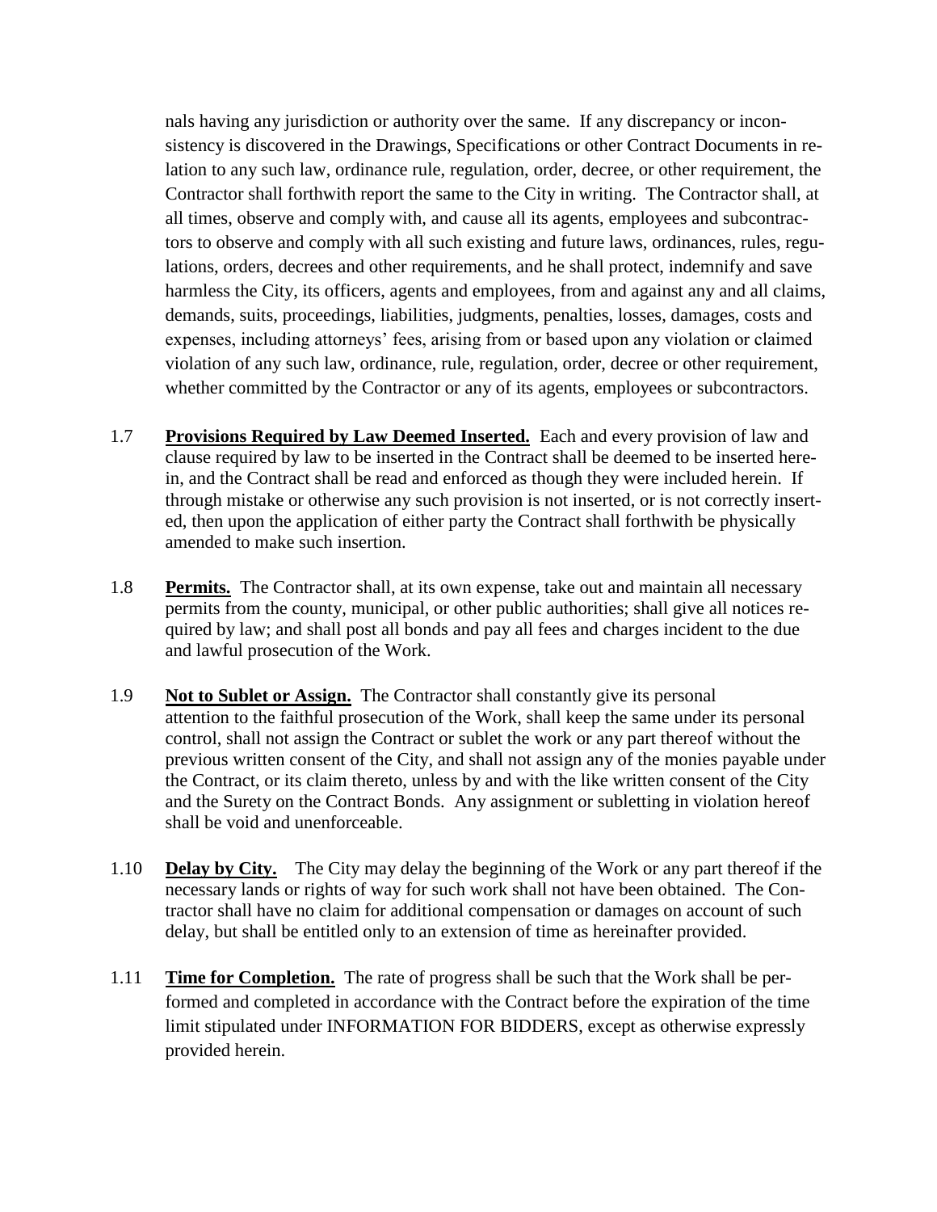nals having any jurisdiction or authority over the same. If any discrepancy or inconsistency is discovered in the Drawings, Specifications or other Contract Documents in relation to any such law, ordinance rule, regulation, order, decree, or other requirement, the Contractor shall forthwith report the same to the City in writing. The Contractor shall, at all times, observe and comply with, and cause all its agents, employees and subcontractors to observe and comply with all such existing and future laws, ordinances, rules, regulations, orders, decrees and other requirements, and he shall protect, indemnify and save harmless the City, its officers, agents and employees, from and against any and all claims, demands, suits, proceedings, liabilities, judgments, penalties, losses, damages, costs and expenses, including attorneys' fees, arising from or based upon any violation or claimed violation of any such law, ordinance, rule, regulation, order, decree or other requirement, whether committed by the Contractor or any of its agents, employees or subcontractors.

1.7 **Provisions Required by Law Deemed Inserted.** Each and every provision of law and clause required by law to be inserted in the Contract shall be deemed to be inserted herein, and the Contract shall be read and enforced as though they were included herein. If through mistake or otherwise any such provision is not inserted, or is not correctly inserted, then upon the application of either party the Contract shall forthwith be physically amended to make such insertion.

1.8 **Permits.** The Contractor shall, at its own expense, take out and maintain all necessary permits from the county, municipal, or other public authorities; shall give all notices required by law; and shall post all bonds and pay all fees and charges incident to the due and lawful prosecution of the Work.

1.9 **Not to Sublet or Assign.** The Contractor shall constantly give its personal attention to the faithful prosecution of the Work, shall keep the same under its personal control, shall not assign the Contract or sublet the work or any part thereof without the previous written consent of the City, and shall not assign any of the monies payable under the Contract, or its claim thereto, unless by and with the like written consent of the City and the Surety on the Contract Bonds. Any assignment or subletting in violation hereof shall be void and unenforceable.

1.10 **Delay by City.** The City may delay the beginning of the Work or any part thereof if the necessary lands or rights of way for such work shall not have been obtained. The Contractor shall have no claim for additional compensation or damages on account of such delay, but shall be entitled only to an extension of time as hereinafter provided.

1.11 **Time for Completion.** The rate of progress shall be such that the Work shall be performed and completed in accordance with the Contract before the expiration of the time limit stipulated under INFORMATION FOR BIDDERS, except as otherwise expressly provided herein.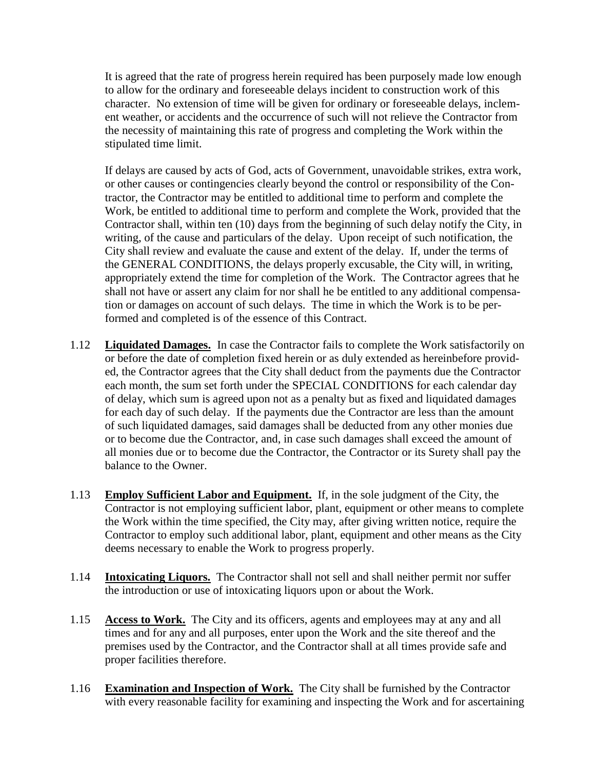It is agreed that the rate of progress herein required has been purposely made low enough to allow for the ordinary and foreseeable delays incident to construction work of this character. No extension of time will be given for ordinary or foreseeable delays, inclement weather, or accidents and the occurrence of such will not relieve the Contractor from the necessity of maintaining this rate of progress and completing the Work within the stipulated time limit.

If delays are caused by acts of God, acts of Government, unavoidable strikes, extra work, or other causes or contingencies clearly beyond the control or responsibility of the Contractor, the Contractor may be entitled to additional time to perform and complete the Work, be entitled to additional time to perform and complete the Work, provided that the Contractor shall, within ten (10) days from the beginning of such delay notify the City, in writing, of the cause and particulars of the delay. Upon receipt of such notification, the City shall review and evaluate the cause and extent of the delay. If, under the terms of the GENERAL CONDITIONS, the delays properly excusable, the City will, in writing, appropriately extend the time for completion of the Work. The Contractor agrees that he shall not have or assert any claim for nor shall he be entitled to any additional compensation or damages on account of such delays. The time in which the Work is to be performed and completed is of the essence of this Contract.

1.12 **Liquidated Damages.** In case the Contractor fails to complete the Work satisfactorily on or before the date of completion fixed herein or as duly extended as hereinbefore provided, the Contractor agrees that the City shall deduct from the payments due the Contractor each month, the sum set forth under the SPECIAL CONDITIONS for each calendar day of delay, which sum is agreed upon not as a penalty but as fixed and liquidated damages for each day of such delay. If the payments due the Contractor are less than the amount of such liquidated damages, said damages shall be deducted from any other monies due or to become due the Contractor, and, in case such damages shall exceed the amount of all monies due or to become due the Contractor, the Contractor or its Surety shall pay the balance to the Owner.

1.13 **Employ Sufficient Labor and Equipment.** If, in the sole judgment of the City, the Contractor is not employing sufficient labor, plant, equipment or other means to complete the Work within the time specified, the City may, after giving written notice, require the Contractor to employ such additional labor, plant, equipment and other means as the City deems necessary to enable the Work to progress properly.

1.14 **Intoxicating Liquors.** The Contractor shall not sell and shall neither permit nor suffer the introduction or use of intoxicating liquors upon or about the Work.

1.15 **Access to Work.** The City and its officers, agents and employees may at any and all times and for any and all purposes, enter upon the Work and the site thereof and the premises used by the Contractor, and the Contractor shall at all times provide safe and proper facilities therefore.

1.16 **Examination and Inspection of Work.** The City shall be furnished by the Contractor with every reasonable facility for examining and inspecting the Work and for ascertaining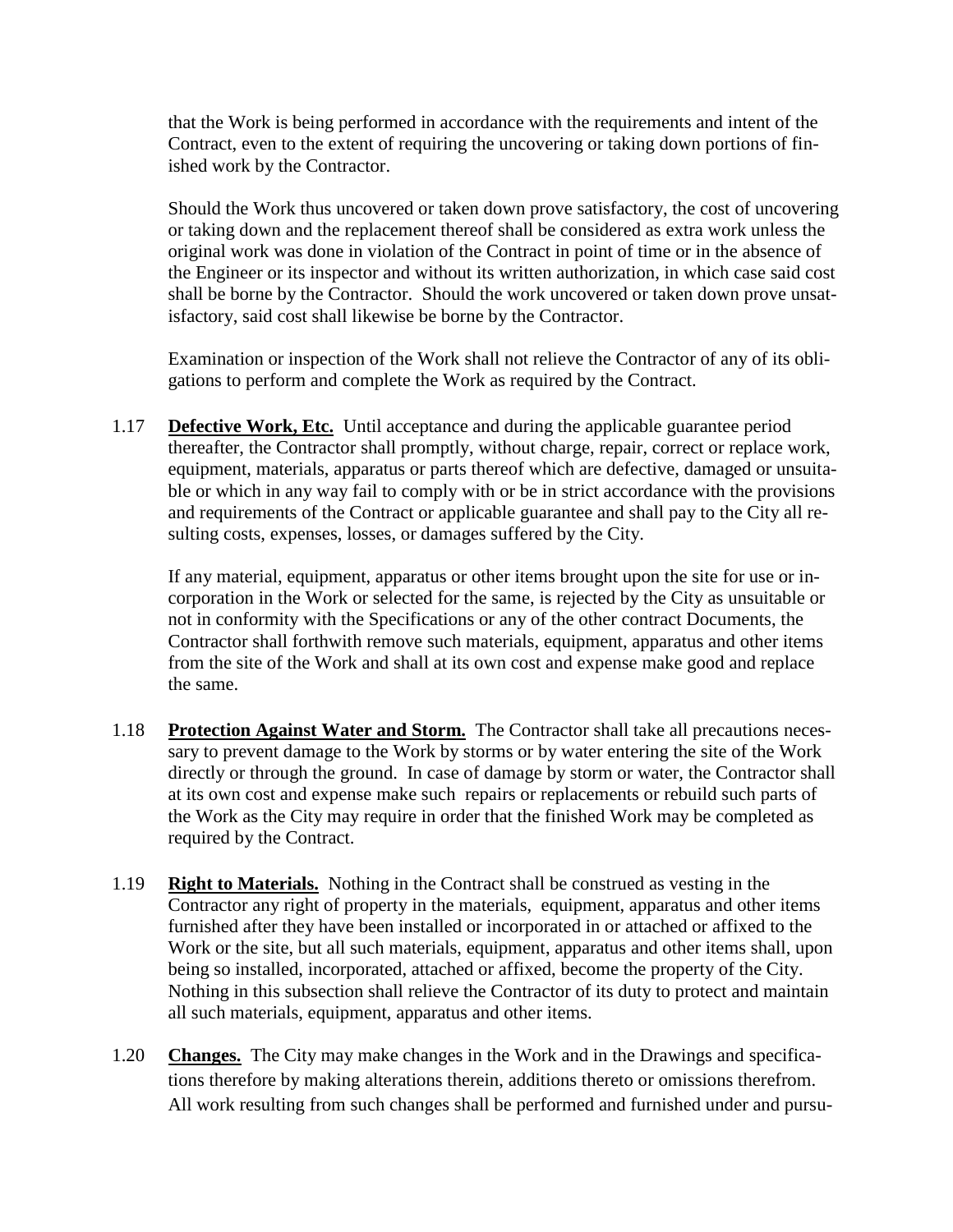that the Work is being performed in accordance with the requirements and intent of the Contract, even to the extent of requiring the uncovering or taking down portions of finished work by the Contractor.

Should the Work thus uncovered or taken down prove satisfactory, the cost of uncovering or taking down and the replacement thereof shall be considered as extra work unless the original work was done in violation of the Contract in point of time or in the absence of the Engineer or its inspector and without its written authorization, in which case said cost shall be borne by the Contractor. Should the work uncovered or taken down prove unsatisfactory, said cost shall likewise be borne by the Contractor.

Examination or inspection of the Work shall not relieve the Contractor of any of its obligations to perform and complete the Work as required by the Contract.

1.17 **Defective Work, Etc.** Until acceptance and during the applicable guarantee period thereafter, the Contractor shall promptly, without charge, repair, correct or replace work, equipment, materials, apparatus or parts thereof which are defective, damaged or unsuitable or which in any way fail to comply with or be in strict accordance with the provisions and requirements of the Contract or applicable guarantee and shall pay to the City all resulting costs, expenses, losses, or damages suffered by the City.

If any material, equipment, apparatus or other items brought upon the site for use or incorporation in the Work or selected for the same, is rejected by the City as unsuitable or not in conformity with the Specifications or any of the other contract Documents, the Contractor shall forthwith remove such materials, equipment, apparatus and other items from the site of the Work and shall at its own cost and expense make good and replace the same.

1.18 **Protection Against Water and Storm.** The Contractor shall take all precautions necessary to prevent damage to the Work by storms or by water entering the site of the Work directly or through the ground. In case of damage by storm or water, the Contractor shall at its own cost and expense make such repairs or replacements or rebuild such parts of the Work as the City may require in order that the finished Work may be completed as required by the Contract.

1.19 **Right to Materials.** Nothing in the Contract shall be construed as vesting in the Contractor any right of property in the materials, equipment, apparatus and other items furnished after they have been installed or incorporated in or attached or affixed to the Work or the site, but all such materials, equipment, apparatus and other items shall, upon being so installed, incorporated, attached or affixed, become the property of the City. Nothing in this subsection shall relieve the Contractor of its duty to protect and maintain all such materials, equipment, apparatus and other items.

1.20 **Changes.** The City may make changes in the Work and in the Drawings and specifications therefore by making alterations therein, additions thereto or omissions therefrom. All work resulting from such changes shall be performed and furnished under and pursu-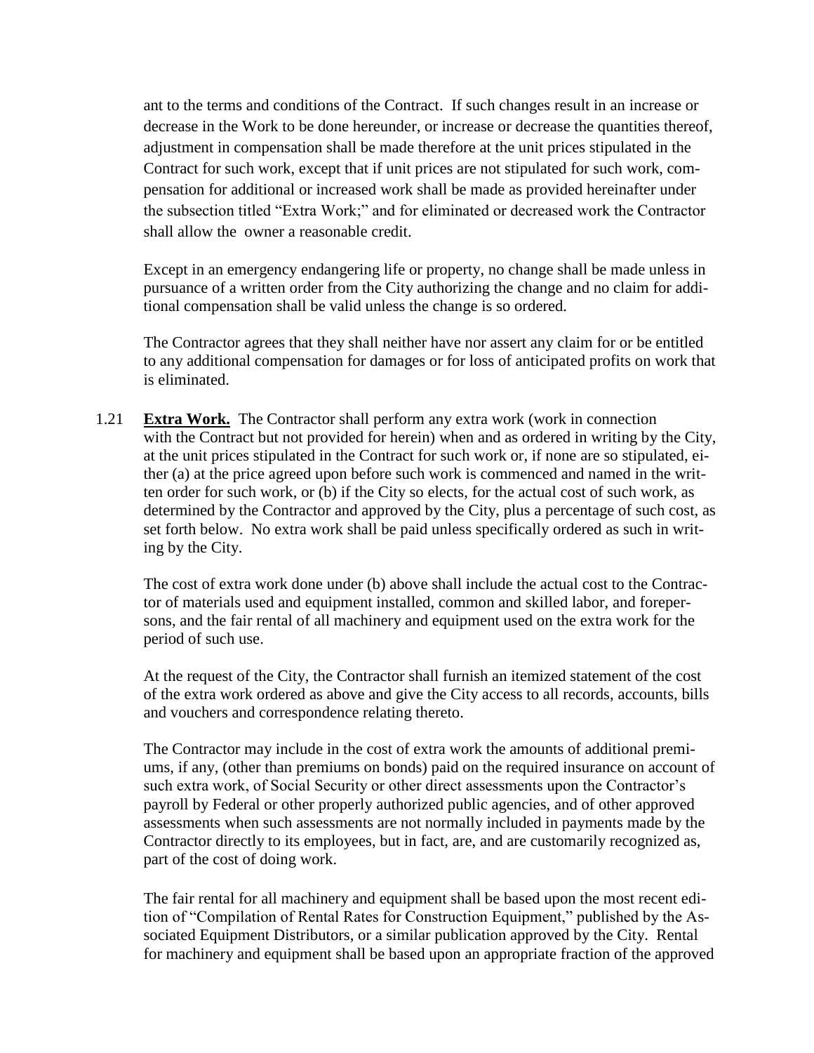ant to the terms and conditions of the Contract. If such changes result in an increase or decrease in the Work to be done hereunder, or increase or decrease the quantities thereof, adjustment in compensation shall be made therefore at the unit prices stipulated in the Contract for such work, except that if unit prices are not stipulated for such work, compensation for additional or increased work shall be made as provided hereinafter under the subsection titled "Extra Work;" and for eliminated or decreased work the Contractor shall allow the owner a reasonable credit.

Except in an emergency endangering life or property, no change shall be made unless in pursuance of a written order from the City authorizing the change and no claim for additional compensation shall be valid unless the change is so ordered.

The Contractor agrees that they shall neither have nor assert any claim for or be entitled to any additional compensation for damages or for loss of anticipated profits on work that is eliminated.

1.21 **Extra Work.** The Contractor shall perform any extra work (work in connection with the Contract but not provided for herein) when and as ordered in writing by the City, at the unit prices stipulated in the Contract for such work or, if none are so stipulated, either (a) at the price agreed upon before such work is commenced and named in the written order for such work, or (b) if the City so elects, for the actual cost of such work, as determined by the Contractor and approved by the City, plus a percentage of such cost, as set forth below. No extra work shall be paid unless specifically ordered as such in writing by the City.

The cost of extra work done under (b) above shall include the actual cost to the Contractor of materials used and equipment installed, common and skilled labor, and forepersons, and the fair rental of all machinery and equipment used on the extra work for the period of such use.

At the request of the City, the Contractor shall furnish an itemized statement of the cost of the extra work ordered as above and give the City access to all records, accounts, bills and vouchers and correspondence relating thereto.

The Contractor may include in the cost of extra work the amounts of additional premiums, if any, (other than premiums on bonds) paid on the required insurance on account of such extra work, of Social Security or other direct assessments upon the Contractor's payroll by Federal or other properly authorized public agencies, and of other approved assessments when such assessments are not normally included in payments made by the Contractor directly to its employees, but in fact, are, and are customarily recognized as, part of the cost of doing work.

The fair rental for all machinery and equipment shall be based upon the most recent edition of "Compilation of Rental Rates for Construction Equipment," published by the Associated Equipment Distributors, or a similar publication approved by the City. Rental for machinery and equipment shall be based upon an appropriate fraction of the approved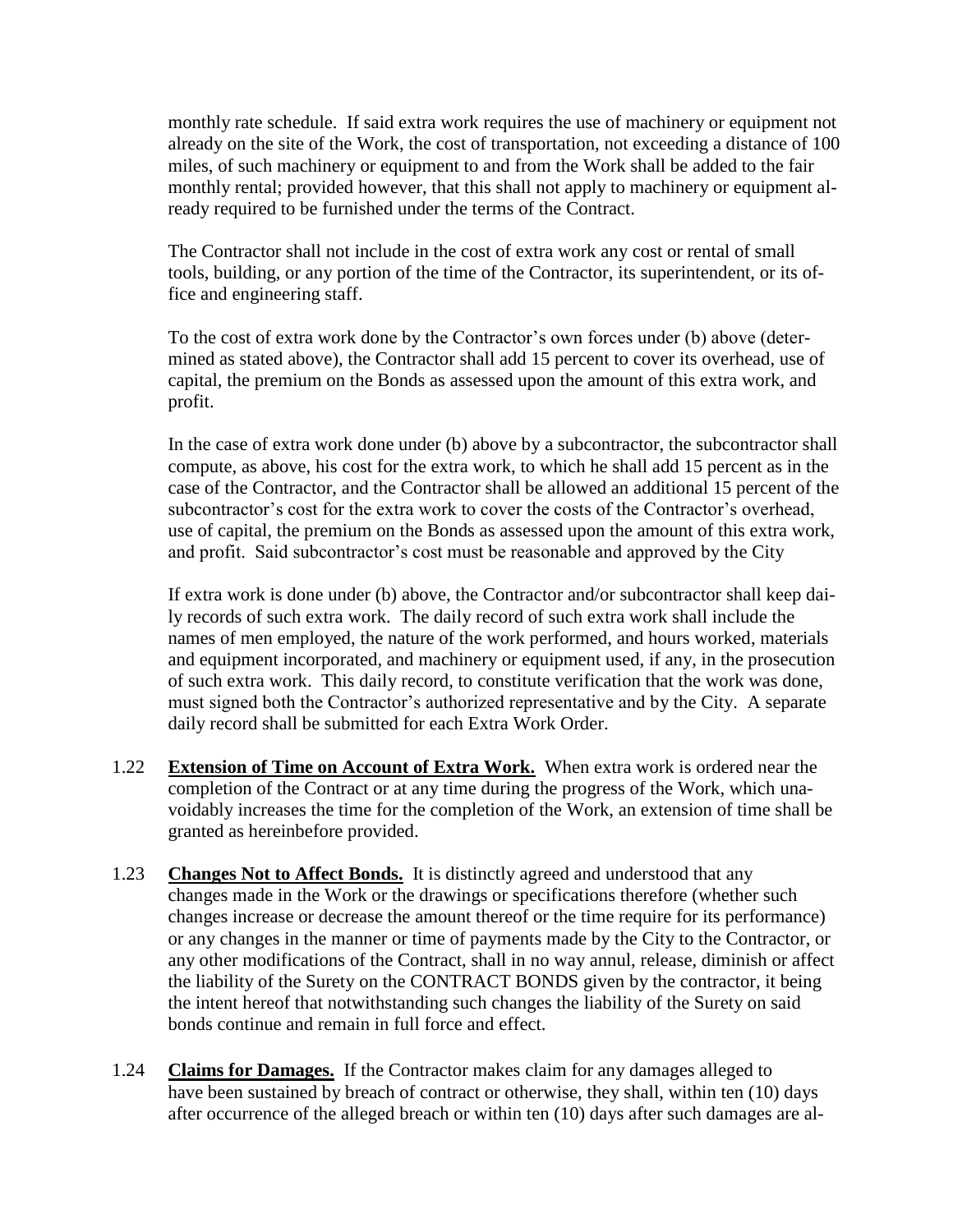monthly rate schedule. If said extra work requires the use of machinery or equipment not already on the site of the Work, the cost of transportation, not exceeding a distance of 100 miles, of such machinery or equipment to and from the Work shall be added to the fair monthly rental; provided however, that this shall not apply to machinery or equipment already required to be furnished under the terms of the Contract.

The Contractor shall not include in the cost of extra work any cost or rental of small tools, building, or any portion of the time of the Contractor, its superintendent, or its office and engineering staff.

To the cost of extra work done by the Contractor's own forces under (b) above (determined as stated above), the Contractor shall add 15 percent to cover its overhead, use of capital, the premium on the Bonds as assessed upon the amount of this extra work, and profit.

In the case of extra work done under (b) above by a subcontractor, the subcontractor shall compute, as above, his cost for the extra work, to which he shall add 15 percent as in the case of the Contractor, and the Contractor shall be allowed an additional 15 percent of the subcontractor's cost for the extra work to cover the costs of the Contractor's overhead, use of capital, the premium on the Bonds as assessed upon the amount of this extra work, and profit. Said subcontractor's cost must be reasonable and approved by the City

If extra work is done under (b) above, the Contractor and/or subcontractor shall keep daily records of such extra work. The daily record of such extra work shall include the names of men employed, the nature of the work performed, and hours worked, materials and equipment incorporated, and machinery or equipment used, if any, in the prosecution of such extra work. This daily record, to constitute verification that the work was done, must signed both the Contractor's authorized representative and by the City. A separate daily record shall be submitted for each Extra Work Order.

1.22 **Extension of Time on Account of Extra Work.** When extra work is ordered near the completion of the Contract or at any time during the progress of the Work, which unavoidably increases the time for the completion of the Work, an extension of time shall be granted as hereinbefore provided.

1.23 **Changes Not to Affect Bonds.** It is distinctly agreed and understood that any changes made in the Work or the drawings or specifications therefore (whether such changes increase or decrease the amount thereof or the time require for its performance) or any changes in the manner or time of payments made by the City to the Contractor, or any other modifications of the Contract, shall in no way annul, release, diminish or affect the liability of the Surety on the CONTRACT BONDS given by the contractor, it being the intent hereof that notwithstanding such changes the liability of the Surety on said bonds continue and remain in full force and effect.

1.24 **Claims for Damages.** If the Contractor makes claim for any damages alleged to have been sustained by breach of contract or otherwise, they shall, within ten (10) days after occurrence of the alleged breach or within ten (10) days after such damages are al-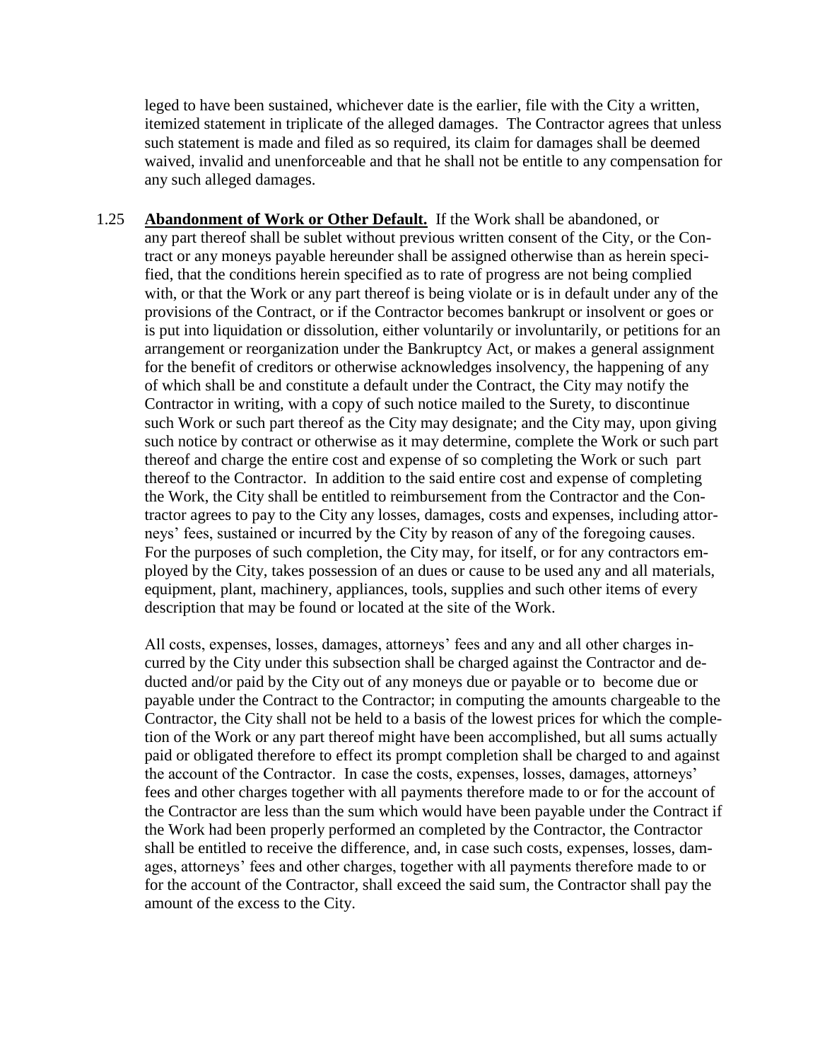leged to have been sustained, whichever date is the earlier, file with the City a written, itemized statement in triplicate of the alleged damages. The Contractor agrees that unless such statement is made and filed as so required, its claim for damages shall be deemed waived, invalid and unenforceable and that he shall not be entitle to any compensation for any such alleged damages.

1.25 **Abandonment of Work or Other Default.** If the Work shall be abandoned, or any part thereof shall be sublet without previous written consent of the City, or the Contract or any moneys payable hereunder shall be assigned otherwise than as herein specified, that the conditions herein specified as to rate of progress are not being complied with, or that the Work or any part thereof is being violate or is in default under any of the provisions of the Contract, or if the Contractor becomes bankrupt or insolvent or goes or is put into liquidation or dissolution, either voluntarily or involuntarily, or petitions for an arrangement or reorganization under the Bankruptcy Act, or makes a general assignment for the benefit of creditors or otherwise acknowledges insolvency, the happening of any of which shall be and constitute a default under the Contract, the City may notify the Contractor in writing, with a copy of such notice mailed to the Surety, to discontinue such Work or such part thereof as the City may designate; and the City may, upon giving such notice by contract or otherwise as it may determine, complete the Work or such part thereof and charge the entire cost and expense of so completing the Work or such part thereof to the Contractor. In addition to the said entire cost and expense of completing the Work, the City shall be entitled to reimbursement from the Contractor and the Contractor agrees to pay to the City any losses, damages, costs and expenses, including attorneys' fees, sustained or incurred by the City by reason of any of the foregoing causes. For the purposes of such completion, the City may, for itself, or for any contractors employed by the City, takes possession of an dues or cause to be used any and all materials, equipment, plant, machinery, appliances, tools, supplies and such other items of every description that may be found or located at the site of the Work.

All costs, expenses, losses, damages, attorneys' fees and any and all other charges incurred by the City under this subsection shall be charged against the Contractor and deducted and/or paid by the City out of any moneys due or payable or to become due or payable under the Contract to the Contractor; in computing the amounts chargeable to the Contractor, the City shall not be held to a basis of the lowest prices for which the completion of the Work or any part thereof might have been accomplished, but all sums actually paid or obligated therefore to effect its prompt completion shall be charged to and against the account of the Contractor. In case the costs, expenses, losses, damages, attorneys' fees and other charges together with all payments therefore made to or for the account of the Contractor are less than the sum which would have been payable under the Contract if the Work had been properly performed an completed by the Contractor, the Contractor shall be entitled to receive the difference, and, in case such costs, expenses, losses, damages, attorneys' fees and other charges, together with all payments therefore made to or for the account of the Contractor, shall exceed the said sum, the Contractor shall pay the amount of the excess to the City.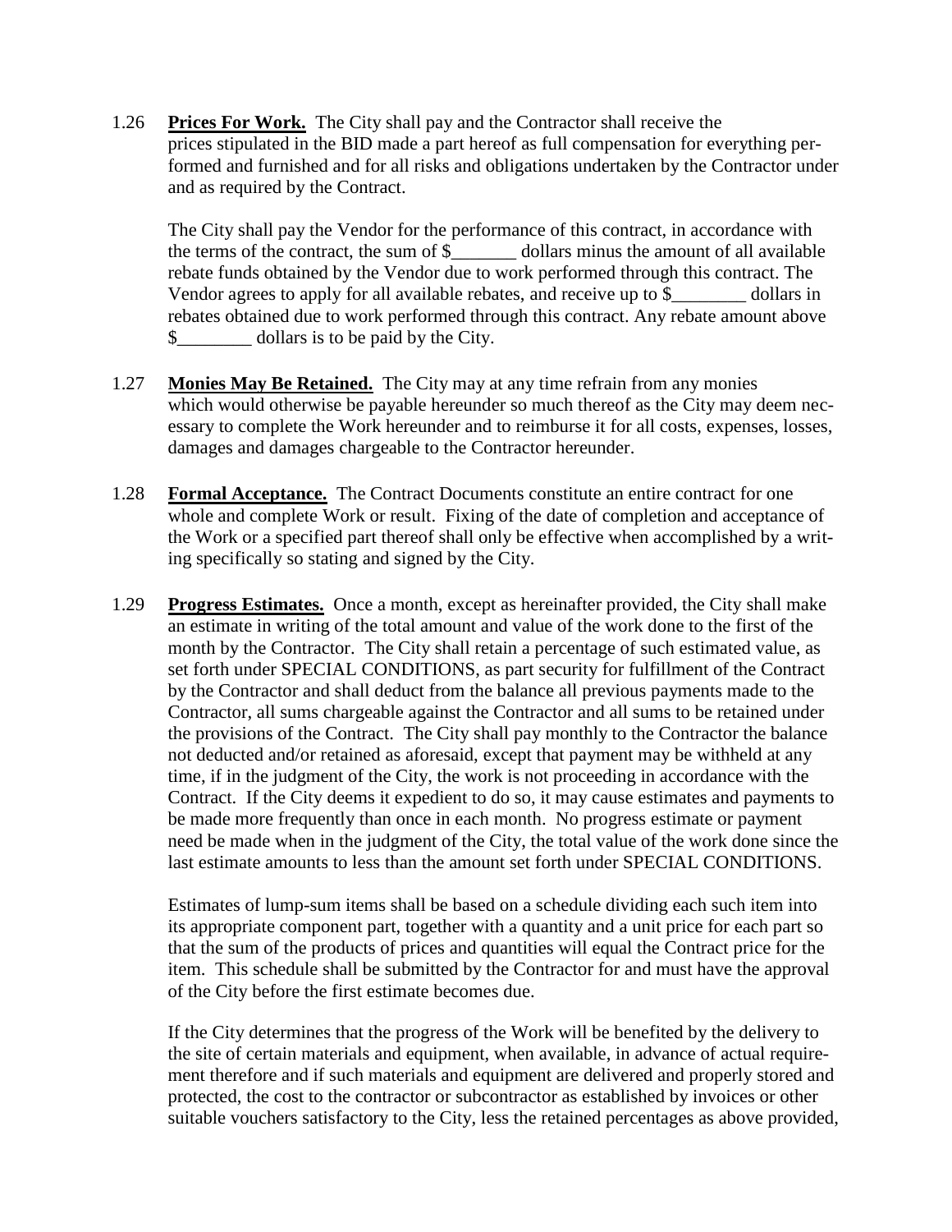1.26 **Prices For Work.** The City shall pay and the Contractor shall receive the prices stipulated in the BID made a part hereof as full compensation for everything performed and furnished and for all risks and obligations undertaken by the Contractor under and as required by the Contract.

The City shall pay the Vendor for the performance of this contract, in accordance with the terms of the contract, the sum of $_______ dollars minus the amount of all available rebate funds obtained by the Vendor due to work performed through this contract. The Vendor agrees to apply for all available rebates, and receive up to $________ dollars in rebates obtained due to work performed through this contract. Any rebate amount above $________ dollars is to be paid by the City.

1.27 **Monies May Be Retained.** The City may at any time refrain from any monies which would otherwise be payable hereunder so much thereof as the City may deem necessary to complete the Work hereunder and to reimburse it for all costs, expenses, losses, damages and damages chargeable to the Contractor hereunder.

1.28 **Formal Acceptance.** The Contract Documents constitute an entire contract for one whole and complete Work or result. Fixing of the date of completion and acceptance of the Work or a specified part thereof shall only be effective when accomplished by a writing specifically so stating and signed by the City.

1.29 **Progress Estimates.** Once a month, except as hereinafter provided, the City shall make an estimate in writing of the total amount and value of the work done to the first of the month by the Contractor. The City shall retain a percentage of such estimated value, as set forth under SPECIAL CONDITIONS, as part security for fulfillment of the Contract by the Contractor and shall deduct from the balance all previous payments made to the Contractor, all sums chargeable against the Contractor and all sums to be retained under the provisions of the Contract. The City shall pay monthly to the Contractor the balance not deducted and/or retained as aforesaid, except that payment may be withheld at any time, if in the judgment of the City, the work is not proceeding in accordance with the Contract. If the City deems it expedient to do so, it may cause estimates and payments to be made more frequently than once in each month. No progress estimate or payment need be made when in the judgment of the City, the total value of the work done since the last estimate amounts to less than the amount set forth under SPECIAL CONDITIONS.

Estimates of lump-sum items shall be based on a schedule dividing each such item into its appropriate component part, together with a quantity and a unit price for each part so that the sum of the products of prices and quantities will equal the Contract price for the item. This schedule shall be submitted by the Contractor for and must have the approval of the City before the first estimate becomes due.

If the City determines that the progress of the Work will be benefited by the delivery to the site of certain materials and equipment, when available, in advance of actual requirement therefore and if such materials and equipment are delivered and properly stored and protected, the cost to the contractor or subcontractor as established by invoices or other suitable vouchers satisfactory to the City, less the retained percentages as above provided,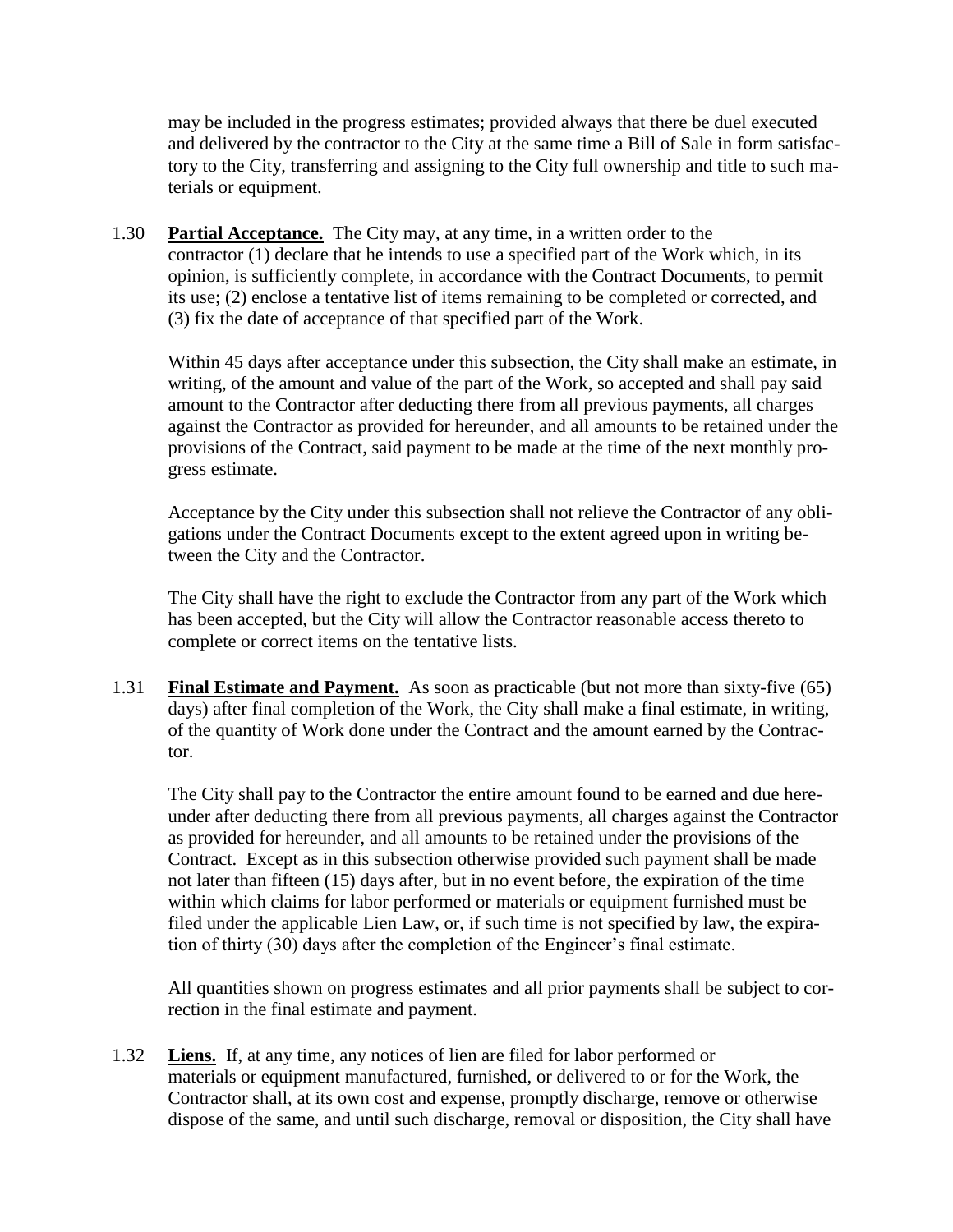may be included in the progress estimates; provided always that there be duel executed and delivered by the contractor to the City at the same time a Bill of Sale in form satisfactory to the City, transferring and assigning to the City full ownership and title to such materials or equipment.

1.30 **Partial Acceptance.** The City may, at any time, in a written order to the contractor (1) declare that he intends to use a specified part of the Work which, in its opinion, is sufficiently complete, in accordance with the Contract Documents, to permit its use; (2) enclose a tentative list of items remaining to be completed or corrected, and (3) fix the date of acceptance of that specified part of the Work.

Within 45 days after acceptance under this subsection, the City shall make an estimate, in writing, of the amount and value of the part of the Work, so accepted and shall pay said amount to the Contractor after deducting there from all previous payments, all charges against the Contractor as provided for hereunder, and all amounts to be retained under the provisions of the Contract, said payment to be made at the time of the next monthly progress estimate.

Acceptance by the City under this subsection shall not relieve the Contractor of any obligations under the Contract Documents except to the extent agreed upon in writing between the City and the Contractor.

The City shall have the right to exclude the Contractor from any part of the Work which has been accepted, but the City will allow the Contractor reasonable access thereto to complete or correct items on the tentative lists.

1.31 **Final Estimate and Payment.** As soon as practicable (but not more than sixty-five (65) days) after final completion of the Work, the City shall make a final estimate, in writing, of the quantity of Work done under the Contract and the amount earned by the Contractor.

The City shall pay to the Contractor the entire amount found to be earned and due hereunder after deducting there from all previous payments, all charges against the Contractor as provided for hereunder, and all amounts to be retained under the provisions of the Contract. Except as in this subsection otherwise provided such payment shall be made not later than fifteen (15) days after, but in no event before, the expiration of the time within which claims for labor performed or materials or equipment furnished must be filed under the applicable Lien Law, or, if such time is not specified by law, the expiration of thirty (30) days after the completion of the Engineer's final estimate.

All quantities shown on progress estimates and all prior payments shall be subject to correction in the final estimate and payment.

1.32 **Liens.** If, at any time, any notices of lien are filed for labor performed or materials or equipment manufactured, furnished, or delivered to or for the Work, the Contractor shall, at its own cost and expense, promptly discharge, remove or otherwise dispose of the same, and until such discharge, removal or disposition, the City shall have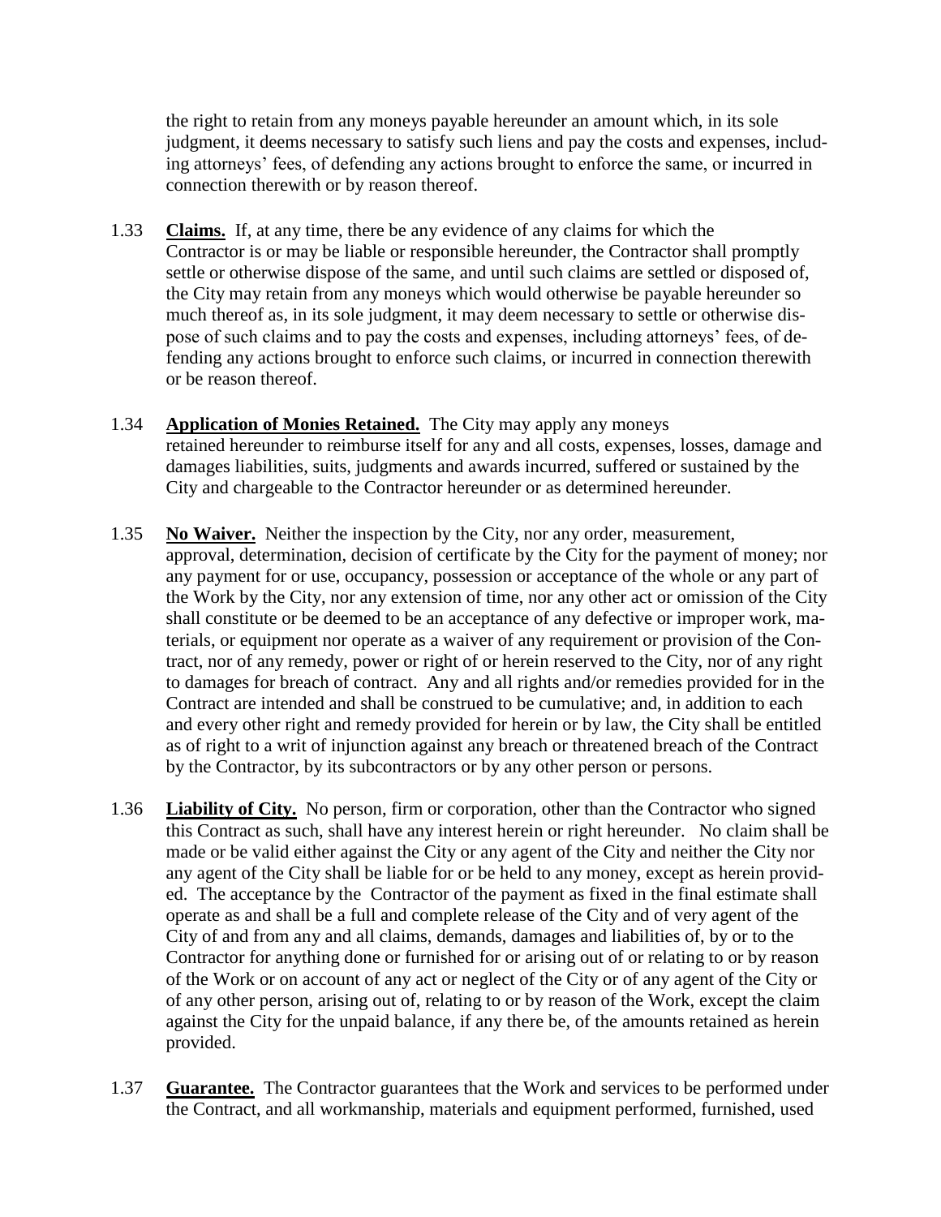the right to retain from any moneys payable hereunder an amount which, in its sole judgment, it deems necessary to satisfy such liens and pay the costs and expenses, including attorneys' fees, of defending any actions brought to enforce the same, or incurred in connection therewith or by reason thereof.

1.33 **Claims.** If, at any time, there be any evidence of any claims for which the Contractor is or may be liable or responsible hereunder, the Contractor shall promptly settle or otherwise dispose of the same, and until such claims are settled or disposed of, the City may retain from any moneys which would otherwise be payable hereunder so much thereof as, in its sole judgment, it may deem necessary to settle or otherwise dispose of such claims and to pay the costs and expenses, including attorneys' fees, of defending any actions brought to enforce such claims, or incurred in connection therewith or be reason thereof.

1.34 **Application of Monies Retained.** The City may apply any moneys retained hereunder to reimburse itself for any and all costs, expenses, losses, damage and damages liabilities, suits, judgments and awards incurred, suffered or sustained by the City and chargeable to the Contractor hereunder or as determined hereunder.

1.35 **No Waiver.** Neither the inspection by the City, nor any order, measurement, approval, determination, decision of certificate by the City for the payment of money; nor any payment for or use, occupancy, possession or acceptance of the whole or any part of the Work by the City, nor any extension of time, nor any other act or omission of the City shall constitute or be deemed to be an acceptance of any defective or improper work, materials, or equipment nor operate as a waiver of any requirement or provision of the Contract, nor of any remedy, power or right of or herein reserved to the City, nor of any right to damages for breach of contract. Any and all rights and/or remedies provided for in the Contract are intended and shall be construed to be cumulative; and, in addition to each and every other right and remedy provided for herein or by law, the City shall be entitled as of right to a writ of injunction against any breach or threatened breach of the Contract by the Contractor, by its subcontractors or by any other person or persons.

1.36 **Liability of City.** No person, firm or corporation, other than the Contractor who signed this Contract as such, shall have any interest herein or right hereunder. No claim shall be made or be valid either against the City or any agent of the City and neither the City nor any agent of the City shall be liable for or be held to any money, except as herein provided. The acceptance by the Contractor of the payment as fixed in the final estimate shall operate as and shall be a full and complete release of the City and of very agent of the City of and from any and all claims, demands, damages and liabilities of, by or to the Contractor for anything done or furnished for or arising out of or relating to or by reason of the Work or on account of any act or neglect of the City or of any agent of the City or of any other person, arising out of, relating to or by reason of the Work, except the claim against the City for the unpaid balance, if any there be, of the amounts retained as herein provided.

1.37 **Guarantee.** The Contractor guarantees that the Work and services to be performed under the Contract, and all workmanship, materials and equipment performed, furnished, used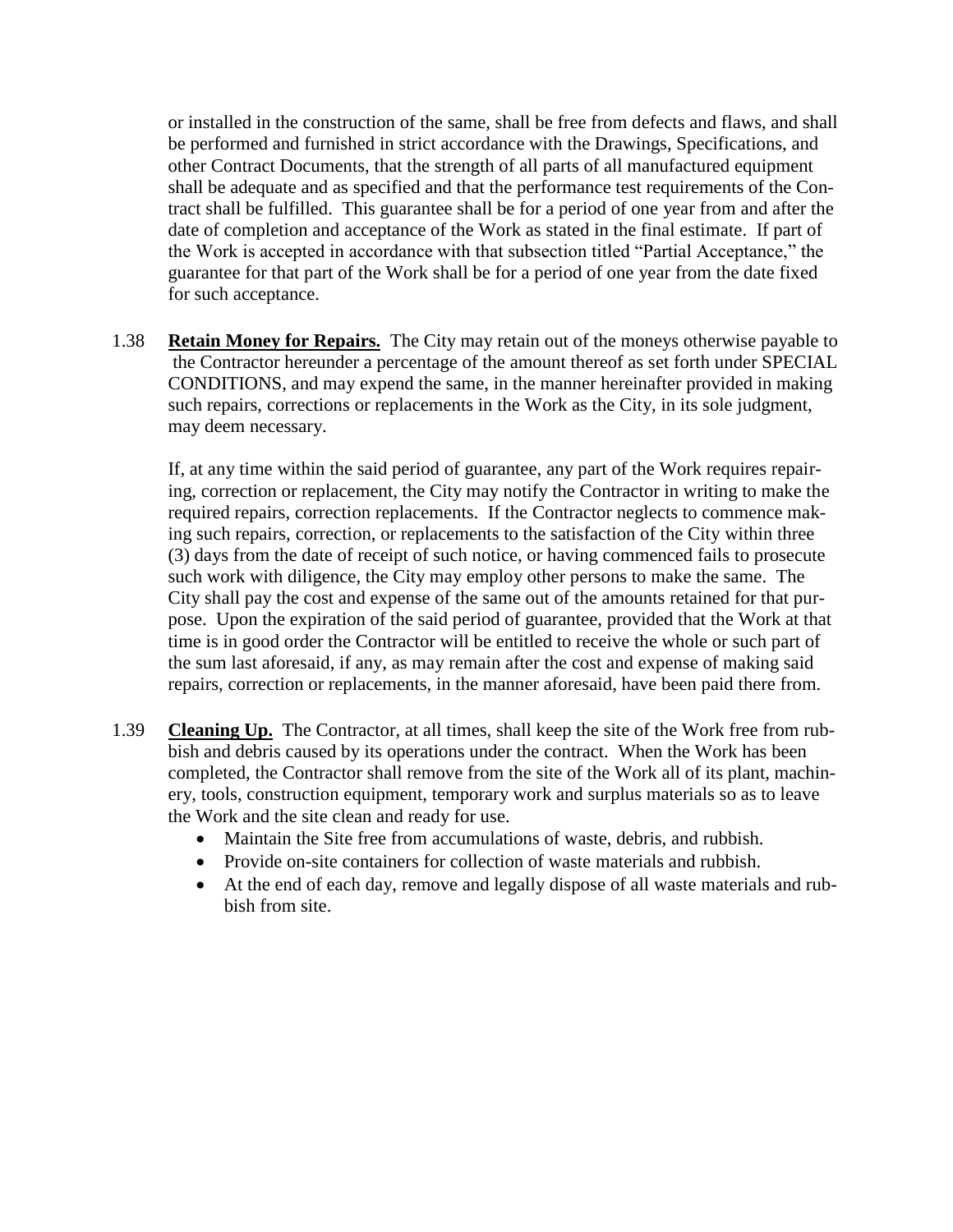or installed in the construction of the same, shall be free from defects and flaws, and shall be performed and furnished in strict accordance with the Drawings, Specifications, and other Contract Documents, that the strength of all parts of all manufactured equipment shall be adequate and as specified and that the performance test requirements of the Contract shall be fulfilled. This guarantee shall be for a period of one year from and after the date of completion and acceptance of the Work as stated in the final estimate. If part of the Work is accepted in accordance with that subsection titled "Partial Acceptance," the guarantee for that part of the Work shall be for a period of one year from the date fixed for such acceptance.

1.38 **Retain Money for Repairs.** The City may retain out of the moneys otherwise payable to the Contractor hereunder a percentage of the amount thereof as set forth under SPECIAL CONDITIONS, and may expend the same, in the manner hereinafter provided in making such repairs, corrections or replacements in the Work as the City, in its sole judgment, may deem necessary.

If, at any time within the said period of guarantee, any part of the Work requires repairing, correction or replacement, the City may notify the Contractor in writing to make the required repairs, correction replacements. If the Contractor neglects to commence making such repairs, correction, or replacements to the satisfaction of the City within three (3) days from the date of receipt of such notice, or having commenced fails to prosecute such work with diligence, the City may employ other persons to make the same. The City shall pay the cost and expense of the same out of the amounts retained for that purpose. Upon the expiration of the said period of guarantee, provided that the Work at that time is in good order the Contractor will be entitled to receive the whole or such part of the sum last aforesaid, if any, as may remain after the cost and expense of making said repairs, correction or replacements, in the manner aforesaid, have been paid there from.

1.39 **Cleaning Up.** The Contractor, at all times, shall keep the site of the Work free from rubbish and debris caused by its operations under the contract. When the Work has been completed, the Contractor shall remove from the site of the Work all of its plant, machinery, tools, construction equipment, temporary work and surplus materials so as to leave the Work and the site clean and ready for use.

- Maintain the Site free from accumulations of waste, debris, and rubbish.
- Provide on-site containers for collection of waste materials and rubbish.
- At the end of each day, remove and legally dispose of all waste materials and rubbish from site.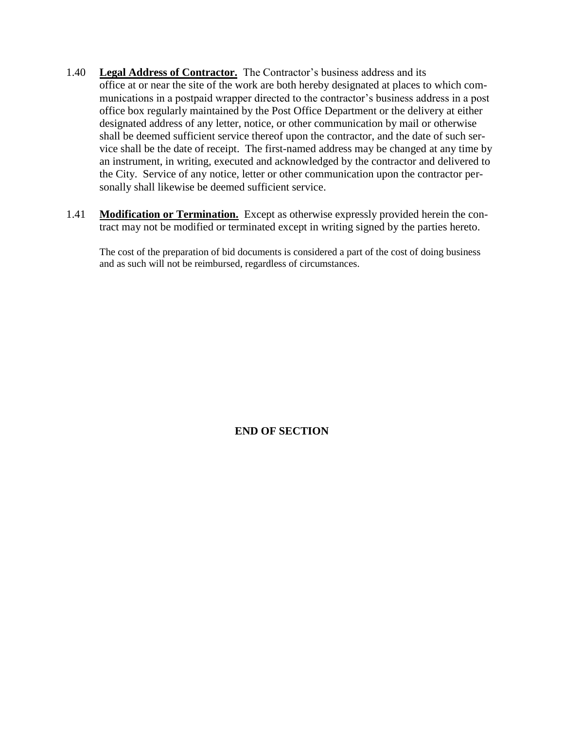1.40 **Legal Address of Contractor.** The Contractor's business address and its office at or near the site of the work are both hereby designated at places to which communications in a postpaid wrapper directed to the contractor's business address in a post office box regularly maintained by the Post Office Department or the delivery at either designated address of any letter, notice, or other communication by mail or otherwise shall be deemed sufficient service thereof upon the contractor, and the date of such service shall be the date of receipt. The first-named address may be changed at any time by an instrument, in writing, executed and acknowledged by the contractor and delivered to the City. Service of any notice, letter or other communication upon the contractor personally shall likewise be deemed sufficient service.

1.41 **Modification or Termination.** Except as otherwise expressly provided herein the contract may not be modified or terminated except in writing signed by the parties hereto.

The cost of the preparation of bid documents is considered a part of the cost of doing business and as such will not be reimbursed, regardless of circumstances.

**END OF SECTION**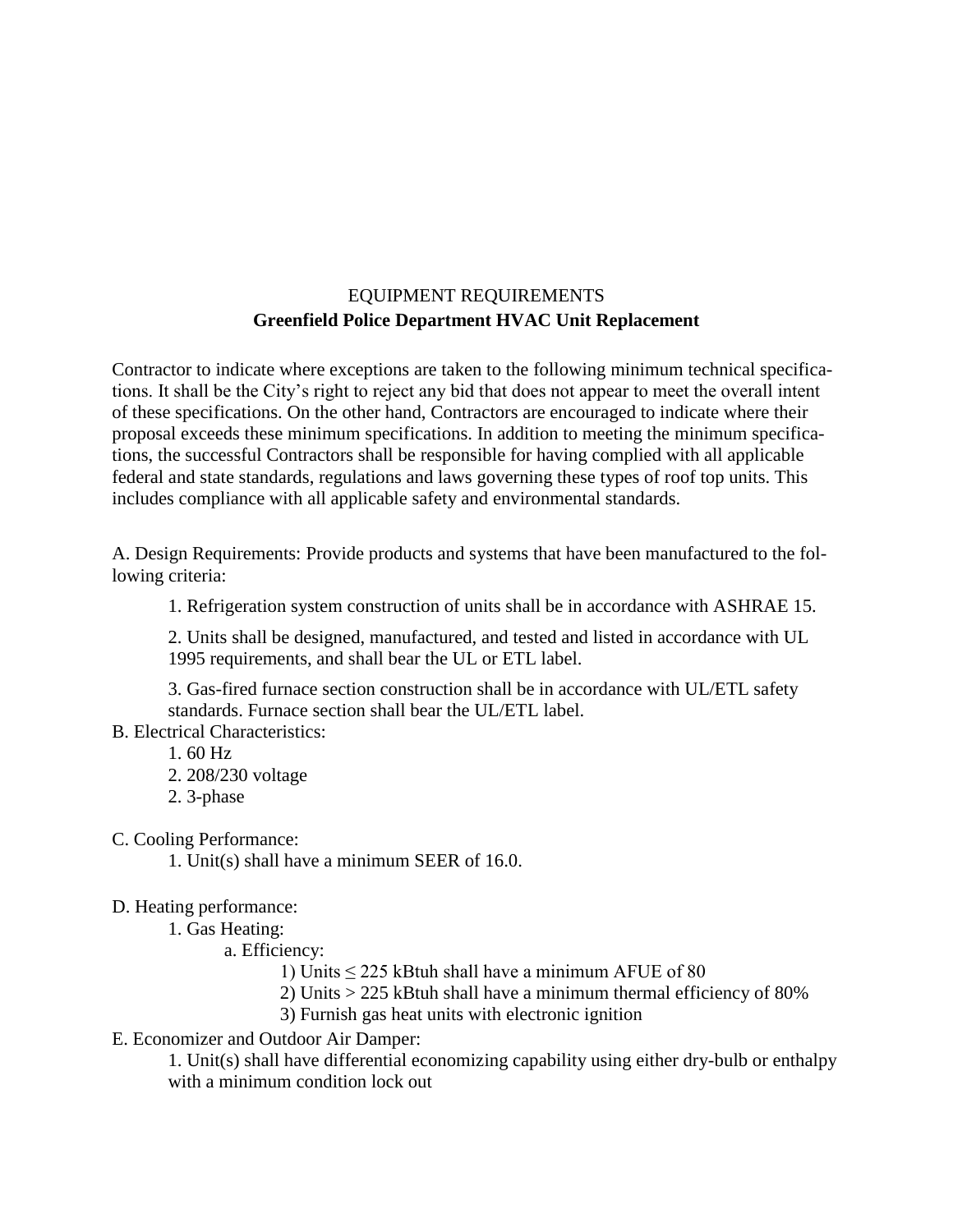# EQUIPMENT REQUIREMENTS

## Greenfield Police Department HVAC Unit Replacement

Contractor to indicate where exceptions are taken to the following minimum technical specifications. It shall be the City's right to reject any bid that does not appear to meet the overall intent of these specifications. On the other hand, Contractors are encouraged to indicate where their proposal exceeds these minimum specifications. In addition to meeting the minimum specifications, the successful Contractors shall be responsible for having complied with all applicable federal and state standards, regulations and laws governing these types of roof top units. This includes compliance with all applicable safety and environmental standards.

A. Design Requirements: Provide products and systems that have been manufactured to the following criteria:

1. Refrigeration system construction of units shall be in accordance with ASHRAE 15.

2. Units shall be designed, manufactured, and tested and listed in accordance with UL 1995 requirements, and shall bear the UL or ETL label.

3. Gas-fired furnace section construction shall be in accordance with UL/ETL safety standards. Furnace section shall bear the UL/ETL label.

B. Electrical Characteristics:

1. 60 Hz
2. 208/230 voltage
2. 3-phase

C. Cooling Performance:

1. Unit(s) shall have a minimum SEER of 16.0.

D. Heating performance:

1. Gas Heating:
   - a. Efficiency:
     - 1) Units ≤ 225 kBtuh shall have a minimum AFUE of 80
     - 2) Units > 225 kBtuh shall have a minimum thermal efficiency of 80%
     - 3) Furnish gas heat units with electronic ignition

E. Economizer and Outdoor Air Damper:

1. Unit(s) shall have differential economizing capability using either dry-bulb or enthalpy with a minimum condition lock out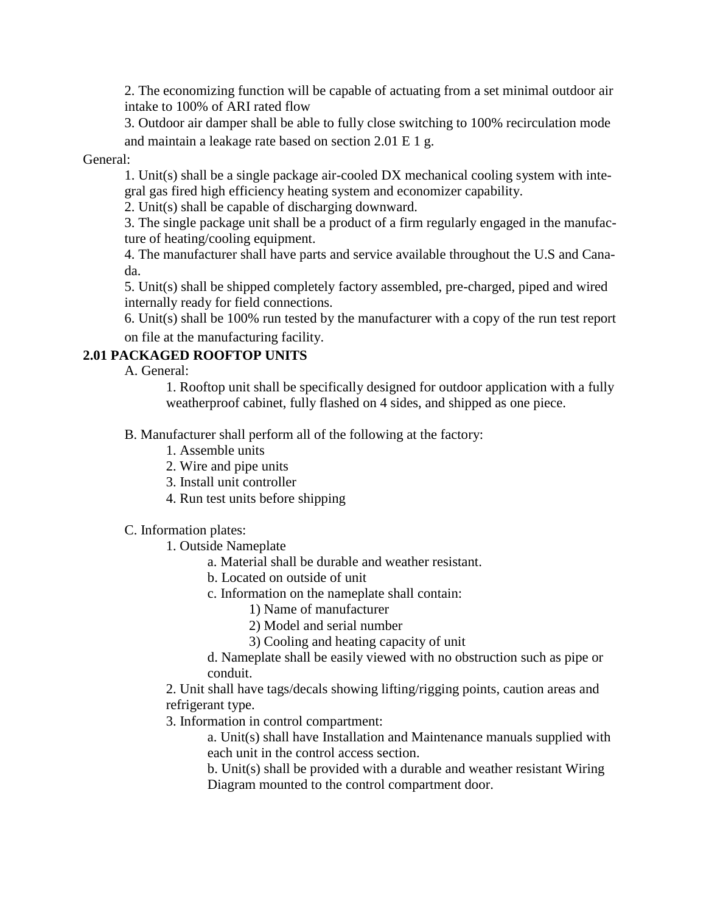2. The economizing function will be capable of actuating from a set minimal outdoor air intake to 100% of ARI rated flow

3. Outdoor air damper shall be able to fully close switching to 100% recirculation mode and maintain a leakage rate based on section 2.01 E 1 g.

General:

1. Unit(s) shall be a single package air-cooled DX mechanical cooling system with integral gas fired high efficiency heating system and economizer capability.

2. Unit(s) shall be capable of discharging downward.

3. The single package unit shall be a product of a firm regularly engaged in the manufacture of heating/cooling equipment.

4. The manufacturer shall have parts and service available throughout the U.S and Canada.

5. Unit(s) shall be shipped completely factory assembled, pre-charged, piped and wired internally ready for field connections.

6. Unit(s) shall be 100% run tested by the manufacturer with a copy of the run test report on file at the manufacturing facility.

**2.01 PACKAGED ROOFTOP UNITS**

A. General:

1. Rooftop unit shall be specifically designed for outdoor application with a fully weatherproof cabinet, fully flashed on 4 sides, and shipped as one piece.

B. Manufacturer shall perform all of the following at the factory:

1. Assemble units
2. Wire and pipe units
3. Install unit controller
4. Run test units before shipping

C. Information plates:

1. Outside Nameplate

   a. Material shall be durable and weather resistant.

   b. Located on outside of unit

   c. Information on the nameplate shall contain:

      1) Name of manufacturer

      2) Model and serial number

      3) Cooling and heating capacity of unit

   d. Nameplate shall be easily viewed with no obstruction such as pipe or conduit.

2. Unit shall have tags/decals showing lifting/rigging points, caution areas and refrigerant type.

3. Information in control compartment:

   a. Unit(s) shall have Installation and Maintenance manuals supplied with each unit in the control access section.

   b. Unit(s) shall be provided with a durable and weather resistant Wiring Diagram mounted to the control compartment door.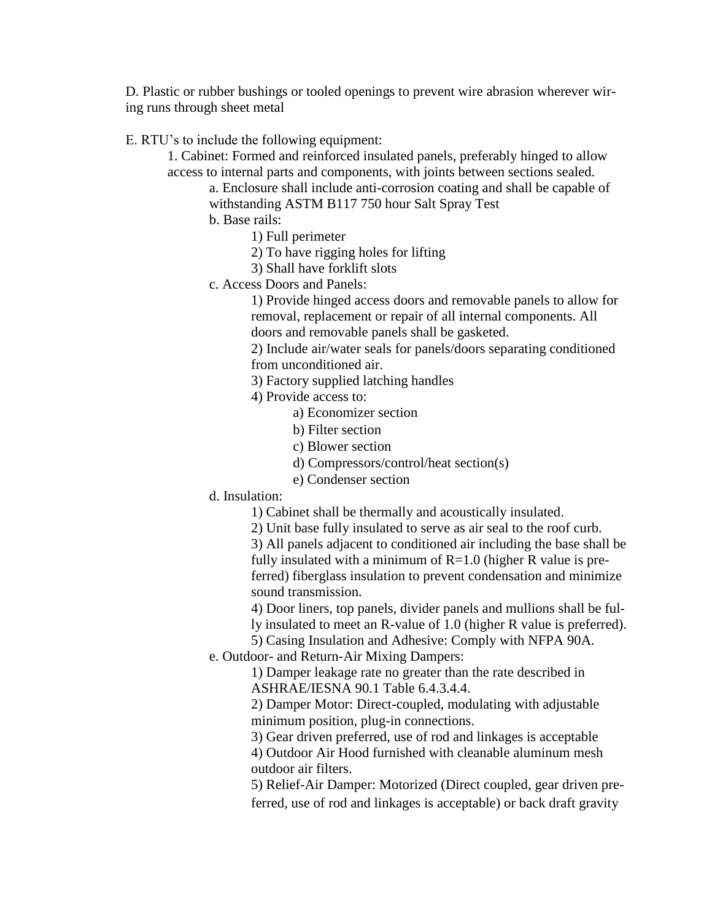D. Plastic or rubber bushings or tooled openings to prevent wire abrasion wherever wiring runs through sheet metal

E. RTU's to include the following equipment:

1. Cabinet: Formed and reinforced insulated panels, preferably hinged to allow access to internal parts and components, with joints between sections sealed.
    - a. Enclosure shall include anti-corrosion coating and shall be capable of withstanding ASTM B117 750 hour Salt Spray Test
    - b. Base rails:
        - 1) Full perimeter
        - 2) To have rigging holes for lifting
        - 3) Shall have forklift slots
    - c. Access Doors and Panels:
        - 1) Provide hinged access doors and removable panels to allow for removal, replacement or repair of all internal components. All doors and removable panels shall be gasketed.
        - 2) Include air/water seals for panels/doors separating conditioned from unconditioned air.
        - 3) Factory supplied latching handles
        - 4) Provide access to:
            - a) Economizer section
            - b) Filter section
            - c) Blower section
            - d) Compressors/control/heat section(s)
            - e) Condenser section
    - d. Insulation:
        - 1) Cabinet shall be thermally and acoustically insulated.
        - 2) Unit base fully insulated to serve as air seal to the roof curb.
        - 3) All panels adjacent to conditioned air including the base shall be fully insulated with a minimum of R=1.0 (higher R value is preferred) fiberglass insulation to prevent condensation and minimize sound transmission.
        - 4) Door liners, top panels, divider panels and mullions shall be fully insulated to meet an R-value of 1.0 (higher R value is preferred).
        - 5) Casing Insulation and Adhesive: Comply with NFPA 90A.
    - e. Outdoor- and Return-Air Mixing Dampers:
        - 1) Damper leakage rate no greater than the rate described in ASHRAE/IESNA 90.1 Table 6.4.3.4.4.
        - 2) Damper Motor: Direct-coupled, modulating with adjustable minimum position, plug-in connections.
        - 3) Gear driven preferred, use of rod and linkages is acceptable
        - 4) Outdoor Air Hood furnished with cleanable aluminum mesh outdoor air filters.
        - 5) Relief-Air Damper: Motorized (Direct coupled, gear driven preferred, use of rod and linkages is acceptable) or back draft gravity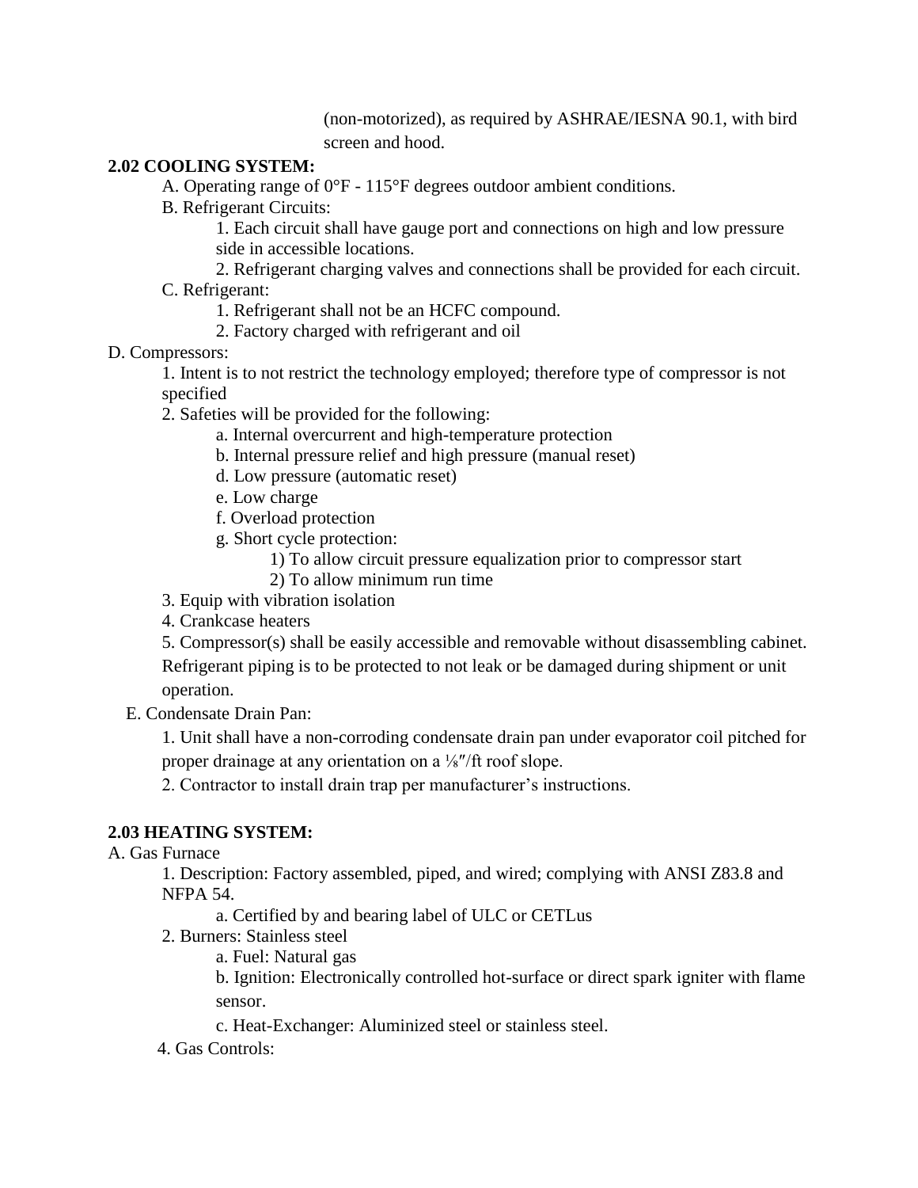(non-motorized), as required by ASHRAE/IESNA 90.1, with bird screen and hood.

**2.02 COOLING SYSTEM:**

A. Operating range of 0°F - 115°F degrees outdoor ambient conditions.

B. Refrigerant Circuits:

1. Each circuit shall have gauge port and connections on high and low pressure side in accessible locations.
2. Refrigerant charging valves and connections shall be provided for each circuit.

C. Refrigerant:

1. Refrigerant shall not be an HCFC compound.
2. Factory charged with refrigerant and oil

D. Compressors:

1. Intent is to not restrict the technology employed; therefore type of compressor is not specified
2. Safeties will be provided for the following:
    a. Internal overcurrent and high-temperature protection
    b. Internal pressure relief and high pressure (manual reset)
    d. Low pressure (automatic reset)
    e. Low charge
    f. Overload protection
    g. Short cycle protection:
        1) To allow circuit pressure equalization prior to compressor start
        2) To allow minimum run time
3. Equip with vibration isolation
4. Crankcase heaters
5. Compressor(s) shall be easily accessible and removable without disassembling cabinet. Refrigerant piping is to be protected to not leak or be damaged during shipment or unit operation.

E. Condensate Drain Pan:

1. Unit shall have a non-corroding condensate drain pan under evaporator coil pitched for proper drainage at any orientation on a ⅛″/ft roof slope.
2. Contractor to install drain trap per manufacturer's instructions.

**2.03 HEATING SYSTEM:**

A. Gas Furnace

1. Description: Factory assembled, piped, and wired; complying with ANSI Z83.8 and NFPA 54.
    a. Certified by and bearing label of ULC or CETLus
2. Burners: Stainless steel
    a. Fuel: Natural gas
    b. Ignition: Electronically controlled hot-surface or direct spark igniter with flame sensor.
    c. Heat-Exchanger: Aluminized steel or stainless steel.
4. Gas Controls: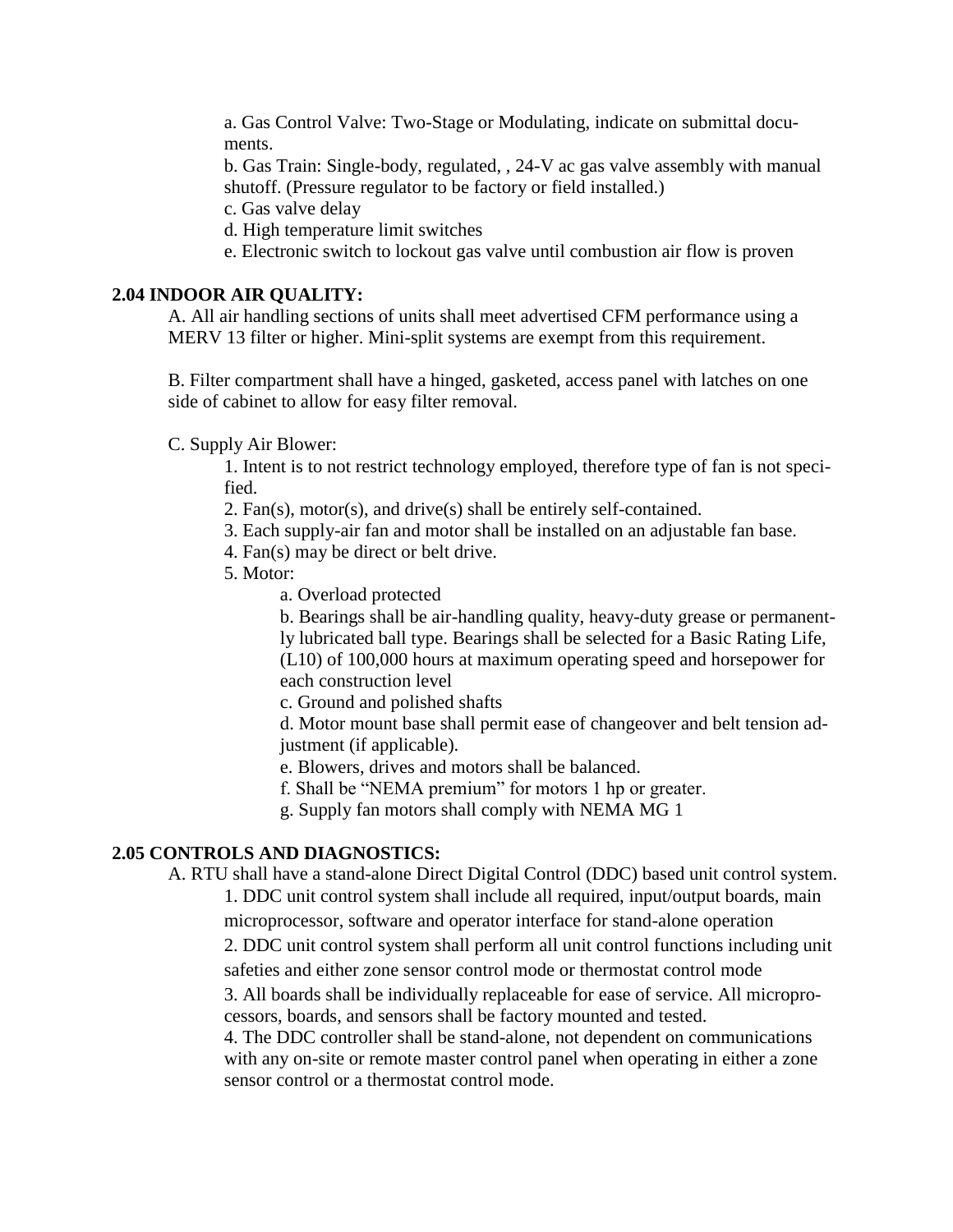a. Gas Control Valve: Two-Stage or Modulating, indicate on submittal documents.

b. Gas Train: Single-body, regulated, , 24-V ac gas valve assembly with manual shutoff. (Pressure regulator to be factory or field installed.)

c. Gas valve delay

d. High temperature limit switches

e. Electronic switch to lockout gas valve until combustion air flow is proven

**2.04 INDOOR AIR QUALITY:**

A. All air handling sections of units shall meet advertised CFM performance using a MERV 13 filter or higher. Mini-split systems are exempt from this requirement.

B. Filter compartment shall have a hinged, gasketed, access panel with latches on one side of cabinet to allow for easy filter removal.

C. Supply Air Blower:

1. Intent is to not restrict technology employed, therefore type of fan is not specified.
2. Fan(s), motor(s), and drive(s) shall be entirely self-contained.
3. Each supply-air fan and motor shall be installed on an adjustable fan base.
4. Fan(s) may be direct or belt drive.
5. Motor:

a. Overload protected

b. Bearings shall be air-handling quality, heavy-duty grease or permanently lubricated ball type. Bearings shall be selected for a Basic Rating Life, (L10) of 100,000 hours at maximum operating speed and horsepower for each construction level

c. Ground and polished shafts

d. Motor mount base shall permit ease of changeover and belt tension adjustment (if applicable).

e. Blowers, drives and motors shall be balanced.

f. Shall be "NEMA premium" for motors 1 hp or greater.

g. Supply fan motors shall comply with NEMA MG 1

**2.05 CONTROLS AND DIAGNOSTICS:**

A. RTU shall have a stand-alone Direct Digital Control (DDC) based unit control system.

1. DDC unit control system shall include all required, input/output boards, main microprocessor, software and operator interface for stand-alone operation
2. DDC unit control system shall perform all unit control functions including unit safeties and either zone sensor control mode or thermostat control mode
3. All boards shall be individually replaceable for ease of service. All microprocessors, boards, and sensors shall be factory mounted and tested.
4. The DDC controller shall be stand-alone, not dependent on communications with any on-site or remote master control panel when operating in either a zone sensor control or a thermostat control mode.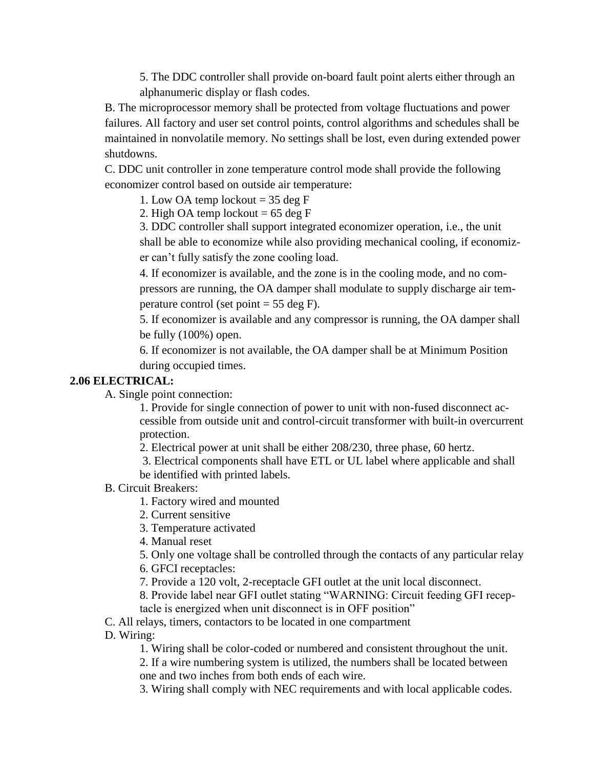5. The DDC controller shall provide on-board fault point alerts either through an alphanumeric display or flash codes.

B. The microprocessor memory shall be protected from voltage fluctuations and power failures. All factory and user set control points, control algorithms and schedules shall be maintained in nonvolatile memory. No settings shall be lost, even during extended power shutdowns.

C. DDC unit controller in zone temperature control mode shall provide the following economizer control based on outside air temperature:

1. Low OA temp lockout = 35 deg F
2. High OA temp lockout = 65 deg F
3. DDC controller shall support integrated economizer operation, i.e., the unit shall be able to economize while also providing mechanical cooling, if economizer can't fully satisfy the zone cooling load.
4. If economizer is available, and the zone is in the cooling mode, and no compressors are running, the OA damper shall modulate to supply discharge air temperature control (set point = 55 deg F).
5. If economizer is available and any compressor is running, the OA damper shall be fully (100%) open.
6. If economizer is not available, the OA damper shall be at Minimum Position during occupied times.

**2.06 ELECTRICAL:**

A. Single point connection:

1. Provide for single connection of power to unit with non-fused disconnect accessible from outside unit and control-circuit transformer with built-in overcurrent protection.
2. Electrical power at unit shall be either 208/230, three phase, 60 hertz.
3. Electrical components shall have ETL or UL label where applicable and shall be identified with printed labels.

B. Circuit Breakers:

1. Factory wired and mounted
2. Current sensitive
3. Temperature activated
4. Manual reset
5. Only one voltage shall be controlled through the contacts of any particular relay
6. GFCI receptacles:
7. Provide a 120 volt, 2-receptacle GFI outlet at the unit local disconnect.
8. Provide label near GFI outlet stating "WARNING: Circuit feeding GFI receptacle is energized when unit disconnect is in OFF position"

C. All relays, timers, contactors to be located in one compartment

D. Wiring:

1. Wiring shall be color-coded or numbered and consistent throughout the unit.
2. If a wire numbering system is utilized, the numbers shall be located between one and two inches from both ends of each wire.
3. Wiring shall comply with NEC requirements and with local applicable codes.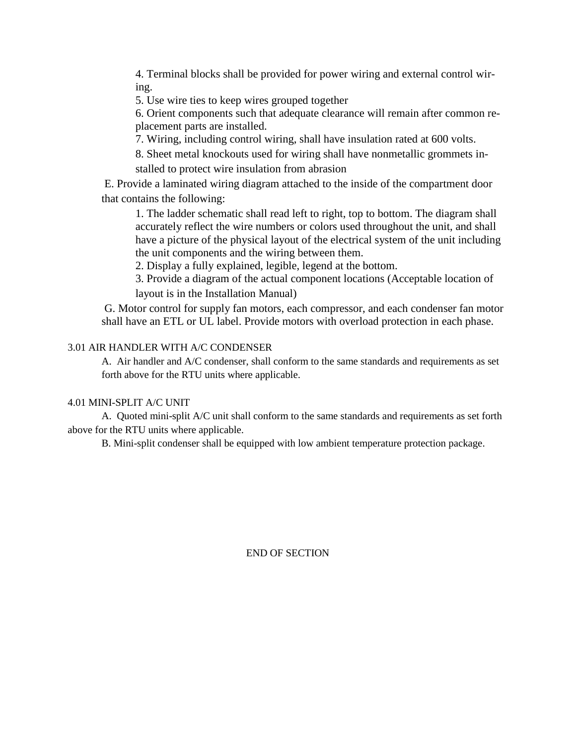4. Terminal blocks shall be provided for power wiring and external control wiring.
5. Use wire ties to keep wires grouped together
6. Orient components such that adequate clearance will remain after common replacement parts are installed.
7. Wiring, including control wiring, shall have insulation rated at 600 volts.
8. Sheet metal knockouts used for wiring shall have nonmetallic grommets installed to protect wire insulation from abrasion

E. Provide a laminated wiring diagram attached to the inside of the compartment door that contains the following:

1. The ladder schematic shall read left to right, top to bottom. The diagram shall accurately reflect the wire numbers or colors used throughout the unit, and shall have a picture of the physical layout of the electrical system of the unit including the unit components and the wiring between them.
2. Display a fully explained, legible, legend at the bottom.
3. Provide a diagram of the actual component locations (Acceptable location of layout is in the Installation Manual)

G. Motor control for supply fan motors, each compressor, and each condenser fan motor shall have an ETL or UL label. Provide motors with overload protection in each phase.

3.01 AIR HANDLER WITH A/C CONDENSER

A. Air handler and A/C condenser, shall conform to the same standards and requirements as set forth above for the RTU units where applicable.

4.01 MINI-SPLIT A/C UNIT

A. Quoted mini-split A/C unit shall conform to the same standards and requirements as set forth above for the RTU units where applicable.

B. Mini-split condenser shall be equipped with low ambient temperature protection package.

END OF SECTION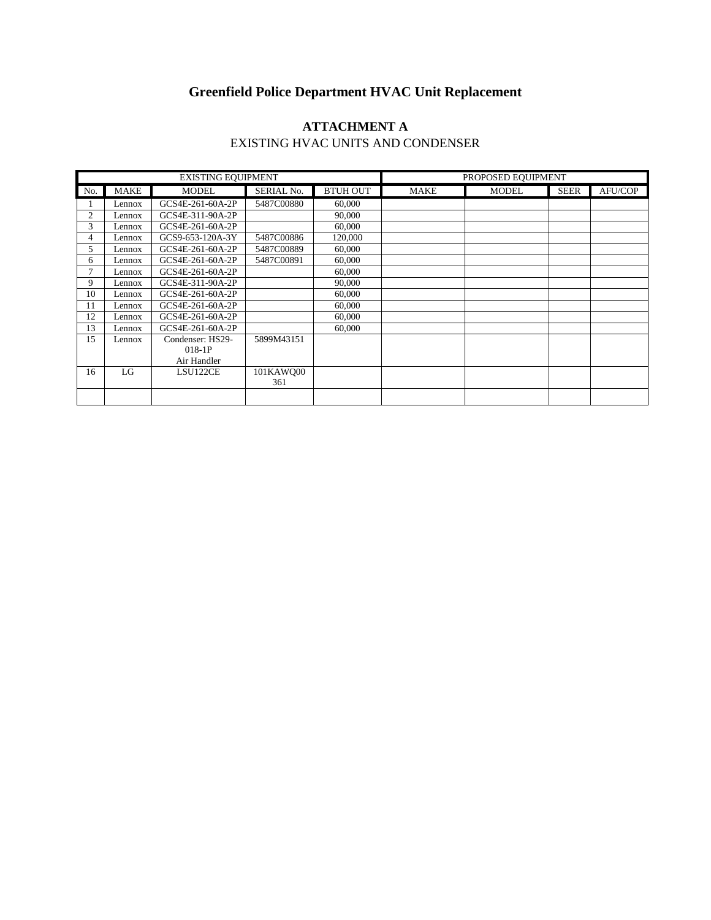# Greenfield Police Department HVAC Unit Replacement

## ATTACHMENT A

EXISTING HVAC UNITS AND CONDENSER

| EXISTING EQUIPMENT | | | | | PROPOSED EQUIPMENT | | | |
|---|---|---|---|---|---|---|---|---|
| No. | MAKE | MODEL | SERIAL No. | BTUH OUT | MAKE | MODEL | SEER | AFU/COP |
| 1 | Lennox | GCS4E-261-60A-2P | 5487C00880 | 60,000 | | | | |
| 2 | Lennox | GCS4E-311-90A-2P | | 90,000 | | | | |
| 3 | Lennox | GCS4E-261-60A-2P | | 60,000 | | | | |
| 4 | Lennox | GCS9-653-120A-3Y | 5487C00886 | 120,000 | | | | |
| 5 | Lennox | GCS4E-261-60A-2P | 5487C00889 | 60,000 | | | | |
| 6 | Lennox | GCS4E-261-60A-2P | 5487C00891 | 60,000 | | | | |
| 7 | Lennox | GCS4E-261-60A-2P | | 60,000 | | | | |
| 9 | Lennox | GCS4E-311-90A-2P | | 90,000 | | | | |
| 10 | Lennox | GCS4E-261-60A-2P | | 60,000 | | | | |
| 11 | Lennox | GCS4E-261-60A-2P | | 60,000 | | | | |
| 12 | Lennox | GCS4E-261-60A-2P | | 60,000 | | | | |
| 13 | Lennox | GCS4E-261-60A-2P | | 60,000 | | | | |
| 15 | Lennox | Condenser: HS29-018-1P Air Handler | 5899M43151 | | | | | |
| 16 | LG | LSU122CE | 101KAWQ00361 | | | | | |
| | | | | | | | | |